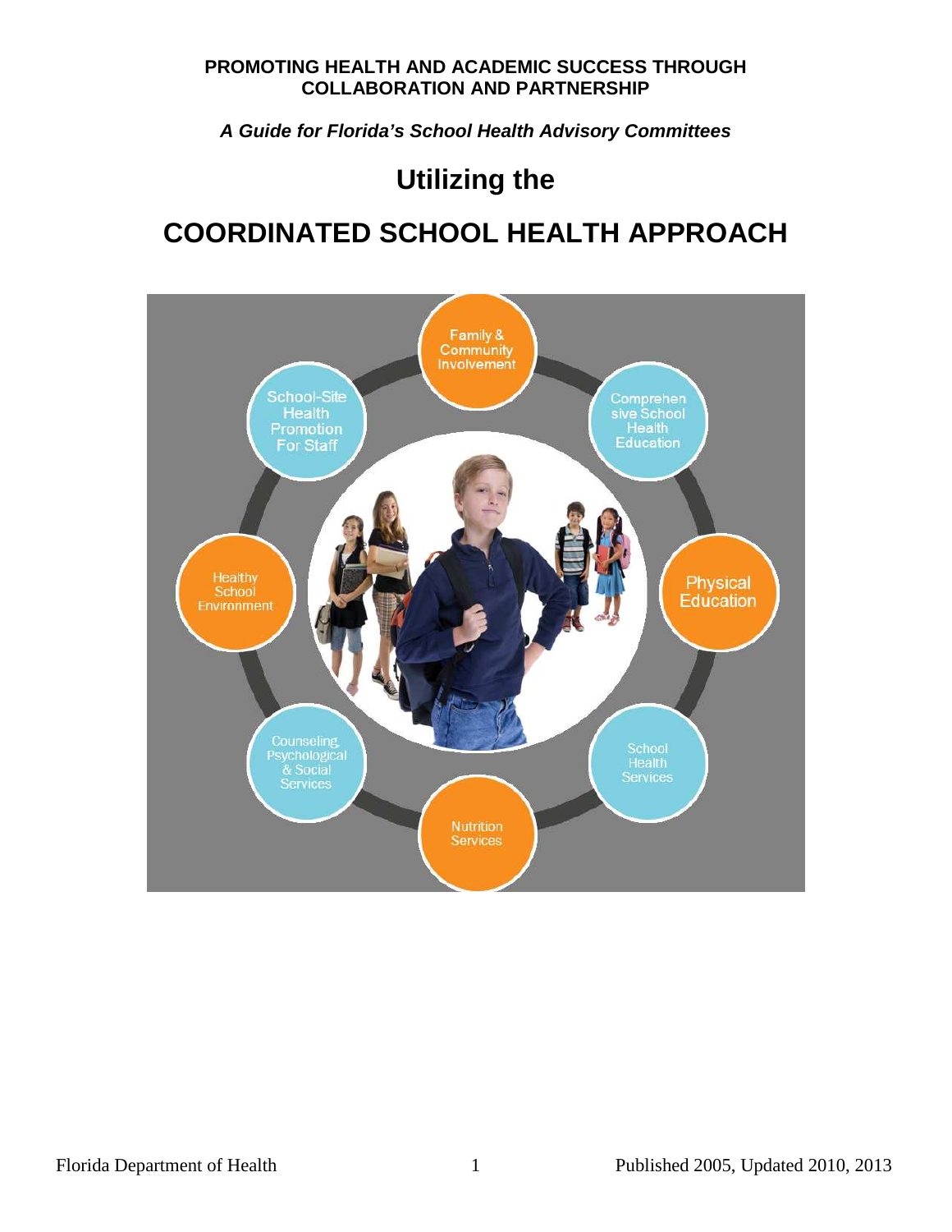**PROMOTING HEALTH AND ACADEMIC SUCCESS THROUGH COLLABORATION AND PARTNERSHIP**

***A Guide for Florida's School Health Advisory Committees***

# Utilizing the

# COORDINATED SCHOOL HEALTH APPROACH

Family & Community Involvement

Comprehensive School Health Education

Physical Education

School Health Services

Nutrition Services

Counseling, Psychological & Social Services

Healthy School Environment

School-Site Health Promotion For Staff

Florida Department of Health

Published 2005, Updated 2010, 2013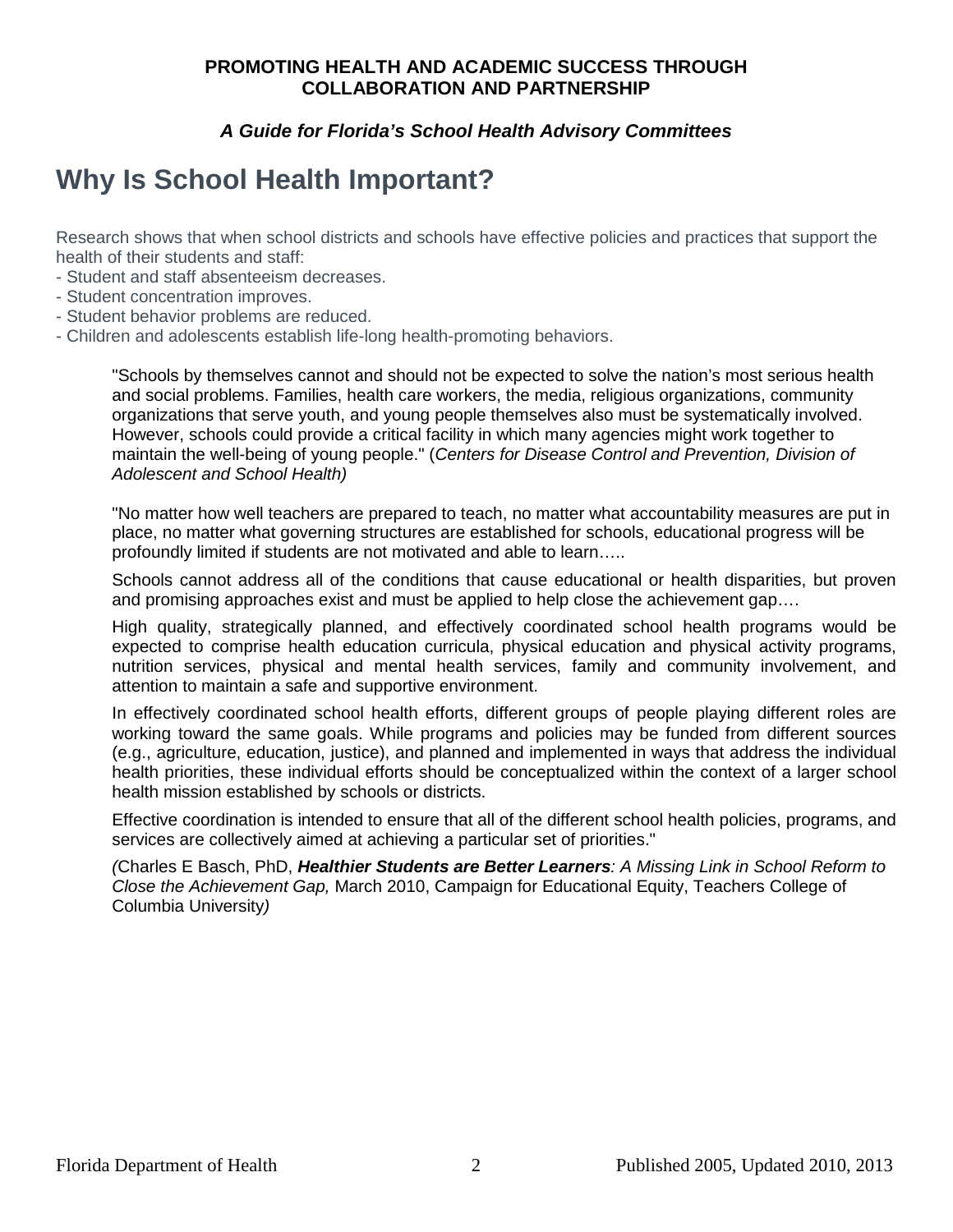**PROMOTING HEALTH AND ACADEMIC SUCCESS THROUGH COLLABORATION AND PARTNERSHIP**

***A Guide for Florida's School Health Advisory Committees***

# Why Is School Health Important?

Research shows that when school districts and schools have effective policies and practices that support the health of their students and staff:

- Student and staff absenteeism decreases.
- Student concentration improves.
- Student behavior problems are reduced.
- Children and adolescents establish life-long health-promoting behaviors.

> "Schools by themselves cannot and should not be expected to solve the nation's most serious health and social problems. Families, health care workers, the media, religious organizations, community organizations that serve youth, and young people themselves also must be systematically involved. However, schools could provide a critical facility in which many agencies might work together to maintain the well-being of young people." (*Centers for Disease Control and Prevention, Division of Adolescent and School Health)*
>
> "No matter how well teachers are prepared to teach, no matter what accountability measures are put in place, no matter what governing structures are established for schools, educational progress will be profoundly limited if students are not motivated and able to learn…..
>
> Schools cannot address all of the conditions that cause educational or health disparities, but proven and promising approaches exist and must be applied to help close the achievement gap….
>
> High quality, strategically planned, and effectively coordinated school health programs would be expected to comprise health education curricula, physical education and physical activity programs, nutrition services, physical and mental health services, family and community involvement, and attention to maintain a safe and supportive environment.
>
> In effectively coordinated school health efforts, different groups of people playing different roles are working toward the same goals. While programs and policies may be funded from different sources (e.g., agriculture, education, justice), and planned and implemented in ways that address the individual health priorities, these individual efforts should be conceptualized within the context of a larger school health mission established by schools or districts.
>
> Effective coordination is intended to ensure that all of the different school health policies, programs, and services are collectively aimed at achieving a particular set of priorities."
>
> *(*Charles E Basch, PhD, ***Healthier Students are Better Learners****: A Missing Link in School Reform to Close the Achievement Gap,* March 2010, Campaign for Educational Equity, Teachers College of Columbia University*)*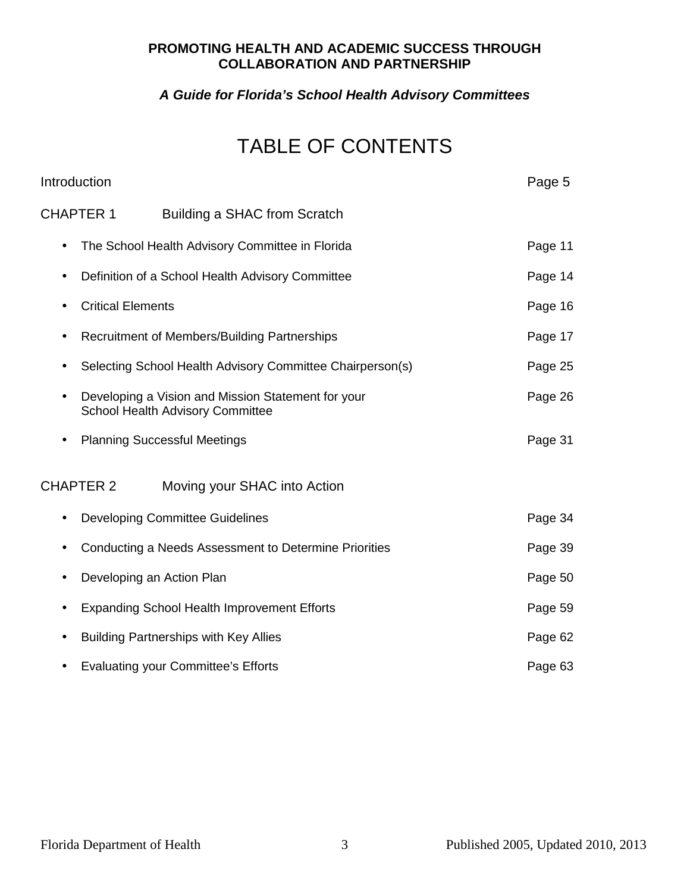**PROMOTING HEALTH AND ACADEMIC SUCCESS THROUGH COLLABORATION AND PARTNERSHIP**

***A Guide for Florida's School Health Advisory Committees***

# TABLE OF CONTENTS

Introduction — Page 5

## CHAPTER 1 Building a SHAC from Scratch

- The School Health Advisory Committee in Florida — Page 11
- Definition of a School Health Advisory Committee — Page 14
- Critical Elements — Page 16
- Recruitment of Members/Building Partnerships — Page 17
- Selecting School Health Advisory Committee Chairperson(s) — Page 25
- Developing a Vision and Mission Statement for your School Health Advisory Committee — Page 26
- Planning Successful Meetings — Page 31

## CHAPTER 2 Moving your SHAC into Action

- Developing Committee Guidelines — Page 34
- Conducting a Needs Assessment to Determine Priorities — Page 39
- Developing an Action Plan — Page 50
- Expanding School Health Improvement Efforts — Page 59
- Building Partnerships with Key Allies — Page 62
- Evaluating your Committee's Efforts — Page 63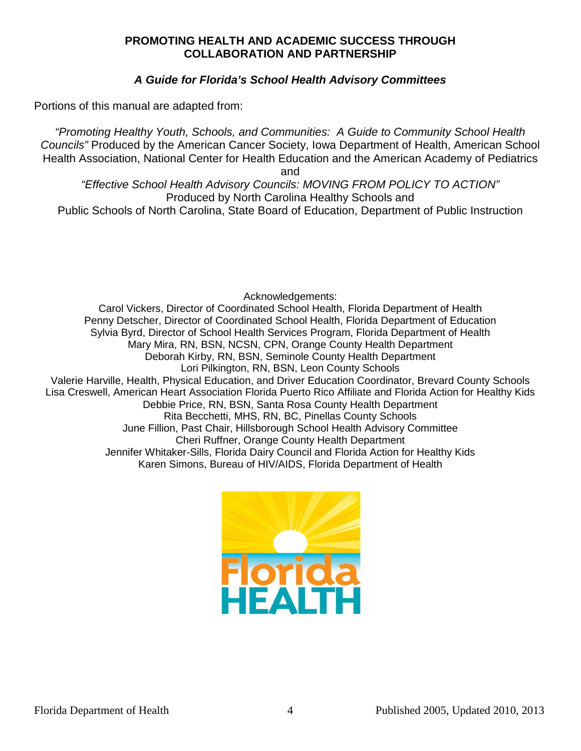**PROMOTING HEALTH AND ACADEMIC SUCCESS THROUGH COLLABORATION AND PARTNERSHIP**

***A Guide for Florida's School Health Advisory Committees***

Portions of this manual are adapted from:

*"Promoting Healthy Youth, Schools, and Communities: A Guide to Community School Health Councils"* Produced by the American Cancer Society, Iowa Department of Health, American School Health Association, National Center for Health Education and the American Academy of Pediatrics

and

*"Effective School Health Advisory Councils: MOVING FROM POLICY TO ACTION"*
Produced by North Carolina Healthy Schools and
Public Schools of North Carolina, State Board of Education, Department of Public Instruction

Acknowledgements:

Carol Vickers, Director of Coordinated School Health, Florida Department of Health
Penny Detscher, Director of Coordinated School Health, Florida Department of Education
Sylvia Byrd, Director of School Health Services Program, Florida Department of Health
Mary Mira, RN, BSN, NCSN, CPN, Orange County Health Department
Deborah Kirby, RN, BSN, Seminole County Health Department
Lori Pilkington, RN, BSN, Leon County Schools
Valerie Harville, Health, Physical Education, and Driver Education Coordinator, Brevard County Schools
Lisa Creswell, American Heart Association Florida Puerto Rico Affiliate and Florida Action for Healthy Kids
Debbie Price, RN, BSN, Santa Rosa County Health Department
Rita Becchetti, MHS, RN, BC, Pinellas County Schools
June Fillion, Past Chair, Hillsborough School Health Advisory Committee
Cheri Ruffner, Orange County Health Department
Jennifer Whitaker-Sills, Florida Dairy Council and Florida Action for Healthy Kids
Karen Simons, Bureau of HIV/AIDS, Florida Department of Health

Florida HEALTH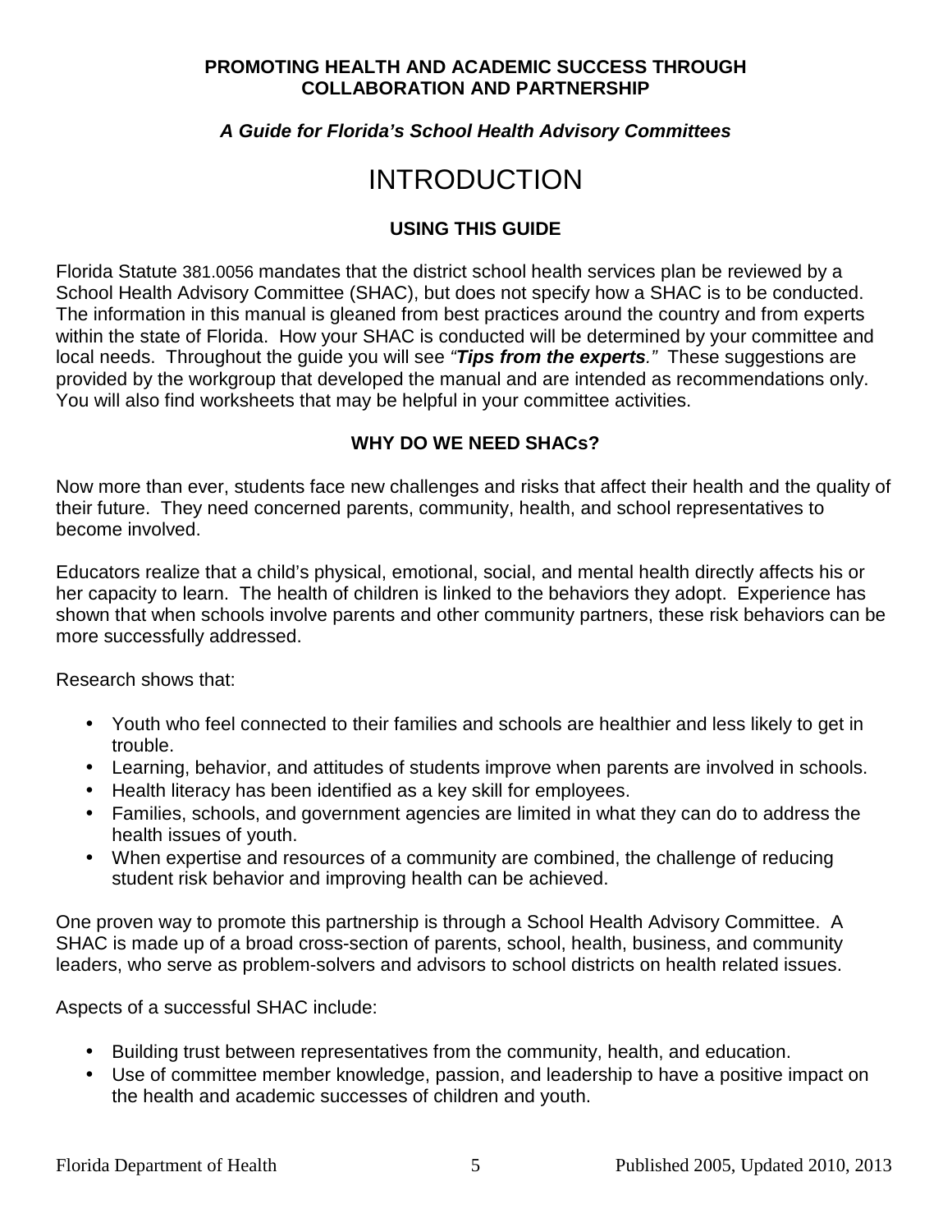**PROMOTING HEALTH AND ACADEMIC SUCCESS THROUGH COLLABORATION AND PARTNERSHIP**

***A Guide for Florida's School Health Advisory Committees***

# INTRODUCTION

## USING THIS GUIDE

Florida Statute 381.0056 mandates that the district school health services plan be reviewed by a School Health Advisory Committee (SHAC), but does not specify how a SHAC is to be conducted. The information in this manual is gleaned from best practices around the country and from experts within the state of Florida. How your SHAC is conducted will be determined by your committee and local needs. Throughout the guide you will see *"**Tips from the experts**."* These suggestions are provided by the workgroup that developed the manual and are intended as recommendations only. You will also find worksheets that may be helpful in your committee activities.

## WHY DO WE NEED SHACs?

Now more than ever, students face new challenges and risks that affect their health and the quality of their future. They need concerned parents, community, health, and school representatives to become involved.

Educators realize that a child's physical, emotional, social, and mental health directly affects his or her capacity to learn. The health of children is linked to the behaviors they adopt. Experience has shown that when schools involve parents and other community partners, these risk behaviors can be more successfully addressed.

Research shows that:

- Youth who feel connected to their families and schools are healthier and less likely to get in trouble.
- Learning, behavior, and attitudes of students improve when parents are involved in schools.
- Health literacy has been identified as a key skill for employees.
- Families, schools, and government agencies are limited in what they can do to address the health issues of youth.
- When expertise and resources of a community are combined, the challenge of reducing student risk behavior and improving health can be achieved.

One proven way to promote this partnership is through a School Health Advisory Committee. A SHAC is made up of a broad cross-section of parents, school, health, business, and community leaders, who serve as problem-solvers and advisors to school districts on health related issues.

Aspects of a successful SHAC include:

- Building trust between representatives from the community, health, and education.
- Use of committee member knowledge, passion, and leadership to have a positive impact on the health and academic successes of children and youth.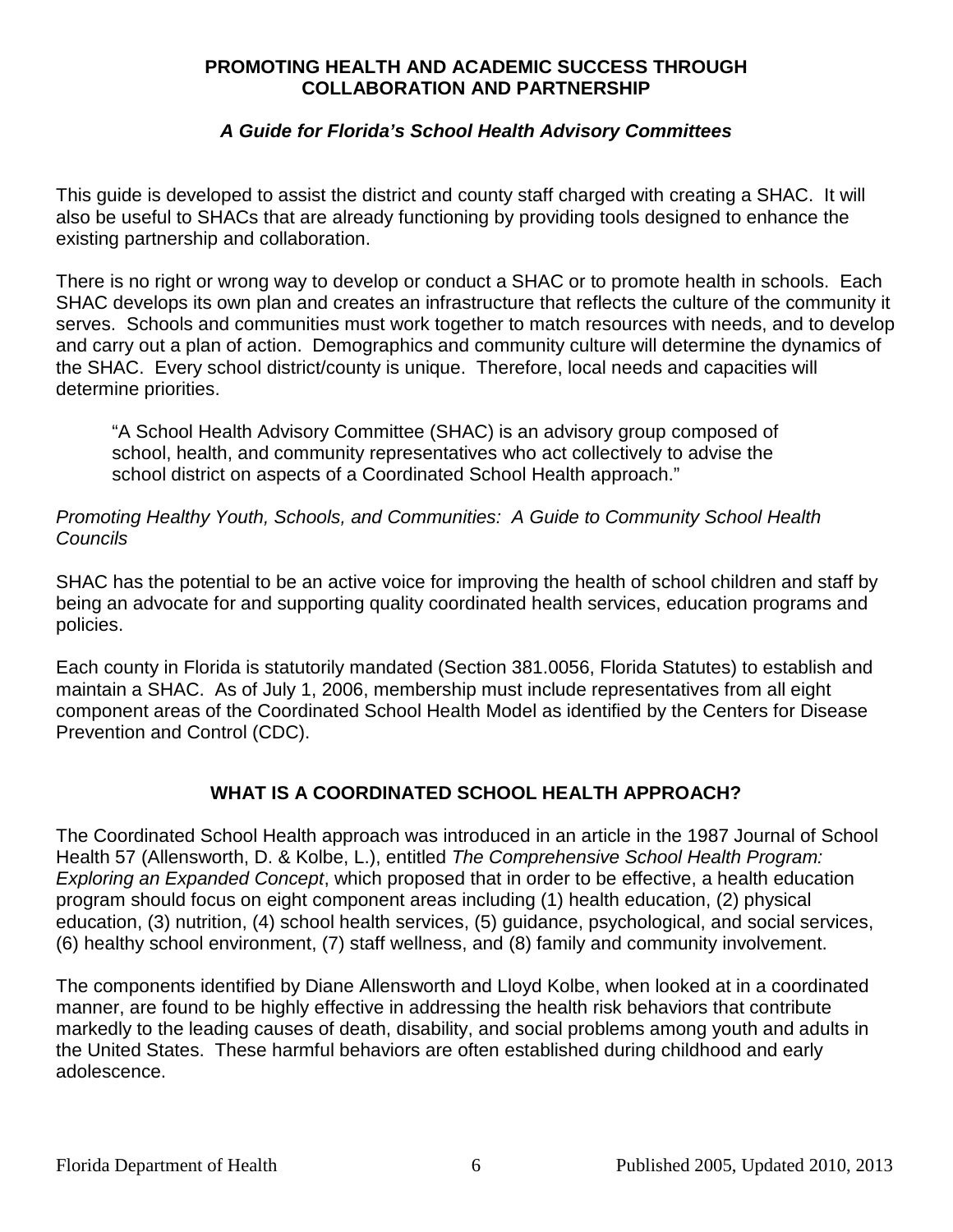# PROMOTING HEALTH AND ACADEMIC SUCCESS THROUGH COLLABORATION AND PARTNERSHIP

## *A Guide for Florida's School Health Advisory Committees*

This guide is developed to assist the district and county staff charged with creating a SHAC. It will also be useful to SHACs that are already functioning by providing tools designed to enhance the existing partnership and collaboration.

There is no right or wrong way to develop or conduct a SHAC or to promote health in schools. Each SHAC develops its own plan and creates an infrastructure that reflects the culture of the community it serves. Schools and communities must work together to match resources with needs, and to develop and carry out a plan of action. Demographics and community culture will determine the dynamics of the SHAC. Every school district/county is unique. Therefore, local needs and capacities will determine priorities.

> "A School Health Advisory Committee (SHAC) is an advisory group composed of school, health, and community representatives who act collectively to advise the school district on aspects of a Coordinated School Health approach."

*Promoting Healthy Youth, Schools, and Communities: A Guide to Community School Health Councils*

SHAC has the potential to be an active voice for improving the health of school children and staff by being an advocate for and supporting quality coordinated health services, education programs and policies.

Each county in Florida is statutorily mandated (Section 381.0056, Florida Statutes) to establish and maintain a SHAC. As of July 1, 2006, membership must include representatives from all eight component areas of the Coordinated School Health Model as identified by the Centers for Disease Prevention and Control (CDC).

## WHAT IS A COORDINATED SCHOOL HEALTH APPROACH?

The Coordinated School Health approach was introduced in an article in the 1987 Journal of School Health 57 (Allensworth, D. & Kolbe, L.), entitled *The Comprehensive School Health Program: Exploring an Expanded Concept*, which proposed that in order to be effective, a health education program should focus on eight component areas including (1) health education, (2) physical education, (3) nutrition, (4) school health services, (5) guidance, psychological, and social services, (6) healthy school environment, (7) staff wellness, and (8) family and community involvement.

The components identified by Diane Allensworth and Lloyd Kolbe, when looked at in a coordinated manner, are found to be highly effective in addressing the health risk behaviors that contribute markedly to the leading causes of death, disability, and social problems among youth and adults in the United States. These harmful behaviors are often established during childhood and early adolescence.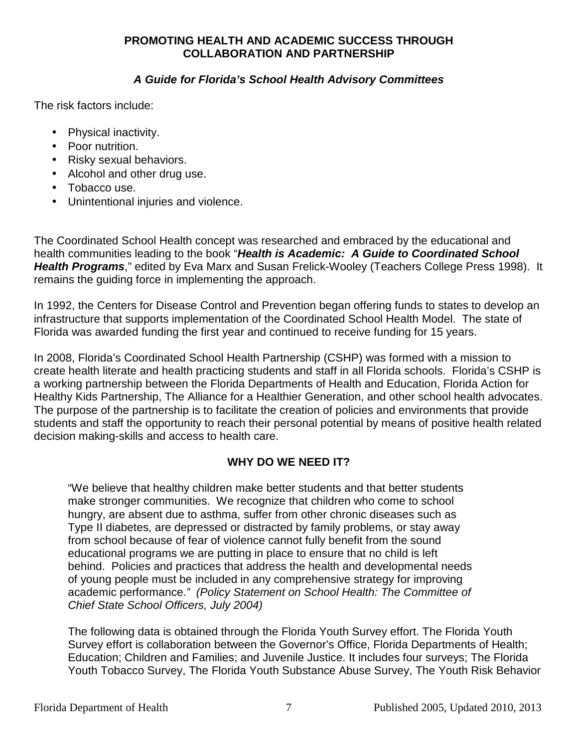The risk factors include:

- Physical inactivity.
- Poor nutrition.
- Risky sexual behaviors.
- Alcohol and other drug use.
- Tobacco use.
- Unintentional injuries and violence.

The Coordinated School Health concept was researched and embraced by the educational and health communities leading to the book "***Health is Academic: A Guide to Coordinated School Health Programs***," edited by Eva Marx and Susan Frelick-Wooley (Teachers College Press 1998). It remains the guiding force in implementing the approach.

In 1992, the Centers for Disease Control and Prevention began offering funds to states to develop an infrastructure that supports implementation of the Coordinated School Health Model. The state of Florida was awarded funding the first year and continued to receive funding for 15 years.

In 2008, Florida's Coordinated School Health Partnership (CSHP) was formed with a mission to create health literate and health practicing students and staff in all Florida schools. Florida's CSHP is a working partnership between the Florida Departments of Health and Education, Florida Action for Healthy Kids Partnership, The Alliance for a Healthier Generation, and other school health advocates. The purpose of the partnership is to facilitate the creation of policies and environments that provide students and staff the opportunity to reach their personal potential by means of positive health related decision making-skills and access to health care.

## WHY DO WE NEED IT?

"We believe that healthy children make better students and that better students make stronger communities. We recognize that children who come to school hungry, are absent due to asthma, suffer from other chronic diseases such as Type II diabetes, are depressed or distracted by family problems, or stay away from school because of fear of violence cannot fully benefit from the sound educational programs we are putting in place to ensure that no child is left behind. Policies and practices that address the health and developmental needs of young people must be included in any comprehensive strategy for improving academic performance." *(Policy Statement on School Health: The Committee of Chief State School Officers, July 2004)*

The following data is obtained through the Florida Youth Survey effort. The Florida Youth Survey effort is collaboration between the Governor's Office, Florida Departments of Health; Education; Children and Families; and Juvenile Justice. It includes four surveys; The Florida Youth Tobacco Survey, The Florida Youth Substance Abuse Survey, The Youth Risk Behavior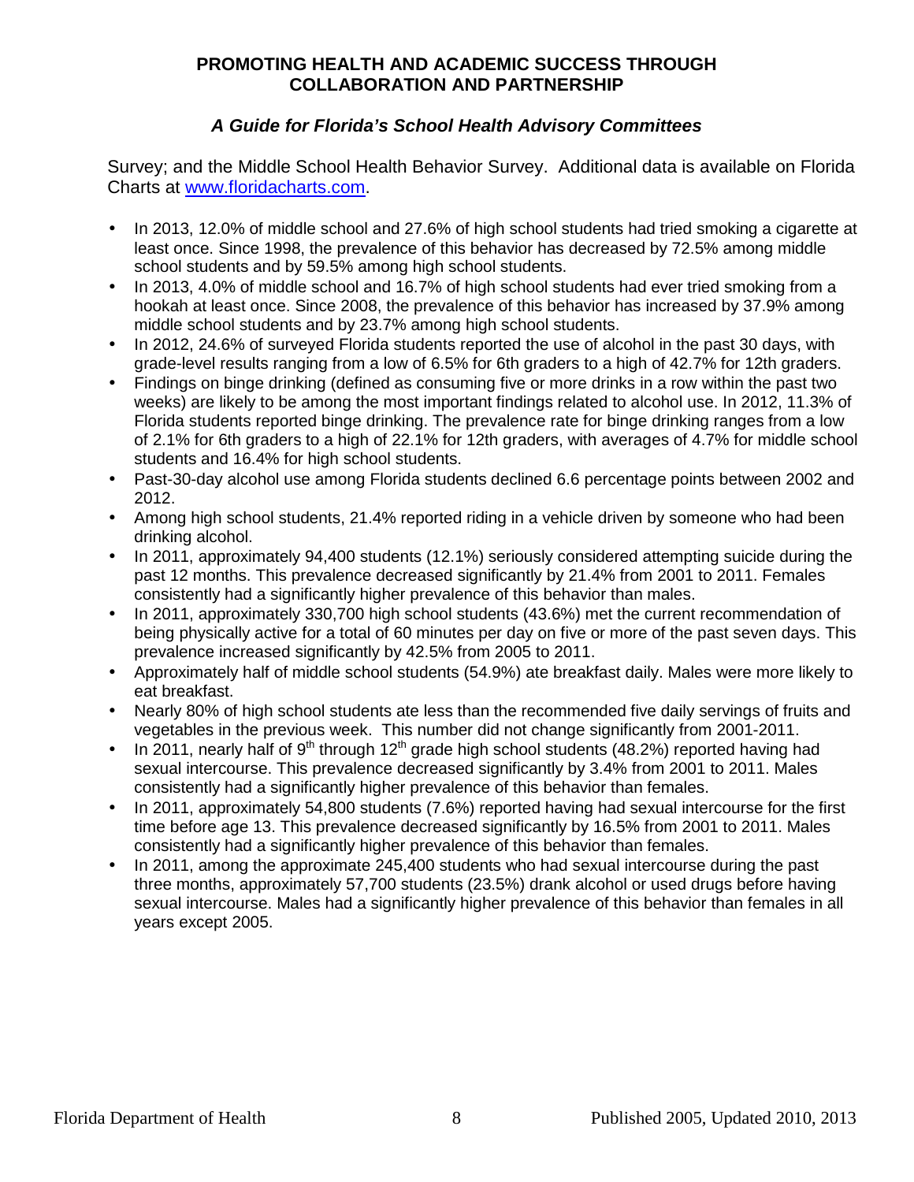Survey; and the Middle School Health Behavior Survey. Additional data is available on Florida Charts at [www.floridacharts.com](http://www.floridacharts.com).

- In 2013, 12.0% of middle school and 27.6% of high school students had tried smoking a cigarette at least once. Since 1998, the prevalence of this behavior has decreased by 72.5% among middle school students and by 59.5% among high school students.
- In 2013, 4.0% of middle school and 16.7% of high school students had ever tried smoking from a hookah at least once. Since 2008, the prevalence of this behavior has increased by 37.9% among middle school students and by 23.7% among high school students.
- In 2012, 24.6% of surveyed Florida students reported the use of alcohol in the past 30 days, with grade-level results ranging from a low of 6.5% for 6th graders to a high of 42.7% for 12th graders.
- Findings on binge drinking (defined as consuming five or more drinks in a row within the past two weeks) are likely to be among the most important findings related to alcohol use. In 2012, 11.3% of Florida students reported binge drinking. The prevalence rate for binge drinking ranges from a low of 2.1% for 6th graders to a high of 22.1% for 12th graders, with averages of 4.7% for middle school students and 16.4% for high school students.
- Past-30-day alcohol use among Florida students declined 6.6 percentage points between 2002 and 2012.
- Among high school students, 21.4% reported riding in a vehicle driven by someone who had been drinking alcohol.
- In 2011, approximately 94,400 students (12.1%) seriously considered attempting suicide during the past 12 months. This prevalence decreased significantly by 21.4% from 2001 to 2011. Females consistently had a significantly higher prevalence of this behavior than males.
- In 2011, approximately 330,700 high school students (43.6%) met the current recommendation of being physically active for a total of 60 minutes per day on five or more of the past seven days. This prevalence increased significantly by 42.5% from 2005 to 2011.
- Approximately half of middle school students (54.9%) ate breakfast daily. Males were more likely to eat breakfast.
- Nearly 80% of high school students ate less than the recommended five daily servings of fruits and vegetables in the previous week. This number did not change significantly from 2001-2011.
- In 2011, nearly half of 9th through 12th grade high school students (48.2%) reported having had sexual intercourse. This prevalence decreased significantly by 3.4% from 2001 to 2011. Males consistently had a significantly higher prevalence of this behavior than females.
- In 2011, approximately 54,800 students (7.6%) reported having had sexual intercourse for the first time before age 13. This prevalence decreased significantly by 16.5% from 2001 to 2011. Males consistently had a significantly higher prevalence of this behavior than females.
- In 2011, among the approximate 245,400 students who had sexual intercourse during the past three months, approximately 57,700 students (23.5%) drank alcohol or used drugs before having sexual intercourse. Males had a significantly higher prevalence of this behavior than females in all years except 2005.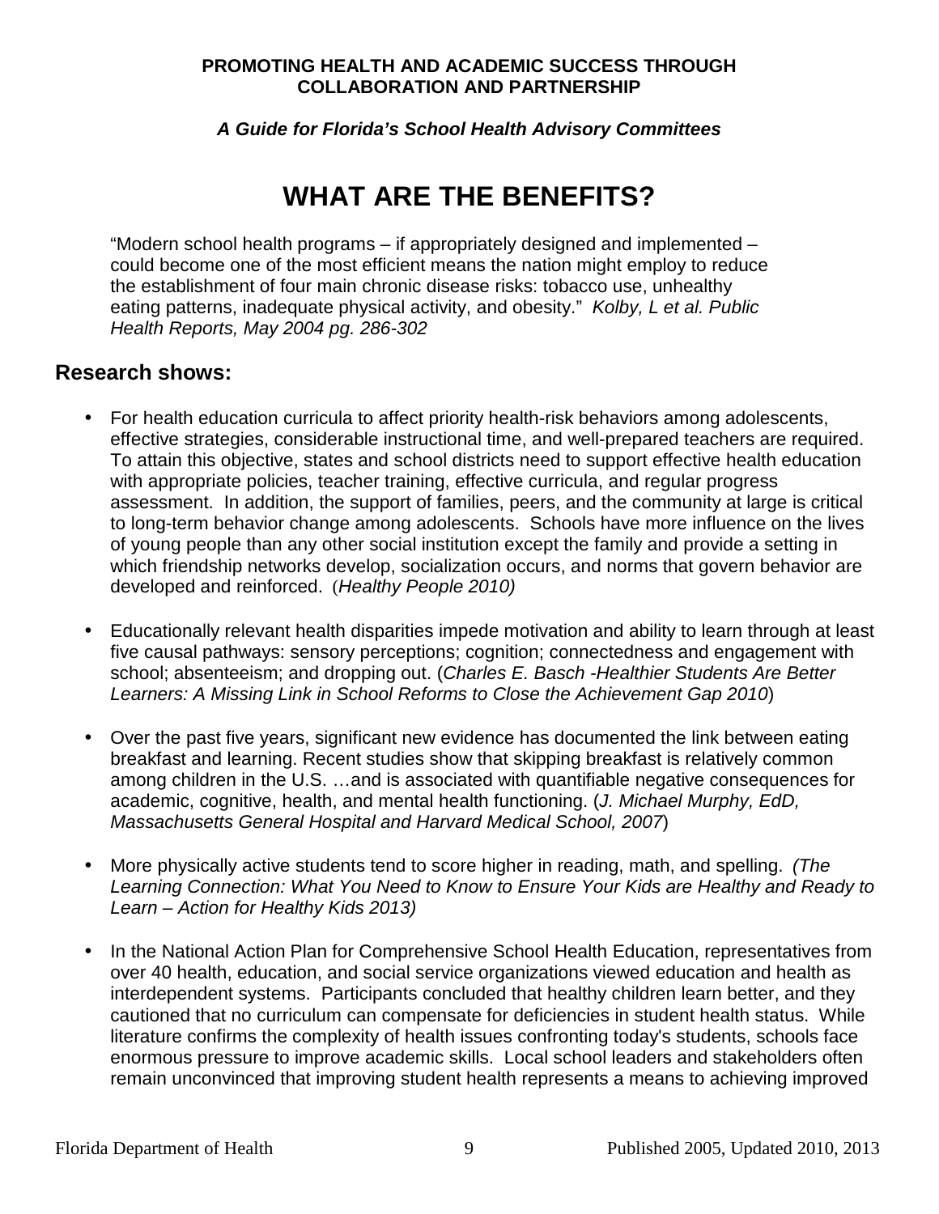# WHAT ARE THE BENEFITS?

"Modern school health programs – if appropriately designed and implemented – could become one of the most efficient means the nation might employ to reduce the establishment of four main chronic disease risks: tobacco use, unhealthy eating patterns, inadequate physical activity, and obesity." *Kolby, L et al. Public Health Reports, May 2004 pg. 286-302*

## Research shows:

- For health education curricula to affect priority health-risk behaviors among adolescents, effective strategies, considerable instructional time, and well-prepared teachers are required. To attain this objective, states and school districts need to support effective health education with appropriate policies, teacher training, effective curricula, and regular progress assessment. In addition, the support of families, peers, and the community at large is critical to long-term behavior change among adolescents. Schools have more influence on the lives of young people than any other social institution except the family and provide a setting in which friendship networks develop, socialization occurs, and norms that govern behavior are developed and reinforced. (*Healthy People 2010)*

- Educationally relevant health disparities impede motivation and ability to learn through at least five causal pathways: sensory perceptions; cognition; connectedness and engagement with school; absenteeism; and dropping out. (*Charles E. Basch -Healthier Students Are Better Learners: A Missing Link in School Reforms to Close the Achievement Gap 2010*)

- Over the past five years, significant new evidence has documented the link between eating breakfast and learning. Recent studies show that skipping breakfast is relatively common among children in the U.S. …and is associated with quantifiable negative consequences for academic, cognitive, health, and mental health functioning. (*J. Michael Murphy, EdD, Massachusetts General Hospital and Harvard Medical School, 2007*)

- More physically active students tend to score higher in reading, math, and spelling. *(The Learning Connection: What You Need to Know to Ensure Your Kids are Healthy and Ready to Learn – Action for Healthy Kids 2013)*

- In the National Action Plan for Comprehensive School Health Education, representatives from over 40 health, education, and social service organizations viewed education and health as interdependent systems. Participants concluded that healthy children learn better, and they cautioned that no curriculum can compensate for deficiencies in student health status. While literature confirms the complexity of health issues confronting today's students, schools face enormous pressure to improve academic skills. Local school leaders and stakeholders often remain unconvinced that improving student health represents a means to achieving improved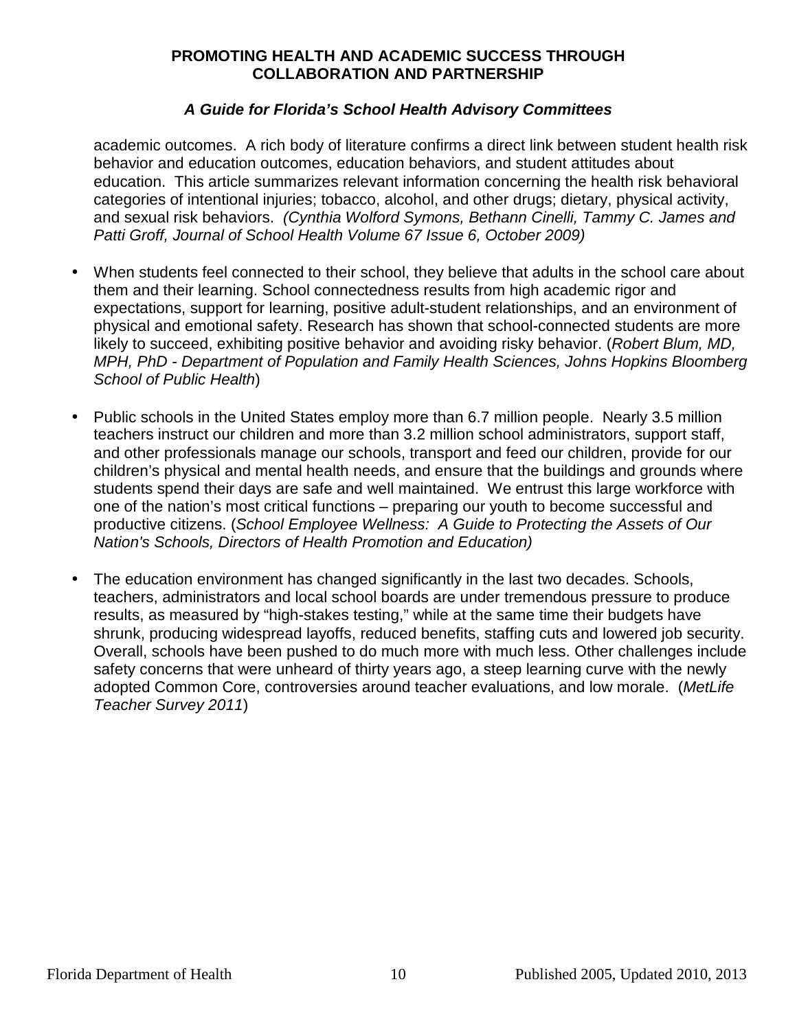academic outcomes. A rich body of literature confirms a direct link between student health risk behavior and education outcomes, education behaviors, and student attitudes about education. This article summarizes relevant information concerning the health risk behavioral categories of intentional injuries; tobacco, alcohol, and other drugs; dietary, physical activity, and sexual risk behaviors. *(Cynthia Wolford Symons, Bethann Cinelli, Tammy C. James and Patti Groff, Journal of School Health Volume 67 Issue 6, October 2009)*

- When students feel connected to their school, they believe that adults in the school care about them and their learning. School connectedness results from high academic rigor and expectations, support for learning, positive adult-student relationships, and an environment of physical and emotional safety. Research has shown that school-connected students are more likely to succeed, exhibiting positive behavior and avoiding risky behavior. (*Robert Blum, MD, MPH, PhD - Department of Population and Family Health Sciences, Johns Hopkins Bloomberg School of Public Health*)

- Public schools in the United States employ more than 6.7 million people. Nearly 3.5 million teachers instruct our children and more than 3.2 million school administrators, support staff, and other professionals manage our schools, transport and feed our children, provide for our children's physical and mental health needs, and ensure that the buildings and grounds where students spend their days are safe and well maintained. We entrust this large workforce with one of the nation's most critical functions – preparing our youth to become successful and productive citizens. (*School Employee Wellness: A Guide to Protecting the Assets of Our Nation's Schools, Directors of Health Promotion and Education)*

- The education environment has changed significantly in the last two decades. Schools, teachers, administrators and local school boards are under tremendous pressure to produce results, as measured by "high-stakes testing," while at the same time their budgets have shrunk, producing widespread layoffs, reduced benefits, staffing cuts and lowered job security. Overall, schools have been pushed to do much more with much less. Other challenges include safety concerns that were unheard of thirty years ago, a steep learning curve with the newly adopted Common Core, controversies around teacher evaluations, and low morale. (*MetLife Teacher Survey 2011*)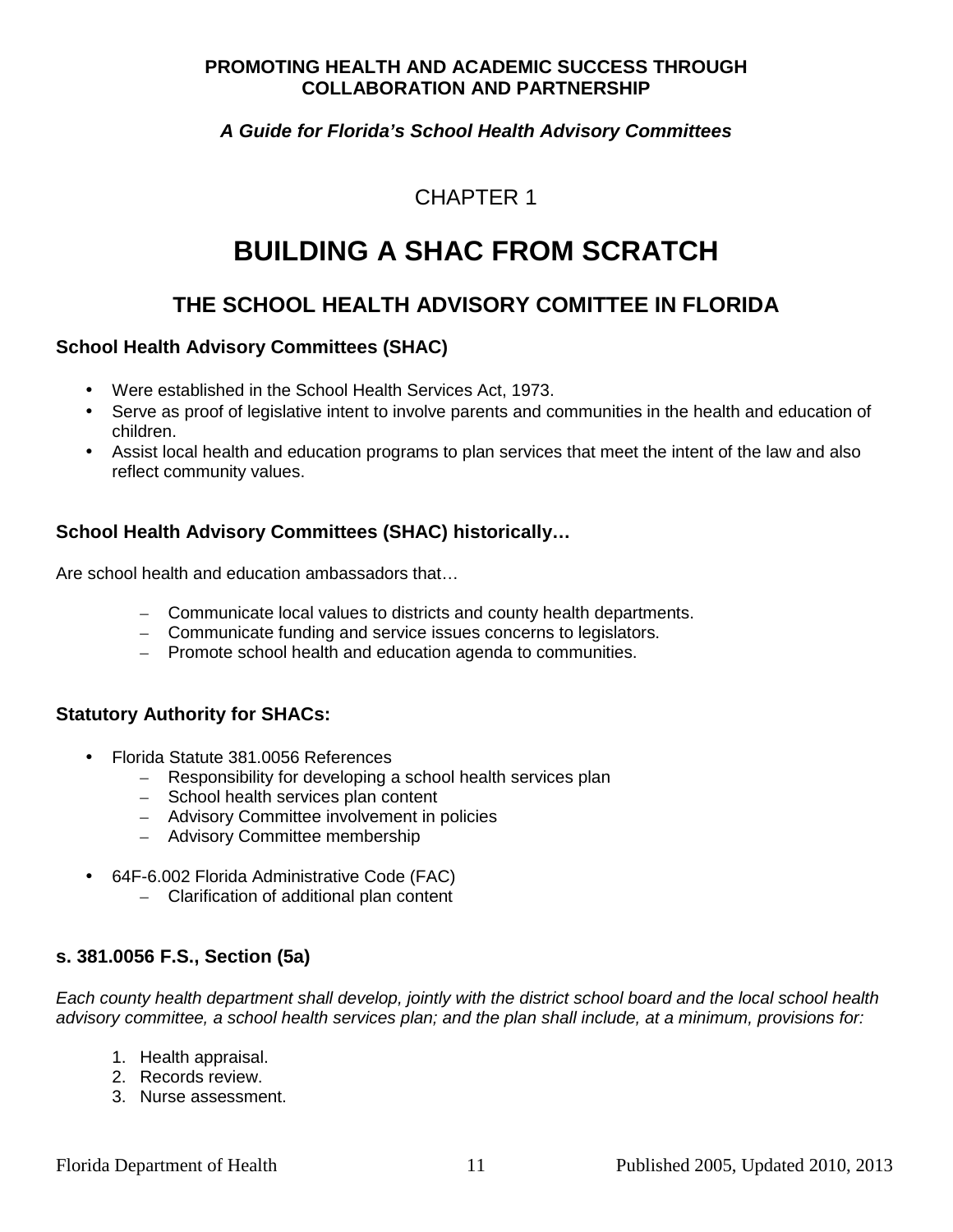**PROMOTING HEALTH AND ACADEMIC SUCCESS THROUGH COLLABORATION AND PARTNERSHIP**

***A Guide for Florida's School Health Advisory Committees***

CHAPTER 1

# BUILDING A SHAC FROM SCRATCH

## THE SCHOOL HEALTH ADVISORY COMITTEE IN FLORIDA

### School Health Advisory Committees (SHAC)

- Were established in the School Health Services Act, 1973.
- Serve as proof of legislative intent to involve parents and communities in the health and education of children.
- Assist local health and education programs to plan services that meet the intent of the law and also reflect community values.

### School Health Advisory Committees (SHAC) historically…

Are school health and education ambassadors that…

- Communicate local values to districts and county health departments.
- Communicate funding and service issues concerns to legislators.
- Promote school health and education agenda to communities.

### Statutory Authority for SHACs:

- Florida Statute 381.0056 References
  - Responsibility for developing a school health services plan
  - School health services plan content
  - Advisory Committee involvement in policies
  - Advisory Committee membership
- 64F-6.002 Florida Administrative Code (FAC)
  - Clarification of additional plan content

### s. 381.0056 F.S., Section (5a)

*Each county health department shall develop, jointly with the district school board and the local school health advisory committee, a school health services plan; and the plan shall include, at a minimum, provisions for:*

1. Health appraisal.
2. Records review.
3. Nurse assessment.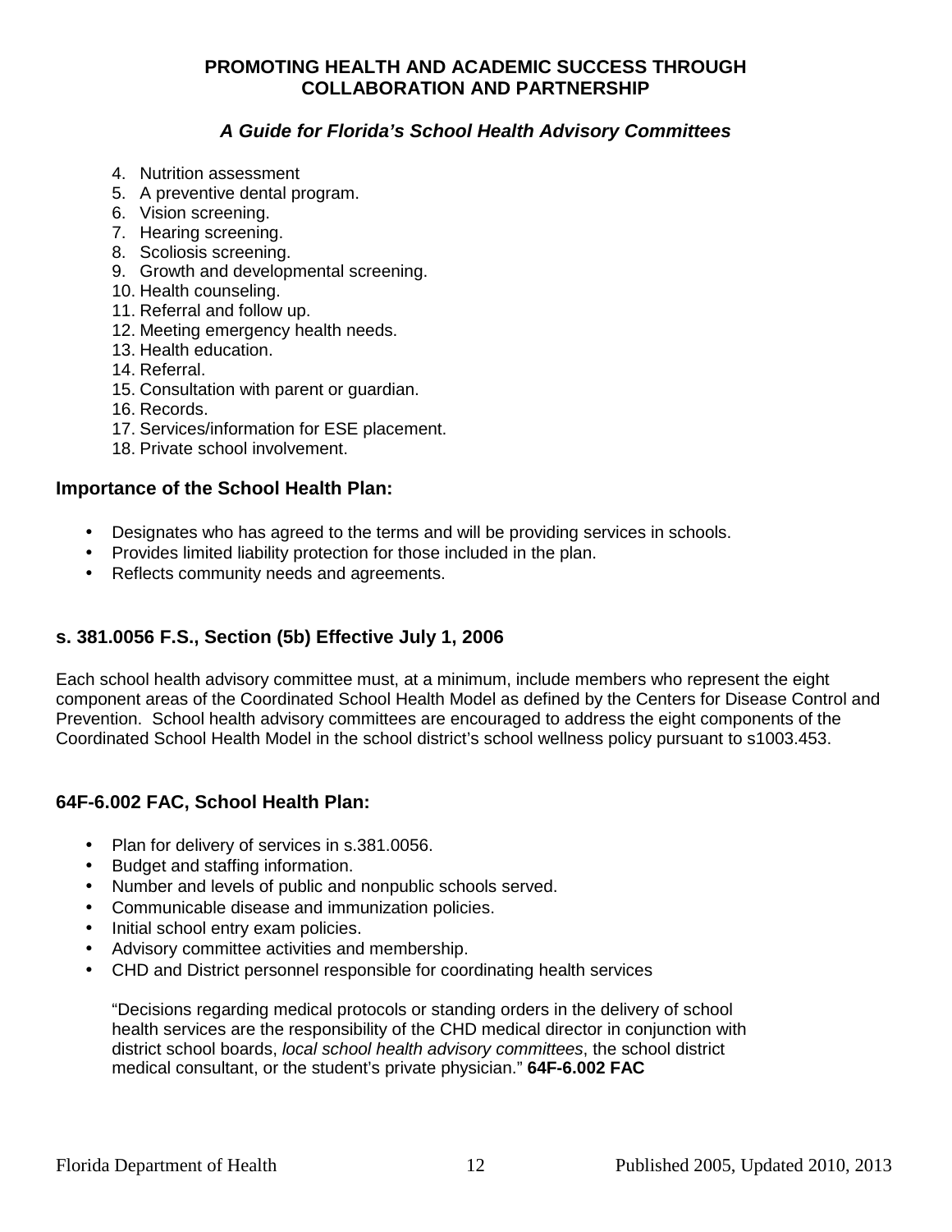4. Nutrition assessment
5. A preventive dental program.
6. Vision screening.
7. Hearing screening.
8. Scoliosis screening.
9. Growth and developmental screening.
10. Health counseling.
11. Referral and follow up.
12. Meeting emergency health needs.
13. Health education.
14. Referral.
15. Consultation with parent or guardian.
16. Records.
17. Services/information for ESE placement.
18. Private school involvement.

### Importance of the School Health Plan:

- Designates who has agreed to the terms and will be providing services in schools.
- Provides limited liability protection for those included in the plan.
- Reflects community needs and agreements.

### s. 381.0056 F.S., Section (5b) Effective July 1, 2006

Each school health advisory committee must, at a minimum, include members who represent the eight component areas of the Coordinated School Health Model as defined by the Centers for Disease Control and Prevention. School health advisory committees are encouraged to address the eight components of the Coordinated School Health Model in the school district's school wellness policy pursuant to s1003.453.

### 64F-6.002 FAC, School Health Plan:

- Plan for delivery of services in s.381.0056.
- Budget and staffing information.
- Number and levels of public and nonpublic schools served.
- Communicable disease and immunization policies.
- Initial school entry exam policies.
- Advisory committee activities and membership.
- CHD and District personnel responsible for coordinating health services

"Decisions regarding medical protocols or standing orders in the delivery of school health services are the responsibility of the CHD medical director in conjunction with district school boards, *local school health advisory committees*, the school district medical consultant, or the student's private physician." **64F-6.002 FAC**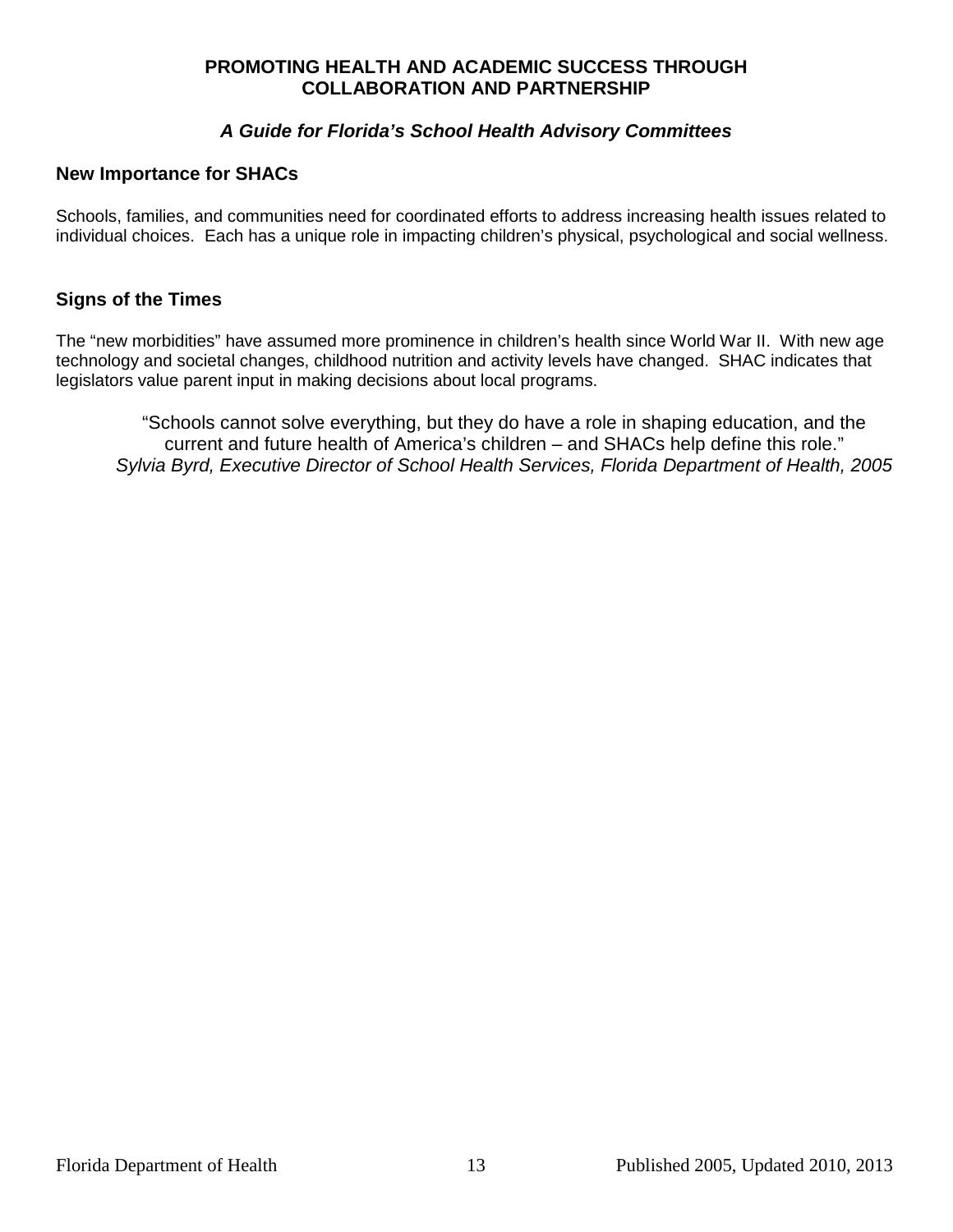**PROMOTING HEALTH AND ACADEMIC SUCCESS THROUGH COLLABORATION AND PARTNERSHIP**

***A Guide for Florida's School Health Advisory Committees***

### New Importance for SHACs

Schools, families, and communities need for coordinated efforts to address increasing health issues related to individual choices. Each has a unique role in impacting children's physical, psychological and social wellness.

### Signs of the Times

The "new morbidities" have assumed more prominence in children's health since World War II. With new age technology and societal changes, childhood nutrition and activity levels have changed. SHAC indicates that legislators value parent input in making decisions about local programs.

> "Schools cannot solve everything, but they do have a role in shaping education, and the current and future health of America's children – and SHACs help define this role."
> *Sylvia Byrd, Executive Director of School Health Services, Florida Department of Health, 2005*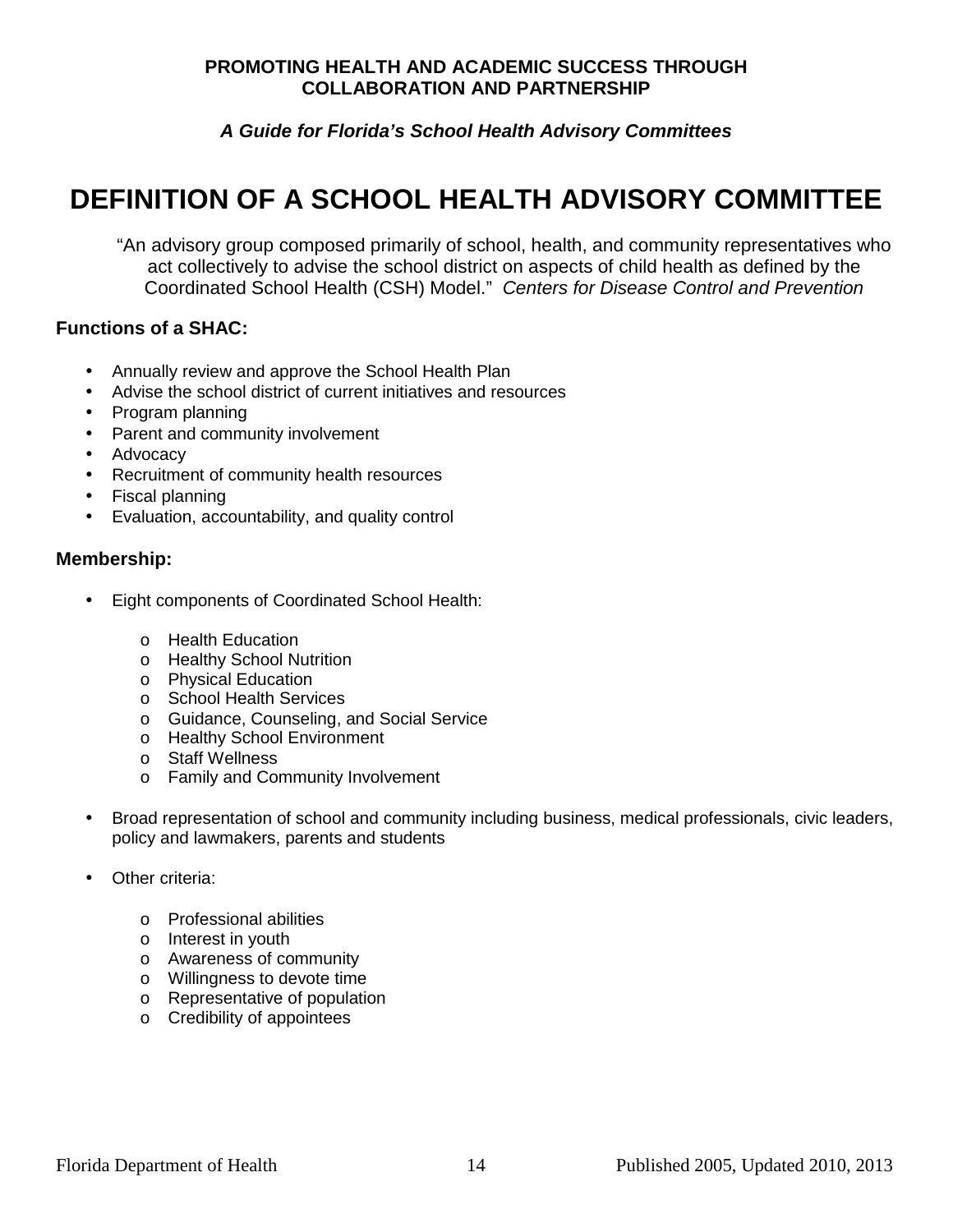# DEFINITION OF A SCHOOL HEALTH ADVISORY COMMITTEE

"An advisory group composed primarily of school, health, and community representatives who act collectively to advise the school district on aspects of child health as defined by the Coordinated School Health (CSH) Model." *Centers for Disease Control and Prevention*

**Functions of a SHAC:**

- Annually review and approve the School Health Plan
- Advise the school district of current initiatives and resources
- Program planning
- Parent and community involvement
- Advocacy
- Recruitment of community health resources
- Fiscal planning
- Evaluation, accountability, and quality control

**Membership:**

- Eight components of Coordinated School Health:
  - Health Education
  - Healthy School Nutrition
  - Physical Education
  - School Health Services
  - Guidance, Counseling, and Social Service
  - Healthy School Environment
  - Staff Wellness
  - Family and Community Involvement

- Broad representation of school and community including business, medical professionals, civic leaders, policy and lawmakers, parents and students

- Other criteria:
  - Professional abilities
  - Interest in youth
  - Awareness of community
  - Willingness to devote time
  - Representative of population
  - Credibility of appointees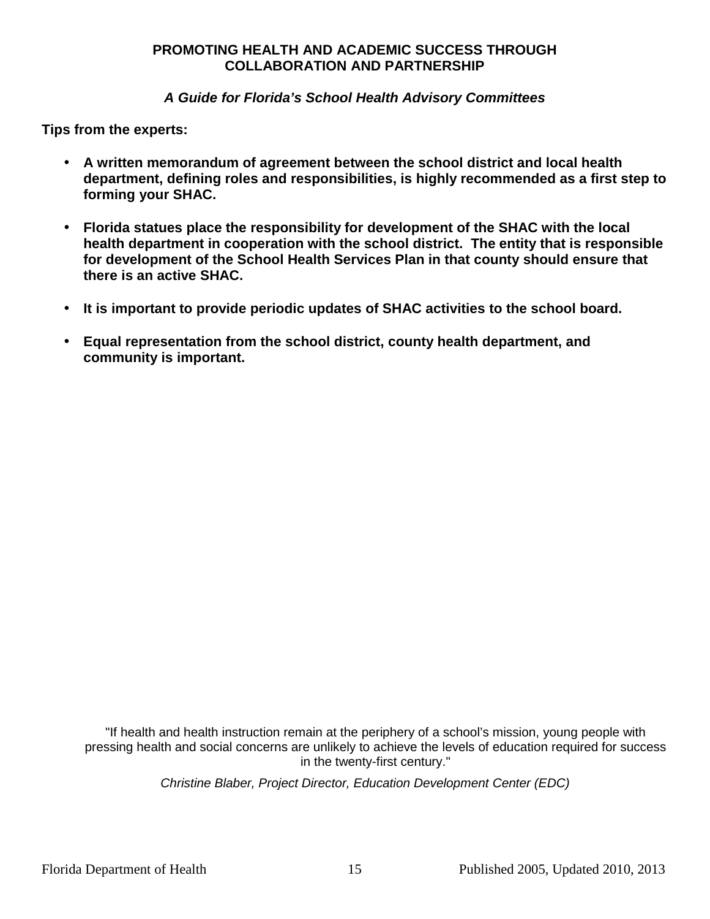**PROMOTING HEALTH AND ACADEMIC SUCCESS THROUGH COLLABORATION AND PARTNERSHIP**

***A Guide for Florida's School Health Advisory Committees***

**Tips from the experts:**

- **A written memorandum of agreement between the school district and local health department, defining roles and responsibilities, is highly recommended as a first step to forming your SHAC.**

- **Florida statues place the responsibility for development of the SHAC with the local health department in cooperation with the school district. The entity that is responsible for development of the School Health Services Plan in that county should ensure that there is an active SHAC.**

- **It is important to provide periodic updates of SHAC activities to the school board.**

- **Equal representation from the school district, county health department, and community is important.**

"If health and health instruction remain at the periphery of a school's mission, young people with pressing health and social concerns are unlikely to achieve the levels of education required for success in the twenty-first century."

*Christine Blaber, Project Director, Education Development Center (EDC)*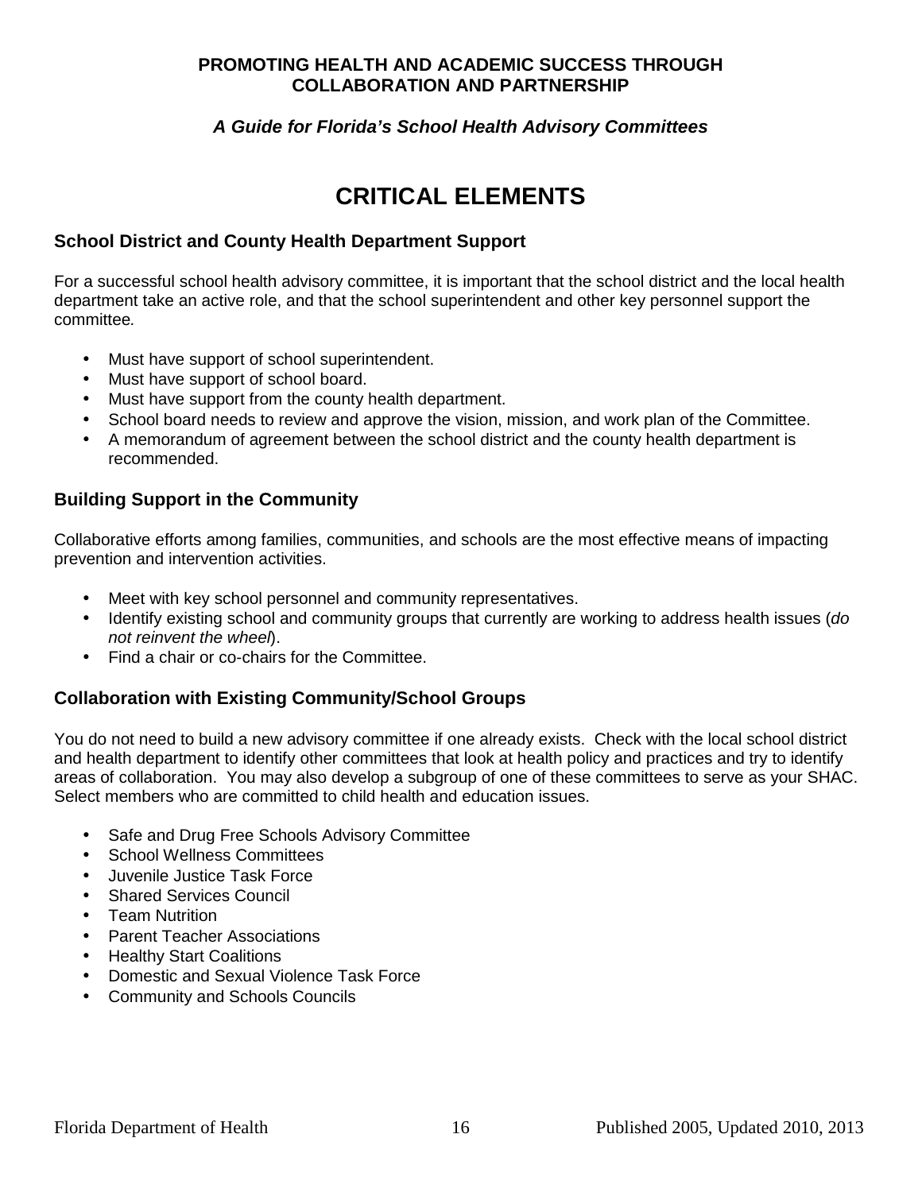## CRITICAL ELEMENTS

### School District and County Health Department Support

For a successful school health advisory committee, it is important that the school district and the local health department take an active role, and that the school superintendent and other key personnel support the committee*.*

- Must have support of school superintendent.
- Must have support of school board.
- Must have support from the county health department.
- School board needs to review and approve the vision, mission, and work plan of the Committee.
- A memorandum of agreement between the school district and the county health department is recommended.

### Building Support in the Community

Collaborative efforts among families, communities, and schools are the most effective means of impacting prevention and intervention activities.

- Meet with key school personnel and community representatives.
- Identify existing school and community groups that currently are working to address health issues (*do not reinvent the wheel*).
- Find a chair or co-chairs for the Committee.

### Collaboration with Existing Community/School Groups

You do not need to build a new advisory committee if one already exists. Check with the local school district and health department to identify other committees that look at health policy and practices and try to identify areas of collaboration. You may also develop a subgroup of one of these committees to serve as your SHAC. Select members who are committed to child health and education issues.

- Safe and Drug Free Schools Advisory Committee
- School Wellness Committees
- Juvenile Justice Task Force
- Shared Services Council
- Team Nutrition
- Parent Teacher Associations
- Healthy Start Coalitions
- Domestic and Sexual Violence Task Force
- Community and Schools Councils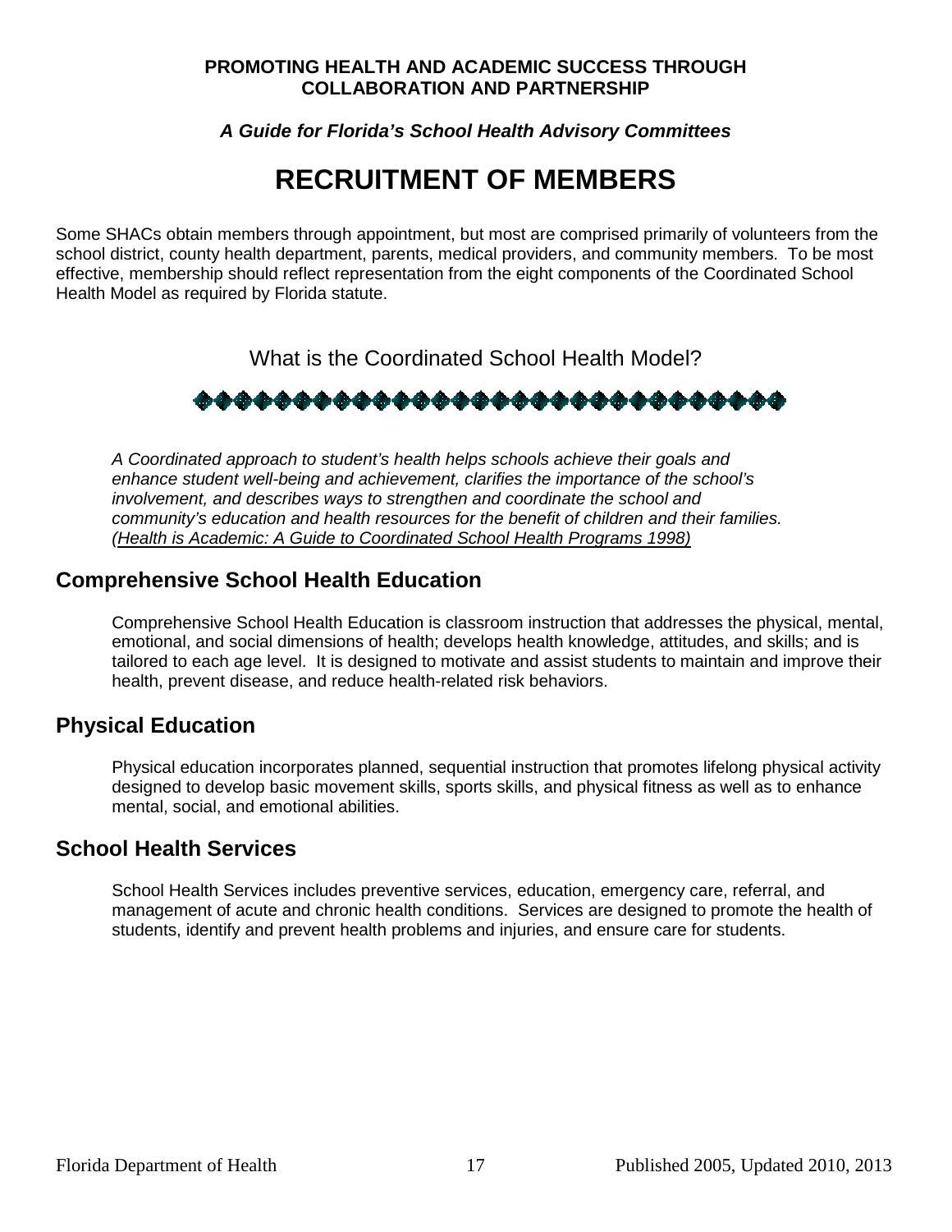**PROMOTING HEALTH AND ACADEMIC SUCCESS THROUGH COLLABORATION AND PARTNERSHIP**

***A Guide for Florida's School Health Advisory Committees***

# RECRUITMENT OF MEMBERS

Some SHACs obtain members through appointment, but most are comprised primarily of volunteers from the school district, county health department, parents, medical providers, and community members. To be most effective, membership should reflect representation from the eight components of the Coordinated School Health Model as required by Florida statute.

What is the Coordinated School Health Model?

*A Coordinated approach to student's health helps schools achieve their goals and enhance student well-being and achievement, clarifies the importance of the school's involvement, and describes ways to strengthen and coordinate the school and community's education and health resources for the benefit of children and their families. (Health is Academic: A Guide to Coordinated School Health Programs 1998)*

## Comprehensive School Health Education

Comprehensive School Health Education is classroom instruction that addresses the physical, mental, emotional, and social dimensions of health; develops health knowledge, attitudes, and skills; and is tailored to each age level. It is designed to motivate and assist students to maintain and improve their health, prevent disease, and reduce health-related risk behaviors.

## Physical Education

Physical education incorporates planned, sequential instruction that promotes lifelong physical activity designed to develop basic movement skills, sports skills, and physical fitness as well as to enhance mental, social, and emotional abilities.

## School Health Services

School Health Services includes preventive services, education, emergency care, referral, and management of acute and chronic health conditions. Services are designed to promote the health of students, identify and prevent health problems and injuries, and ensure care for students.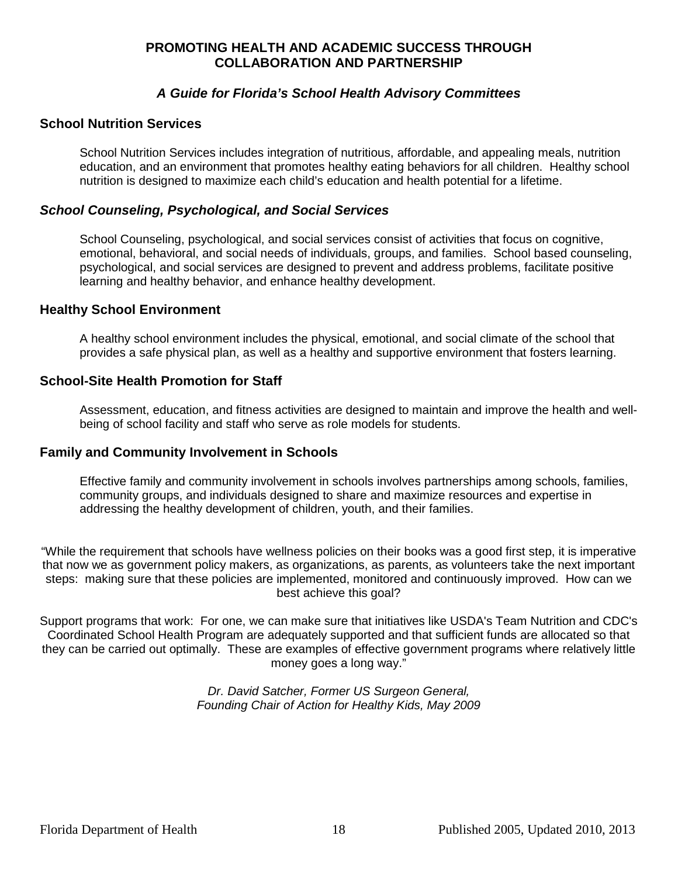**PROMOTING HEALTH AND ACADEMIC SUCCESS THROUGH COLLABORATION AND PARTNERSHIP**

***A Guide for Florida's School Health Advisory Committees***

## School Nutrition Services

School Nutrition Services includes integration of nutritious, affordable, and appealing meals, nutrition education, and an environment that promotes healthy eating behaviors for all children. Healthy school nutrition is designed to maximize each child's education and health potential for a lifetime.

## *School Counseling, Psychological, and Social Services*

School Counseling, psychological, and social services consist of activities that focus on cognitive, emotional, behavioral, and social needs of individuals, groups, and families. School based counseling, psychological, and social services are designed to prevent and address problems, facilitate positive learning and healthy behavior, and enhance healthy development.

## Healthy School Environment

A healthy school environment includes the physical, emotional, and social climate of the school that provides a safe physical plan, as well as a healthy and supportive environment that fosters learning.

## School-Site Health Promotion for Staff

Assessment, education, and fitness activities are designed to maintain and improve the health and well-being of school facility and staff who serve as role models for students.

## Family and Community Involvement in Schools

Effective family and community involvement in schools involves partnerships among schools, families, community groups, and individuals designed to share and maximize resources and expertise in addressing the healthy development of children, youth, and their families.

"While the requirement that schools have wellness policies on their books was a good first step, it is imperative that now we as government policy makers, as organizations, as parents, as volunteers take the next important steps: making sure that these policies are implemented, monitored and continuously improved. How can we best achieve this goal?

Support programs that work: For one, we can make sure that initiatives like USDA's Team Nutrition and CDC's Coordinated School Health Program are adequately supported and that sufficient funds are allocated so that they can be carried out optimally. These are examples of effective government programs where relatively little money goes a long way."

*Dr. David Satcher, Former US Surgeon General,*
*Founding Chair of Action for Healthy Kids, May 2009*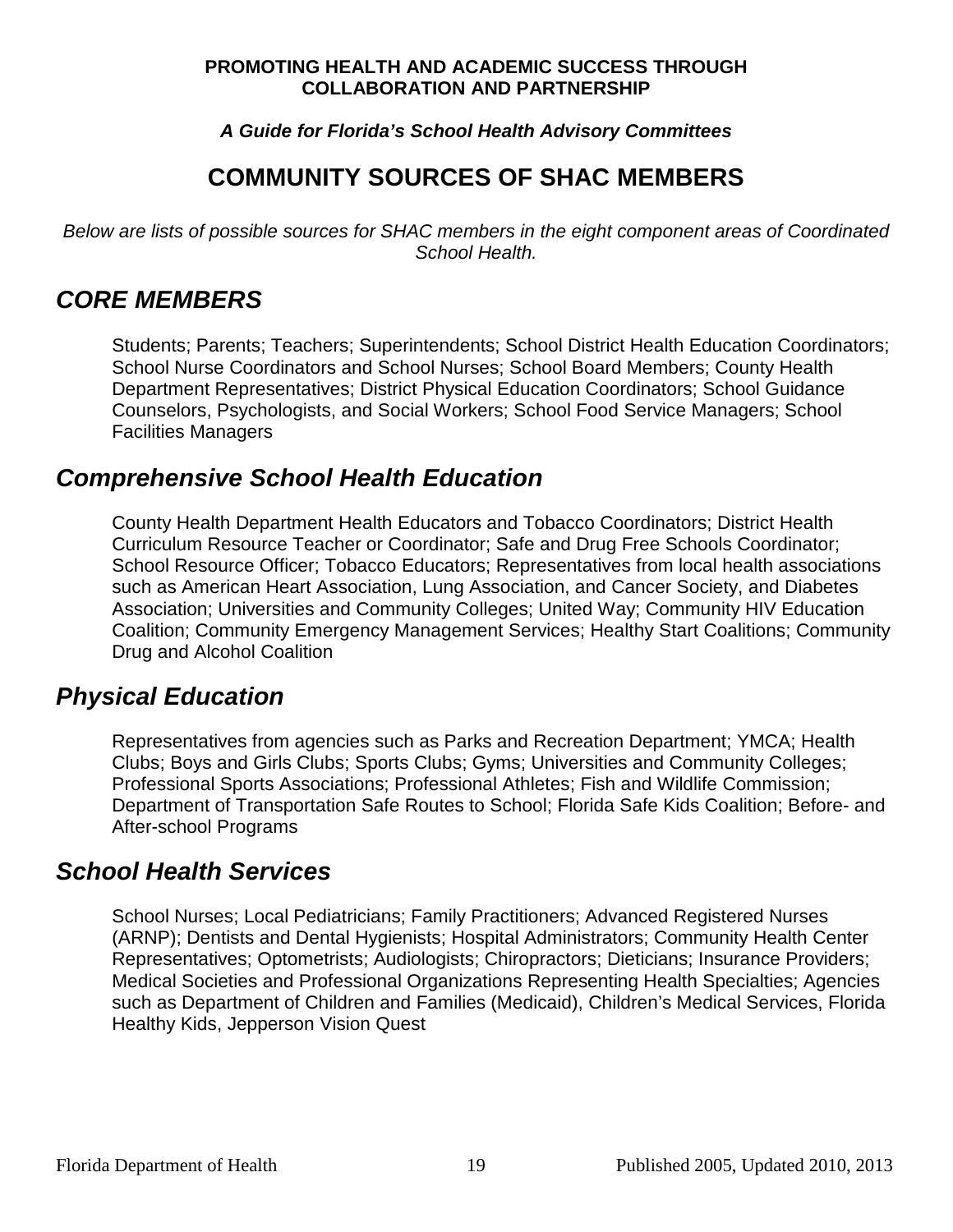**PROMOTING HEALTH AND ACADEMIC SUCCESS THROUGH COLLABORATION AND PARTNERSHIP**

***A Guide for Florida's School Health Advisory Committees***

# COMMUNITY SOURCES OF SHAC MEMBERS

*Below are lists of possible sources for SHAC members in the eight component areas of Coordinated School Health.*

## *CORE MEMBERS*

Students; Parents; Teachers; Superintendents; School District Health Education Coordinators; School Nurse Coordinators and School Nurses; School Board Members; County Health Department Representatives; District Physical Education Coordinators; School Guidance Counselors, Psychologists, and Social Workers; School Food Service Managers; School Facilities Managers

## *Comprehensive School Health Education*

County Health Department Health Educators and Tobacco Coordinators; District Health Curriculum Resource Teacher or Coordinator; Safe and Drug Free Schools Coordinator; School Resource Officer; Tobacco Educators; Representatives from local health associations such as American Heart Association, Lung Association, and Cancer Society, and Diabetes Association; Universities and Community Colleges; United Way; Community HIV Education Coalition; Community Emergency Management Services; Healthy Start Coalitions; Community Drug and Alcohol Coalition

## *Physical Education*

Representatives from agencies such as Parks and Recreation Department; YMCA; Health Clubs; Boys and Girls Clubs; Sports Clubs; Gyms; Universities and Community Colleges; Professional Sports Associations; Professional Athletes; Fish and Wildlife Commission; Department of Transportation Safe Routes to School; Florida Safe Kids Coalition; Before- and After-school Programs

## *School Health Services*

School Nurses; Local Pediatricians; Family Practitioners; Advanced Registered Nurses (ARNP); Dentists and Dental Hygienists; Hospital Administrators; Community Health Center Representatives; Optometrists; Audiologists; Chiropractors; Dieticians; Insurance Providers; Medical Societies and Professional Organizations Representing Health Specialties; Agencies such as Department of Children and Families (Medicaid), Children's Medical Services, Florida Healthy Kids, Jepperson Vision Quest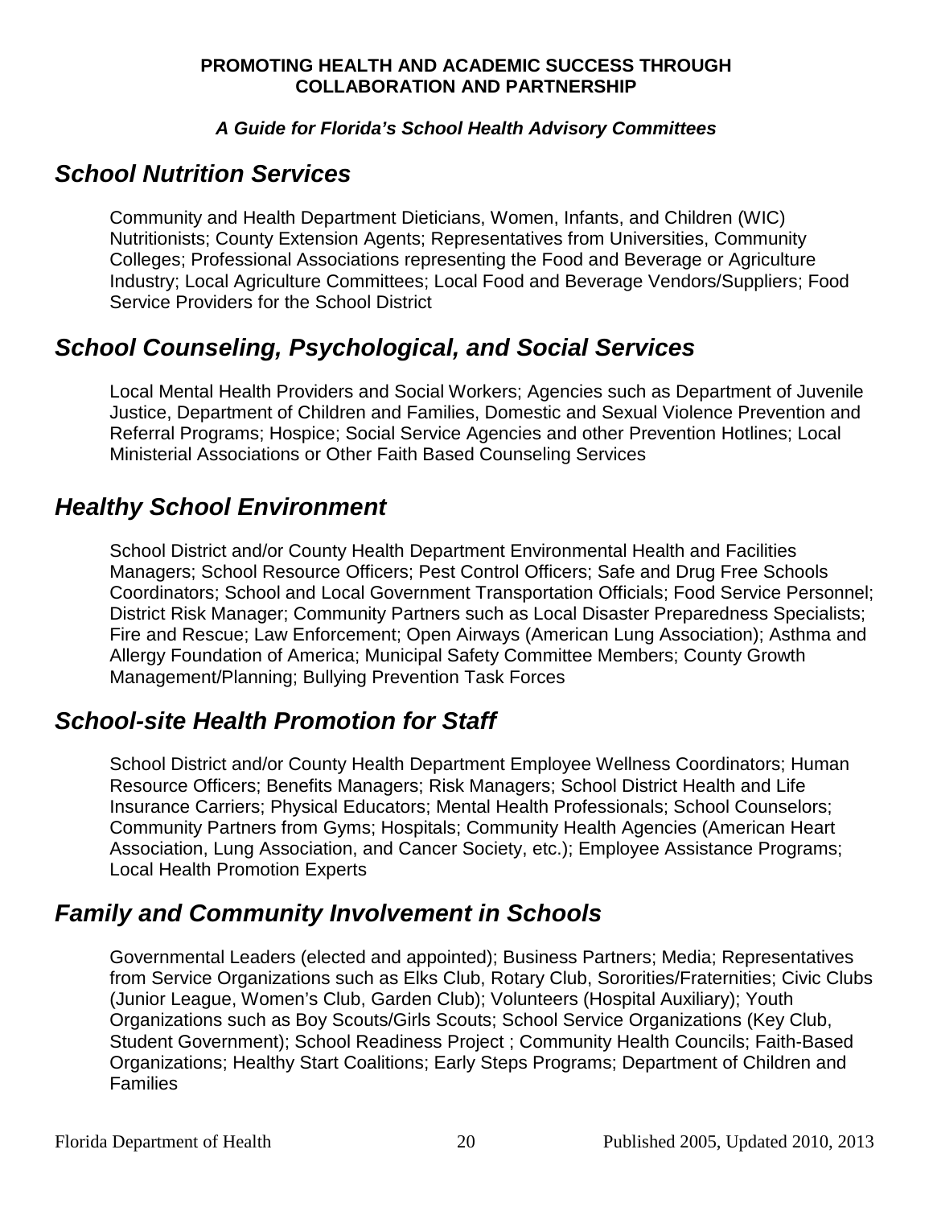## *School Nutrition Services*

Community and Health Department Dieticians, Women, Infants, and Children (WIC) Nutritionists; County Extension Agents; Representatives from Universities, Community Colleges; Professional Associations representing the Food and Beverage or Agriculture Industry; Local Agriculture Committees; Local Food and Beverage Vendors/Suppliers; Food Service Providers for the School District

## *School Counseling, Psychological, and Social Services*

Local Mental Health Providers and Social Workers; Agencies such as Department of Juvenile Justice, Department of Children and Families, Domestic and Sexual Violence Prevention and Referral Programs; Hospice; Social Service Agencies and other Prevention Hotlines; Local Ministerial Associations or Other Faith Based Counseling Services

## *Healthy School Environment*

School District and/or County Health Department Environmental Health and Facilities Managers; School Resource Officers; Pest Control Officers; Safe and Drug Free Schools Coordinators; School and Local Government Transportation Officials; Food Service Personnel; District Risk Manager; Community Partners such as Local Disaster Preparedness Specialists; Fire and Rescue; Law Enforcement; Open Airways (American Lung Association); Asthma and Allergy Foundation of America; Municipal Safety Committee Members; County Growth Management/Planning; Bullying Prevention Task Forces

## *School-site Health Promotion for Staff*

School District and/or County Health Department Employee Wellness Coordinators; Human Resource Officers; Benefits Managers; Risk Managers; School District Health and Life Insurance Carriers; Physical Educators; Mental Health Professionals; School Counselors; Community Partners from Gyms; Hospitals; Community Health Agencies (American Heart Association, Lung Association, and Cancer Society, etc.); Employee Assistance Programs; Local Health Promotion Experts

## *Family and Community Involvement in Schools*

Governmental Leaders (elected and appointed); Business Partners; Media; Representatives from Service Organizations such as Elks Club, Rotary Club, Sororities/Fraternities; Civic Clubs (Junior League, Women's Club, Garden Club); Volunteers (Hospital Auxiliary); Youth Organizations such as Boy Scouts/Girls Scouts; School Service Organizations (Key Club, Student Government); School Readiness Project ; Community Health Councils; Faith-Based Organizations; Healthy Start Coalitions; Early Steps Programs; Department of Children and Families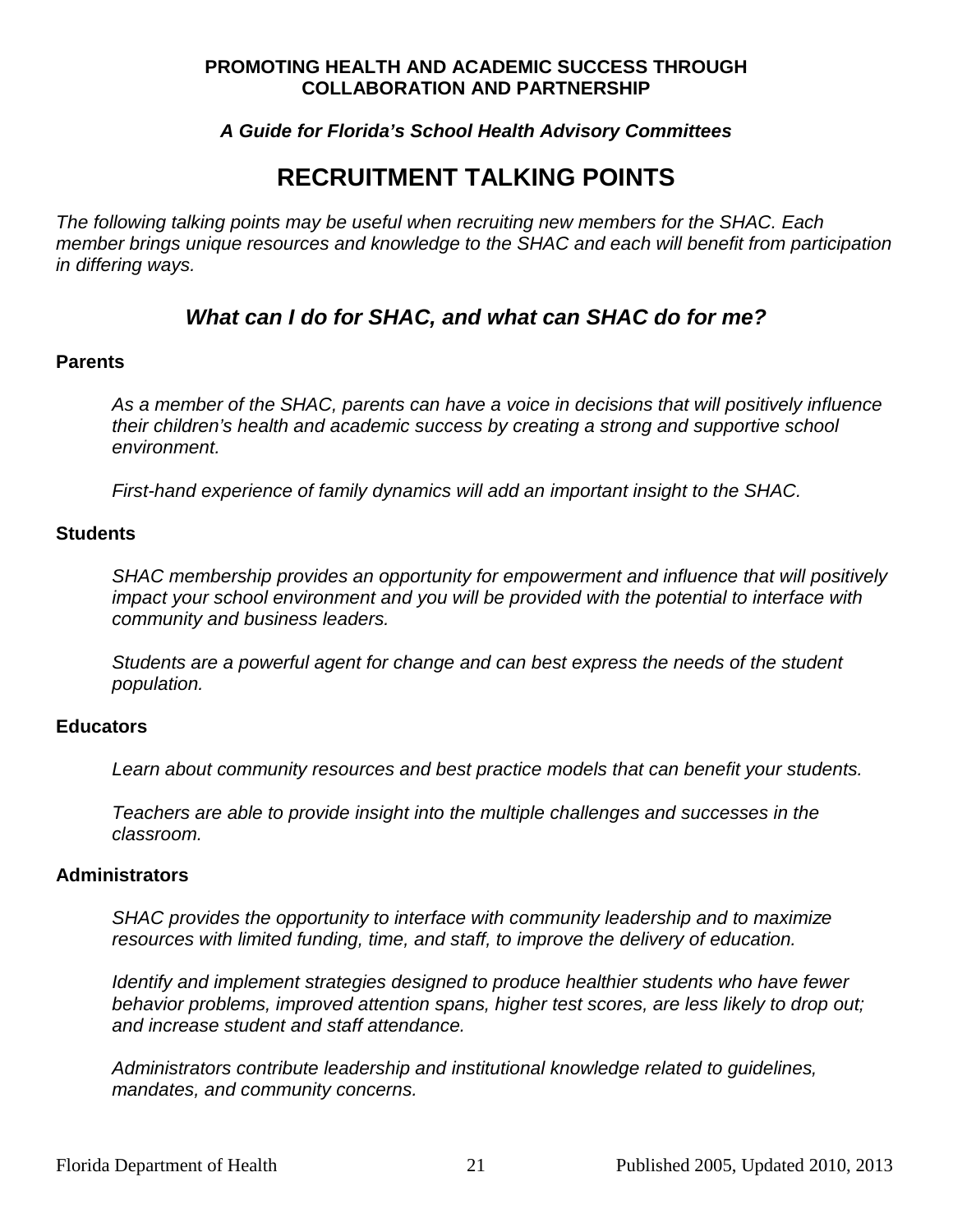**PROMOTING HEALTH AND ACADEMIC SUCCESS THROUGH COLLABORATION AND PARTNERSHIP**

***A Guide for Florida's School Health Advisory Committees***

# RECRUITMENT TALKING POINTS

*The following talking points may be useful when recruiting new members for the SHAC. Each member brings unique resources and knowledge to the SHAC and each will benefit from participation in differing ways.*

## *What can I do for SHAC, and what can SHAC do for me?*

**Parents**

*As a member of the SHAC, parents can have a voice in decisions that will positively influence their children's health and academic success by creating a strong and supportive school environment.*

*First-hand experience of family dynamics will add an important insight to the SHAC.*

**Students**

*SHAC membership provides an opportunity for empowerment and influence that will positively impact your school environment and you will be provided with the potential to interface with community and business leaders.*

*Students are a powerful agent for change and can best express the needs of the student population.*

**Educators**

*Learn about community resources and best practice models that can benefit your students.*

*Teachers are able to provide insight into the multiple challenges and successes in the classroom.*

**Administrators**

*SHAC provides the opportunity to interface with community leadership and to maximize resources with limited funding, time, and staff, to improve the delivery of education.*

*Identify and implement strategies designed to produce healthier students who have fewer behavior problems, improved attention spans, higher test scores, are less likely to drop out; and increase student and staff attendance.*

*Administrators contribute leadership and institutional knowledge related to guidelines, mandates, and community concerns.*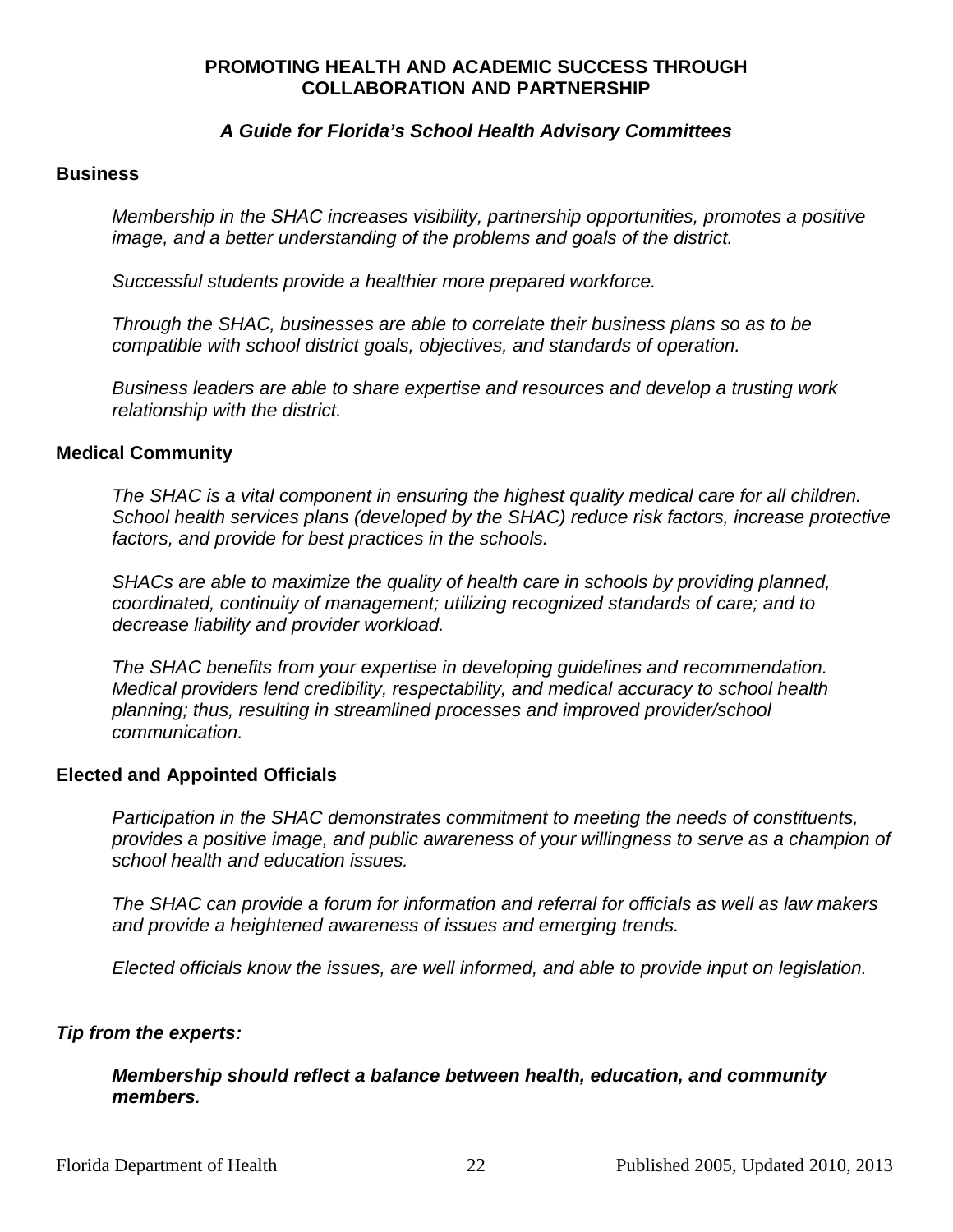**PROMOTING HEALTH AND ACADEMIC SUCCESS THROUGH COLLABORATION AND PARTNERSHIP**

***A Guide for Florida's School Health Advisory Committees***

**Business**

*Membership in the SHAC increases visibility, partnership opportunities, promotes a positive image, and a better understanding of the problems and goals of the district.*

*Successful students provide a healthier more prepared workforce.*

*Through the SHAC, businesses are able to correlate their business plans so as to be compatible with school district goals, objectives, and standards of operation.*

*Business leaders are able to share expertise and resources and develop a trusting work relationship with the district.*

**Medical Community**

*The SHAC is a vital component in ensuring the highest quality medical care for all children. School health services plans (developed by the SHAC) reduce risk factors, increase protective factors, and provide for best practices in the schools.*

*SHACs are able to maximize the quality of health care in schools by providing planned, coordinated, continuity of management; utilizing recognized standards of care; and to decrease liability and provider workload.*

*The SHAC benefits from your expertise in developing guidelines and recommendation. Medical providers lend credibility, respectability, and medical accuracy to school health planning; thus, resulting in streamlined processes and improved provider/school communication.*

**Elected and Appointed Officials**

*Participation in the SHAC demonstrates commitment to meeting the needs of constituents, provides a positive image, and public awareness of your willingness to serve as a champion of school health and education issues.*

*The SHAC can provide a forum for information and referral for officials as well as law makers and provide a heightened awareness of issues and emerging trends.*

*Elected officials know the issues, are well informed, and able to provide input on legislation.*

***Tip from the experts:***

***Membership should reflect a balance between health, education, and community members.***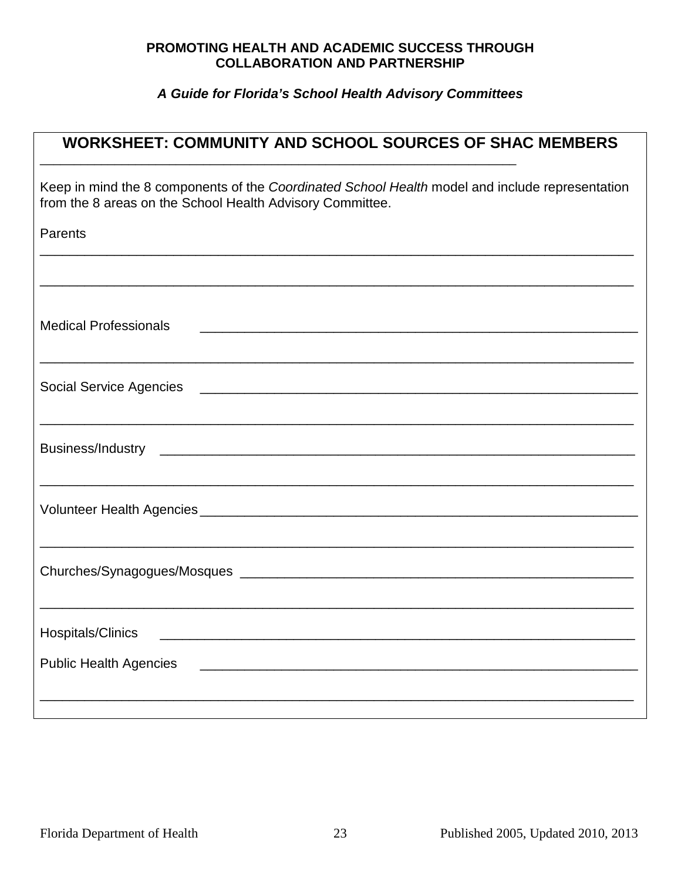## WORKSHEET: COMMUNITY AND SCHOOL SOURCES OF SHAC MEMBERS

Keep in mind the 8 components of the *Coordinated School Health* model and include representation from the 8 areas on the School Health Advisory Committee.

Parents ______________________________________________

______________________________________________

Medical Professionals ______________________________________________

______________________________________________

Social Service Agencies ______________________________________________

______________________________________________

Business/Industry ______________________________________________

______________________________________________

Volunteer Health Agencies ______________________________________________

______________________________________________

Churches/Synagogues/Mosques ______________________________________________

______________________________________________

Hospitals/Clinics ______________________________________________

Public Health Agencies ______________________________________________

______________________________________________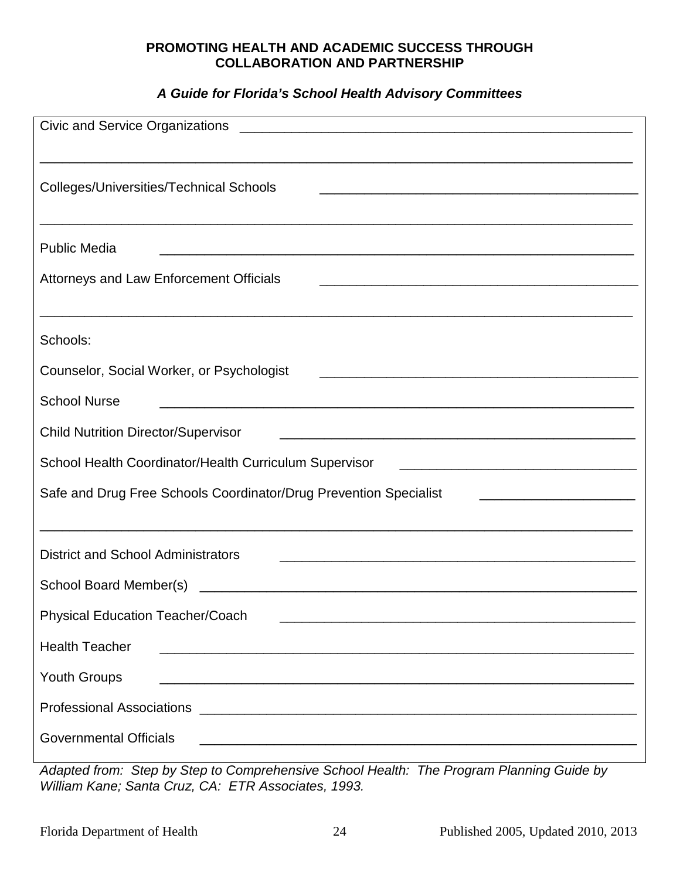Civic and Service Organizations ______________________________________________

__________________________________________________________________________

Colleges/Universities/Technical Schools ______________________________________

__________________________________________________________________________

Public Media ________________________________________________________

Attorneys and Law Enforcement Officials ______________________________________

__________________________________________________________________________

Schools:

Counselor, Social Worker, or Psychologist ______________________________________

School Nurse ________________________________________________________

Child Nutrition Director/Supervisor ___________________________________________

School Health Coordinator/Health Curriculum Supervisor ___________________________

Safe and Drug Free Schools Coordinator/Drug Prevention Specialist __________________

__________________________________________________________________________

District and School Administrators ___________________________________________

School Board Member(s) ______________________________________________________

Physical Education Teacher/Coach ___________________________________________

Health Teacher ________________________________________________________

Youth Groups ________________________________________________________

Professional Associations _____________________________________________________

Governmental Officials _____________________________________________________

*Adapted from: Step by Step to Comprehensive School Health: The Program Planning Guide by William Kane; Santa Cruz, CA: ETR Associates, 1993.*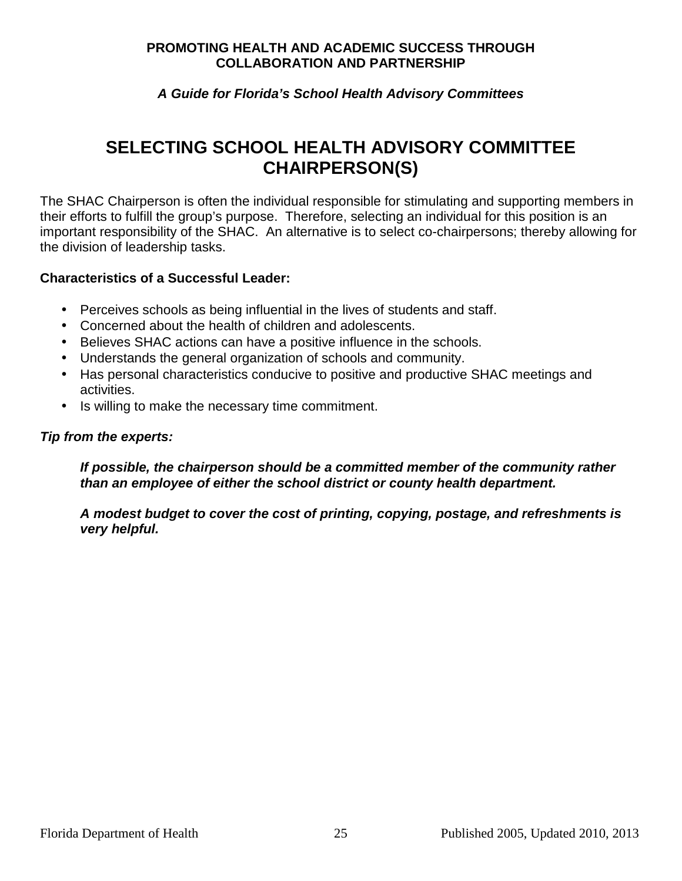# SELECTING SCHOOL HEALTH ADVISORY COMMITTEE CHAIRPERSON(S)

The SHAC Chairperson is often the individual responsible for stimulating and supporting members in their efforts to fulfill the group's purpose. Therefore, selecting an individual for this position is an important responsibility of the SHAC. An alternative is to select co-chairpersons; thereby allowing for the division of leadership tasks.

**Characteristics of a Successful Leader:**

- Perceives schools as being influential in the lives of students and staff.
- Concerned about the health of children and adolescents.
- Believes SHAC actions can have a positive influence in the schools.
- Understands the general organization of schools and community.
- Has personal characteristics conducive to positive and productive SHAC meetings and activities.
- Is willing to make the necessary time commitment.

***Tip from the experts:***

> ***If possible, the chairperson should be a committed member of the community rather than an employee of either the school district or county health department.***
>
> ***A modest budget to cover the cost of printing, copying, postage, and refreshments is very helpful.***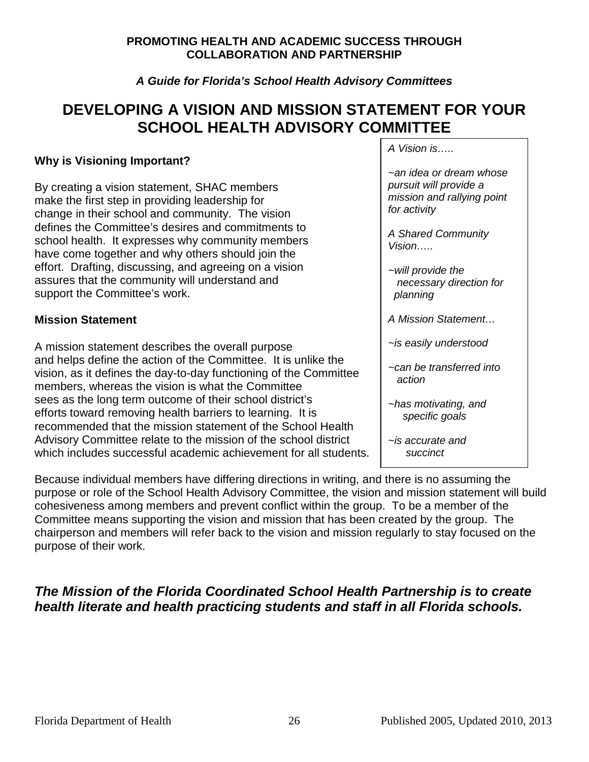**PROMOTING HEALTH AND ACADEMIC SUCCESS THROUGH COLLABORATION AND PARTNERSHIP**

***A Guide for Florida's School Health Advisory Committees***

# DEVELOPING A VISION AND MISSION STATEMENT FOR YOUR SCHOOL HEALTH ADVISORY COMMITTEE

### Why is Visioning Important?

By creating a vision statement, SHAC members make the first step in providing leadership for change in their school and community. The vision defines the Committee's desires and commitments to school health. It expresses why community members have come together and why others should join the effort. Drafting, discussing, and agreeing on a vision assures that the community will understand and support the Committee's work.

### Mission Statement

A mission statement describes the overall purpose and helps define the action of the Committee. It is unlike the vision, as it defines the day-to-day functioning of the Committee members, whereas the vision is what the Committee sees as the long term outcome of their school district's efforts toward removing health barriers to learning. It is recommended that the mission statement of the School Health Advisory Committee relate to the mission of the school district which includes successful academic achievement for all students.

> *A Vision is…..*
>
> *~an idea or dream whose pursuit will provide a mission and rallying point for activity*
>
> *A Shared Community Vision…..*
>
> *~will provide the necessary direction for planning*
>
> *A Mission Statement…*
>
> *~is easily understood*
>
> *~can be transferred into action*
>
> *~has motivating, and specific goals*
>
> *~is accurate and succinct*

Because individual members have differing directions in writing, and there is no assuming the purpose or role of the School Health Advisory Committee, the vision and mission statement will build cohesiveness among members and prevent conflict within the group. To be a member of the Committee means supporting the vision and mission that has been created by the group. The chairperson and members will refer back to the vision and mission regularly to stay focused on the purpose of their work.

***The Mission of the Florida Coordinated School Health Partnership is to create health literate and health practicing students and staff in all Florida schools.***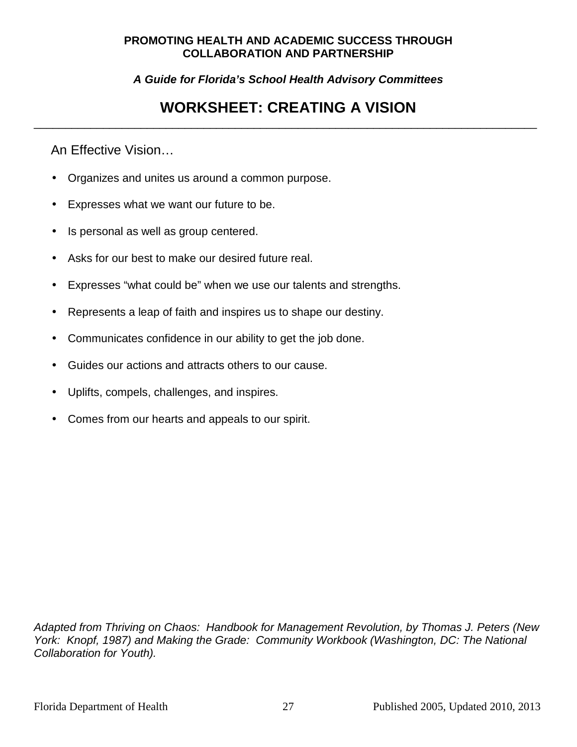**PROMOTING HEALTH AND ACADEMIC SUCCESS THROUGH COLLABORATION AND PARTNERSHIP**

***A Guide for Florida's School Health Advisory Committees***

# WORKSHEET: CREATING A VISION

An Effective Vision…

- Organizes and unites us around a common purpose.
- Expresses what we want our future to be.
- Is personal as well as group centered.
- Asks for our best to make our desired future real.
- Expresses "what could be" when we use our talents and strengths.
- Represents a leap of faith and inspires us to shape our destiny.
- Communicates confidence in our ability to get the job done.
- Guides our actions and attracts others to our cause.
- Uplifts, compels, challenges, and inspires.
- Comes from our hearts and appeals to our spirit.

*Adapted from Thriving on Chaos: Handbook for Management Revolution, by Thomas J. Peters (New York: Knopf, 1987) and Making the Grade: Community Workbook (Washington, DC: The National Collaboration for Youth).*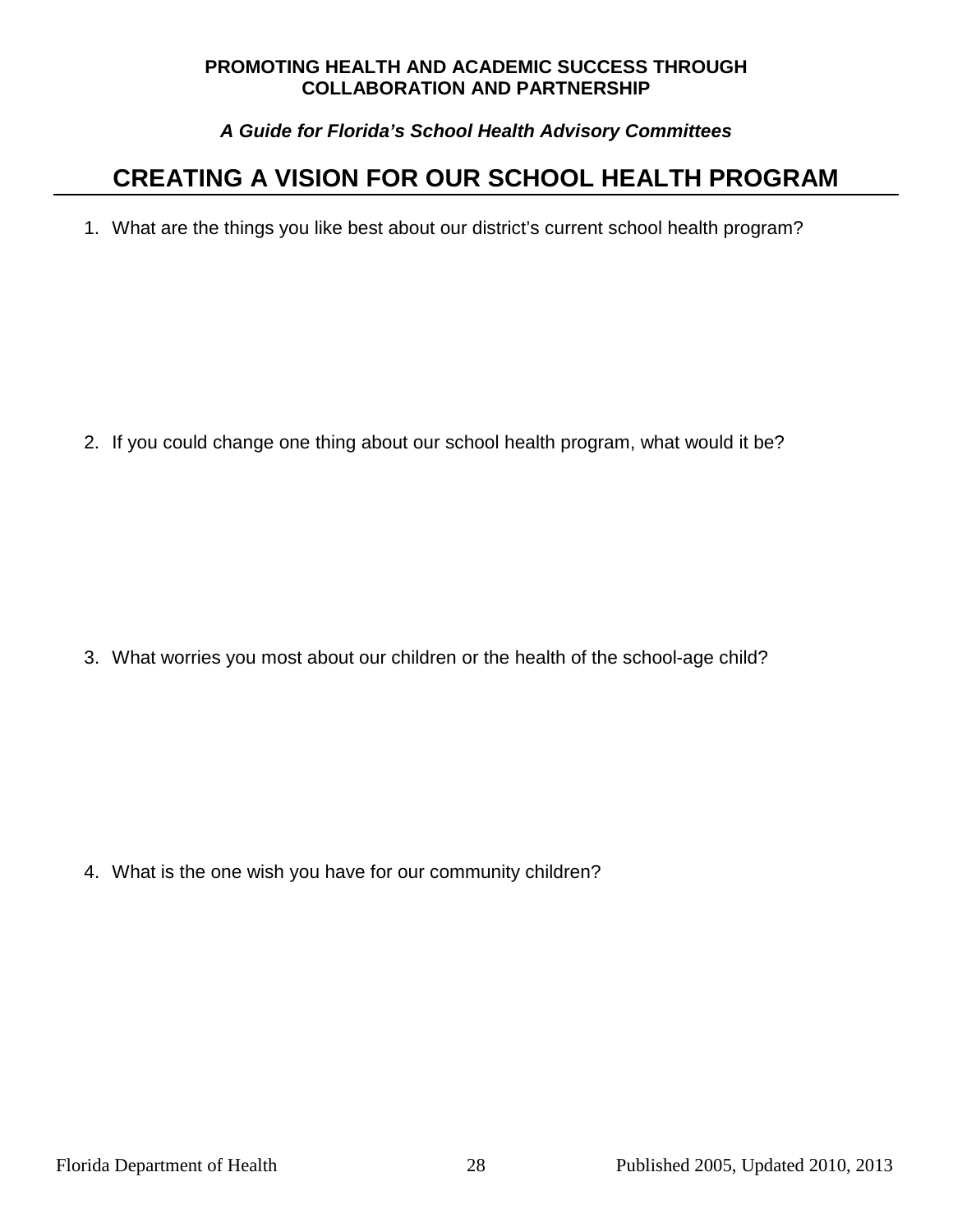# CREATING A VISION FOR OUR SCHOOL HEALTH PROGRAM

1. What are the things you like best about our district's current school health program?

2. If you could change one thing about our school health program, what would it be?

3. What worries you most about our children or the health of the school-age child?

4. What is the one wish you have for our community children?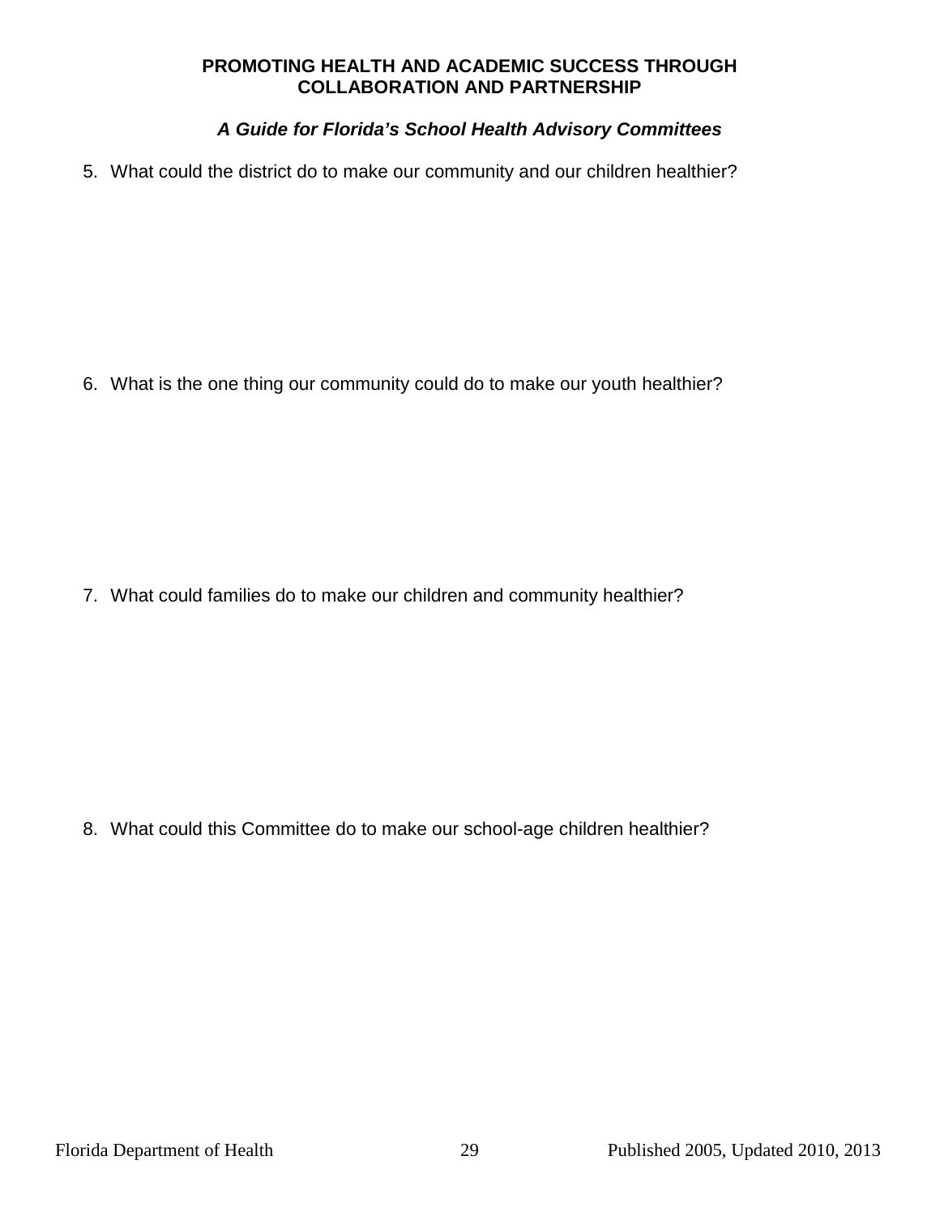5. What could the district do to make our community and our children healthier?

6. What is the one thing our community could do to make our youth healthier?

7. What could families do to make our children and community healthier?

8. What could this Committee do to make our school-age children healthier?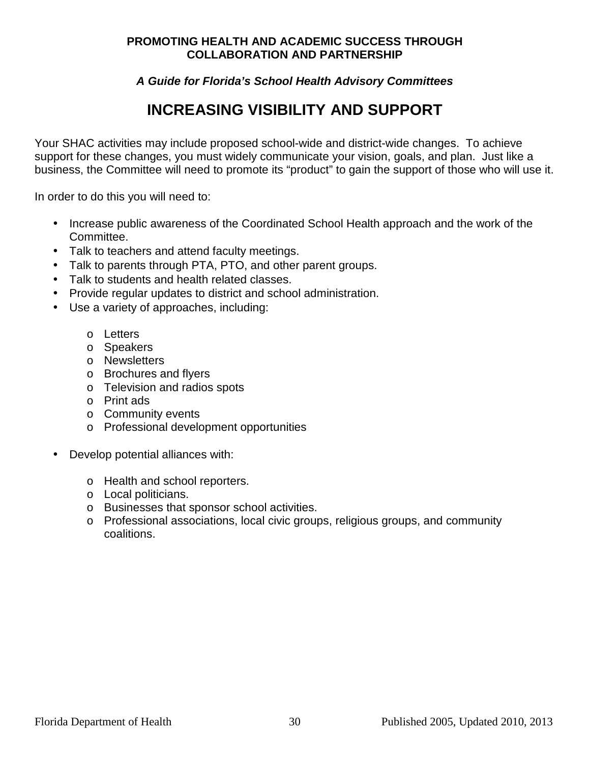# INCREASING VISIBILITY AND SUPPORT

Your SHAC activities may include proposed school-wide and district-wide changes. To achieve support for these changes, you must widely communicate your vision, goals, and plan. Just like a business, the Committee will need to promote its "product" to gain the support of those who will use it.

In order to do this you will need to:

- Increase public awareness of the Coordinated School Health approach and the work of the Committee.
- Talk to teachers and attend faculty meetings.
- Talk to parents through PTA, PTO, and other parent groups.
- Talk to students and health related classes.
- Provide regular updates to district and school administration.
- Use a variety of approaches, including:
  - Letters
  - Speakers
  - Newsletters
  - Brochures and flyers
  - Television and radios spots
  - Print ads
  - Community events
  - Professional development opportunities
- Develop potential alliances with:
  - Health and school reporters.
  - Local politicians.
  - Businesses that sponsor school activities.
  - Professional associations, local civic groups, religious groups, and community coalitions.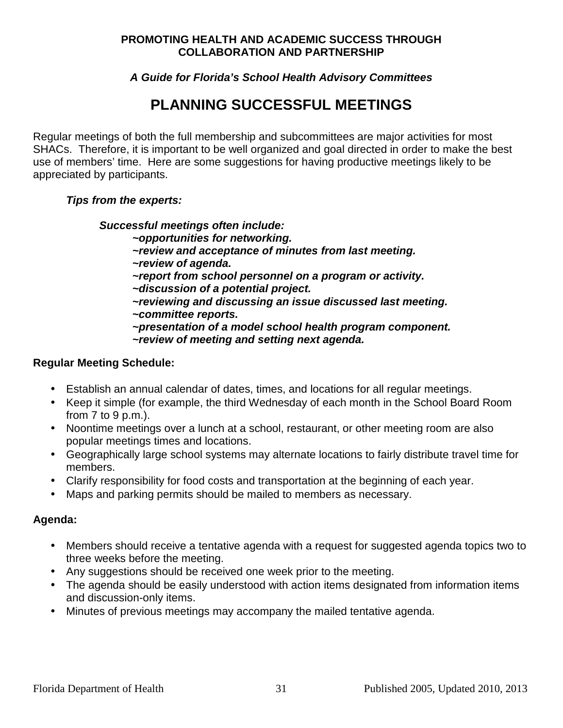## PLANNING SUCCESSFUL MEETINGS

Regular meetings of both the full membership and subcommittees are major activities for most SHACs. Therefore, it is important to be well organized and goal directed in order to make the best use of members' time. Here are some suggestions for having productive meetings likely to be appreciated by participants.

***Tips from the experts:***

***Successful meetings often include:***

***~opportunities for networking.***
***~review and acceptance of minutes from last meeting.***
***~review of agenda.***
***~report from school personnel on a program or activity.***
***~discussion of a potential project.***
***~reviewing and discussing an issue discussed last meeting.***
***~committee reports.***
***~presentation of a model school health program component.***
***~review of meeting and setting next agenda.***

**Regular Meeting Schedule:**

- Establish an annual calendar of dates, times, and locations for all regular meetings.
- Keep it simple (for example, the third Wednesday of each month in the School Board Room from 7 to 9 p.m.).
- Noontime meetings over a lunch at a school, restaurant, or other meeting room are also popular meetings times and locations.
- Geographically large school systems may alternate locations to fairly distribute travel time for members.
- Clarify responsibility for food costs and transportation at the beginning of each year.
- Maps and parking permits should be mailed to members as necessary.

**Agenda:**

- Members should receive a tentative agenda with a request for suggested agenda topics two to three weeks before the meeting.
- Any suggestions should be received one week prior to the meeting.
- The agenda should be easily understood with action items designated from information items and discussion-only items.
- Minutes of previous meetings may accompany the mailed tentative agenda.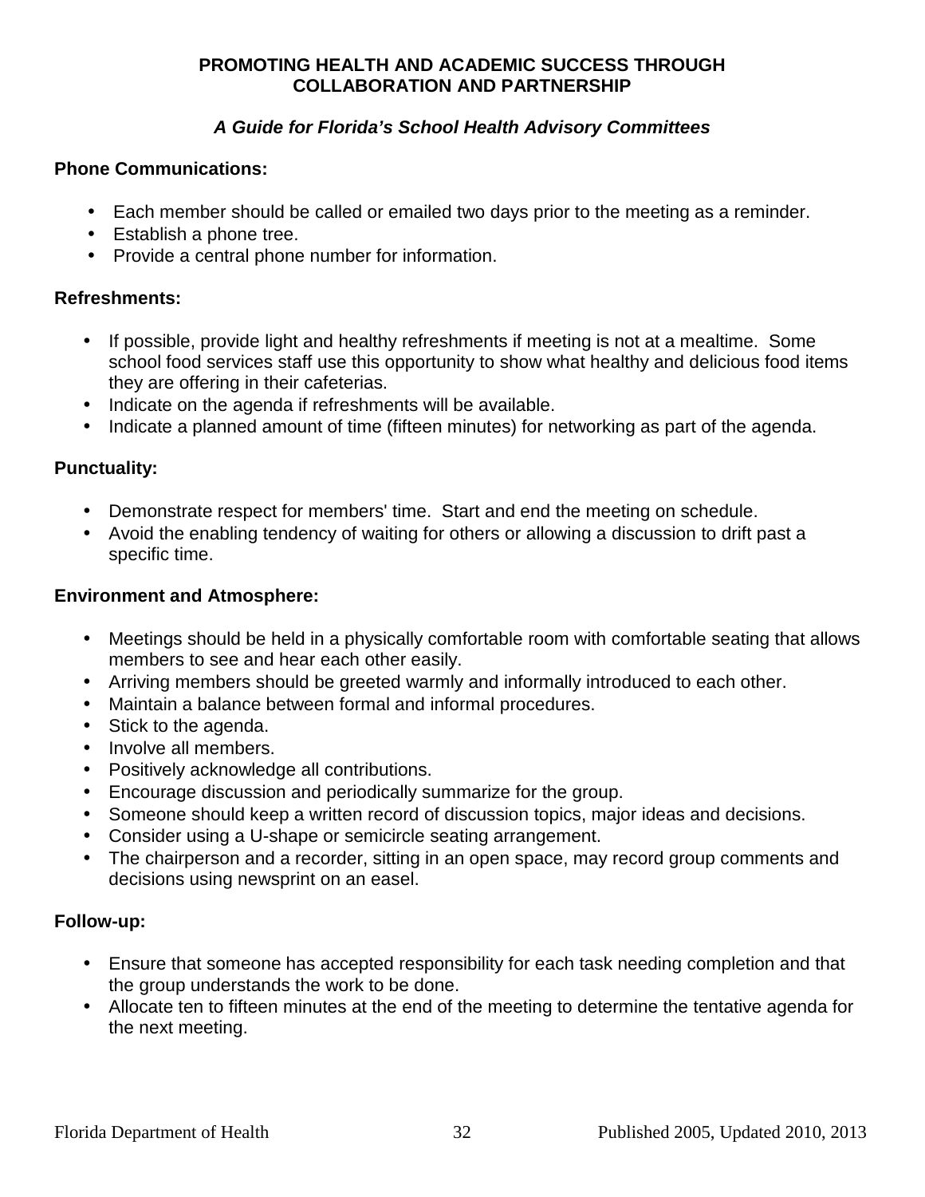**Phone Communications:**

- Each member should be called or emailed two days prior to the meeting as a reminder.
- Establish a phone tree.
- Provide a central phone number for information.

**Refreshments:**

- If possible, provide light and healthy refreshments if meeting is not at a mealtime. Some school food services staff use this opportunity to show what healthy and delicious food items they are offering in their cafeterias.
- Indicate on the agenda if refreshments will be available.
- Indicate a planned amount of time (fifteen minutes) for networking as part of the agenda.

**Punctuality:**

- Demonstrate respect for members' time. Start and end the meeting on schedule.
- Avoid the enabling tendency of waiting for others or allowing a discussion to drift past a specific time.

**Environment and Atmosphere:**

- Meetings should be held in a physically comfortable room with comfortable seating that allows members to see and hear each other easily.
- Arriving members should be greeted warmly and informally introduced to each other.
- Maintain a balance between formal and informal procedures.
- Stick to the agenda.
- Involve all members.
- Positively acknowledge all contributions.
- Encourage discussion and periodically summarize for the group.
- Someone should keep a written record of discussion topics, major ideas and decisions.
- Consider using a U-shape or semicircle seating arrangement.
- The chairperson and a recorder, sitting in an open space, may record group comments and decisions using newsprint on an easel.

**Follow-up:**

- Ensure that someone has accepted responsibility for each task needing completion and that the group understands the work to be done.
- Allocate ten to fifteen minutes at the end of the meeting to determine the tentative agenda for the next meeting.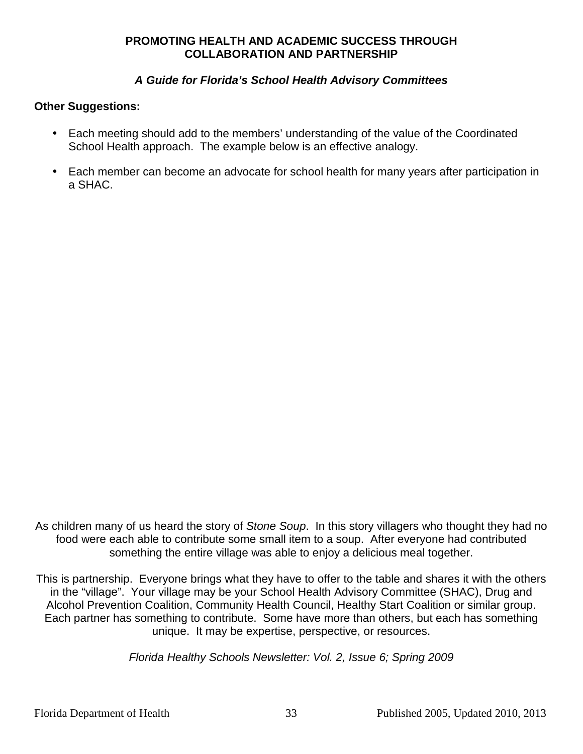**Other Suggestions:**

- Each meeting should add to the members' understanding of the value of the Coordinated School Health approach. The example below is an effective analogy.
- Each member can become an advocate for school health for many years after participation in a SHAC.

As children many of us heard the story of *Stone Soup*. In this story villagers who thought they had no food were each able to contribute some small item to a soup. After everyone had contributed something the entire village was able to enjoy a delicious meal together.

This is partnership. Everyone brings what they have to offer to the table and shares it with the others in the "village". Your village may be your School Health Advisory Committee (SHAC), Drug and Alcohol Prevention Coalition, Community Health Council, Healthy Start Coalition or similar group. Each partner has something to contribute. Some have more than others, but each has something unique. It may be expertise, perspective, or resources.

*Florida Healthy Schools Newsletter: Vol. 2, Issue 6; Spring 2009*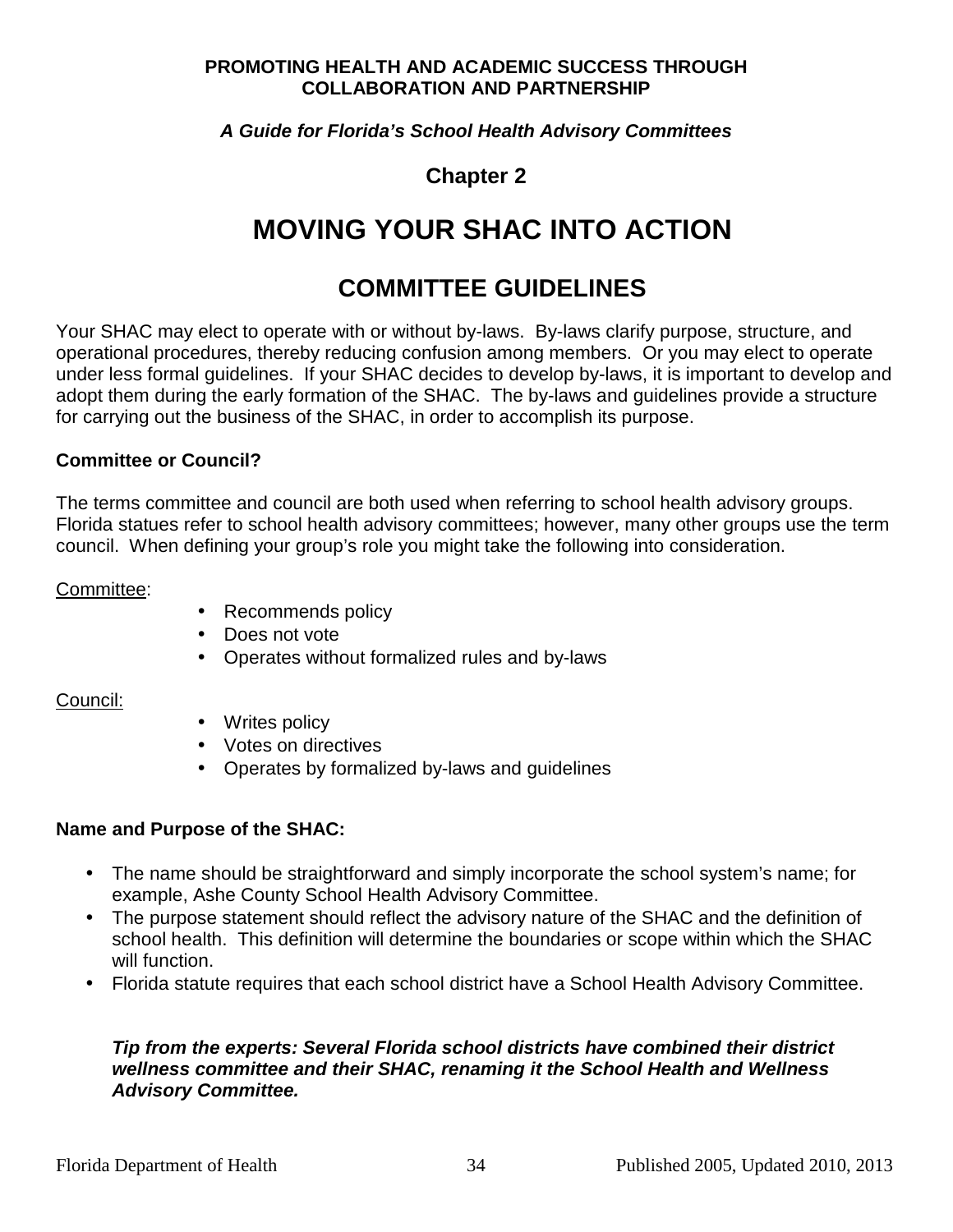**PROMOTING HEALTH AND ACADEMIC SUCCESS THROUGH COLLABORATION AND PARTNERSHIP**

***A Guide for Florida's School Health Advisory Committees***

## Chapter 2

# MOVING YOUR SHAC INTO ACTION

## COMMITTEE GUIDELINES

Your SHAC may elect to operate with or without by-laws. By-laws clarify purpose, structure, and operational procedures, thereby reducing confusion among members. Or you may elect to operate under less formal guidelines. If your SHAC decides to develop by-laws, it is important to develop and adopt them during the early formation of the SHAC. The by-laws and guidelines provide a structure for carrying out the business of the SHAC, in order to accomplish its purpose.

### Committee or Council?

The terms committee and council are both used when referring to school health advisory groups. Florida statues refer to school health advisory committees; however, many other groups use the term council. When defining your group's role you might take the following into consideration.

Committee:

- Recommends policy
- Does not vote
- Operates without formalized rules and by-laws

Council:

- Writes policy
- Votes on directives
- Operates by formalized by-laws and guidelines

### Name and Purpose of the SHAC:

- The name should be straightforward and simply incorporate the school system's name; for example, Ashe County School Health Advisory Committee.
- The purpose statement should reflect the advisory nature of the SHAC and the definition of school health. This definition will determine the boundaries or scope within which the SHAC will function.
- Florida statute requires that each school district have a School Health Advisory Committee.

***Tip from the experts: Several Florida school districts have combined their district wellness committee and their SHAC, renaming it the School Health and Wellness Advisory Committee.***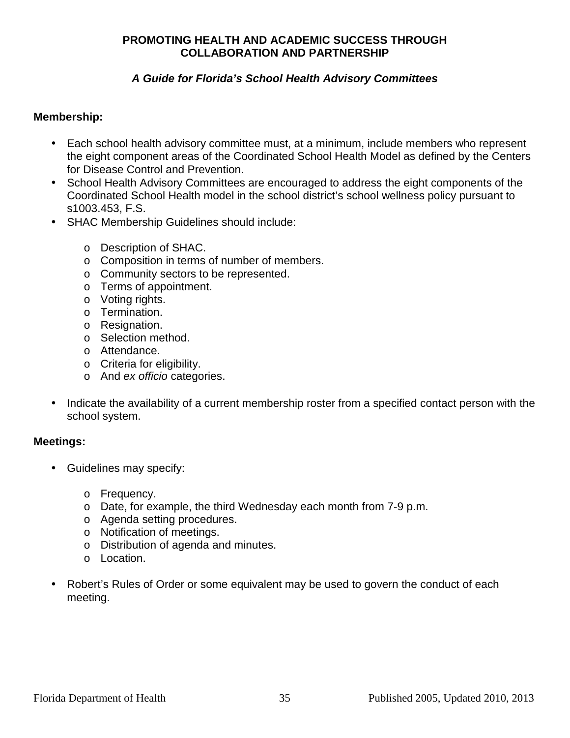**PROMOTING HEALTH AND ACADEMIC SUCCESS THROUGH COLLABORATION AND PARTNERSHIP**

***A Guide for Florida's School Health Advisory Committees***

**Membership:**

- Each school health advisory committee must, at a minimum, include members who represent the eight component areas of the Coordinated School Health Model as defined by the Centers for Disease Control and Prevention.
- School Health Advisory Committees are encouraged to address the eight components of the Coordinated School Health model in the school district's school wellness policy pursuant to s1003.453, F.S.
- SHAC Membership Guidelines should include:
  - Description of SHAC.
  - Composition in terms of number of members.
  - Community sectors to be represented.
  - Terms of appointment.
  - Voting rights.
  - Termination.
  - Resignation.
  - Selection method.
  - Attendance.
  - Criteria for eligibility.
  - And *ex officio* categories.
- Indicate the availability of a current membership roster from a specified contact person with the school system.

**Meetings:**

- Guidelines may specify:
  - Frequency.
  - Date, for example, the third Wednesday each month from 7-9 p.m.
  - Agenda setting procedures.
  - Notification of meetings.
  - Distribution of agenda and minutes.
  - Location.
- Robert's Rules of Order or some equivalent may be used to govern the conduct of each meeting.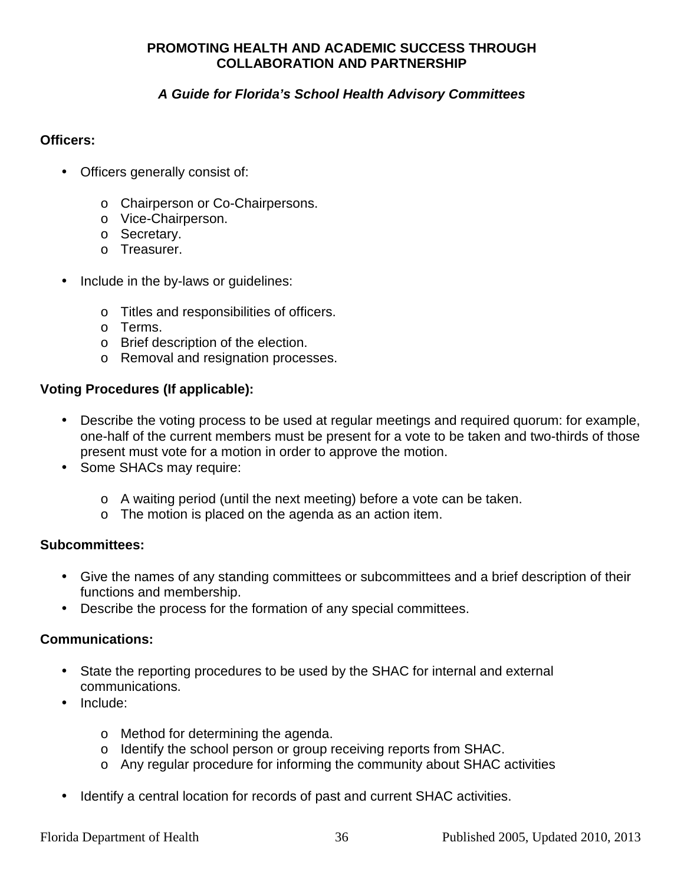**Officers:**

- Officers generally consist of:
    - Chairperson or Co-Chairpersons.
    - Vice-Chairperson.
    - Secretary.
    - Treasurer.
- Include in the by-laws or guidelines:
    - Titles and responsibilities of officers.
    - Terms.
    - Brief description of the election.
    - Removal and resignation processes.

**Voting Procedures (If applicable):**

- Describe the voting process to be used at regular meetings and required quorum: for example, one-half of the current members must be present for a vote to be taken and two-thirds of those present must vote for a motion in order to approve the motion.
- Some SHACs may require:
    - A waiting period (until the next meeting) before a vote can be taken.
    - The motion is placed on the agenda as an action item.

**Subcommittees:**

- Give the names of any standing committees or subcommittees and a brief description of their functions and membership.
- Describe the process for the formation of any special committees.

**Communications:**

- State the reporting procedures to be used by the SHAC for internal and external communications.
- Include:
    - Method for determining the agenda.
    - Identify the school person or group receiving reports from SHAC.
    - Any regular procedure for informing the community about SHAC activities
- Identify a central location for records of past and current SHAC activities.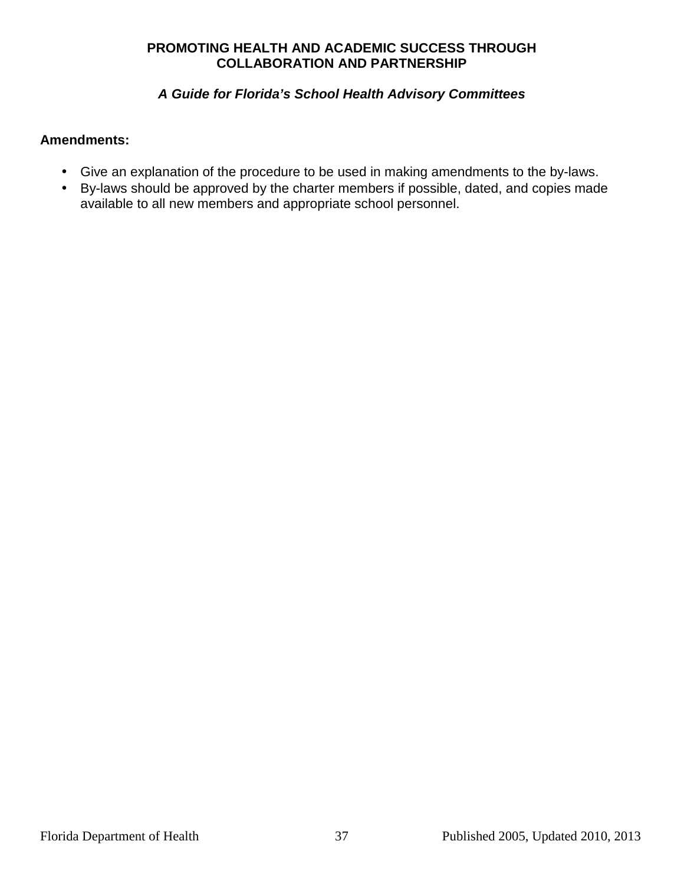**Amendments:**

- Give an explanation of the procedure to be used in making amendments to the by-laws.
- By-laws should be approved by the charter members if possible, dated, and copies made available to all new members and appropriate school personnel.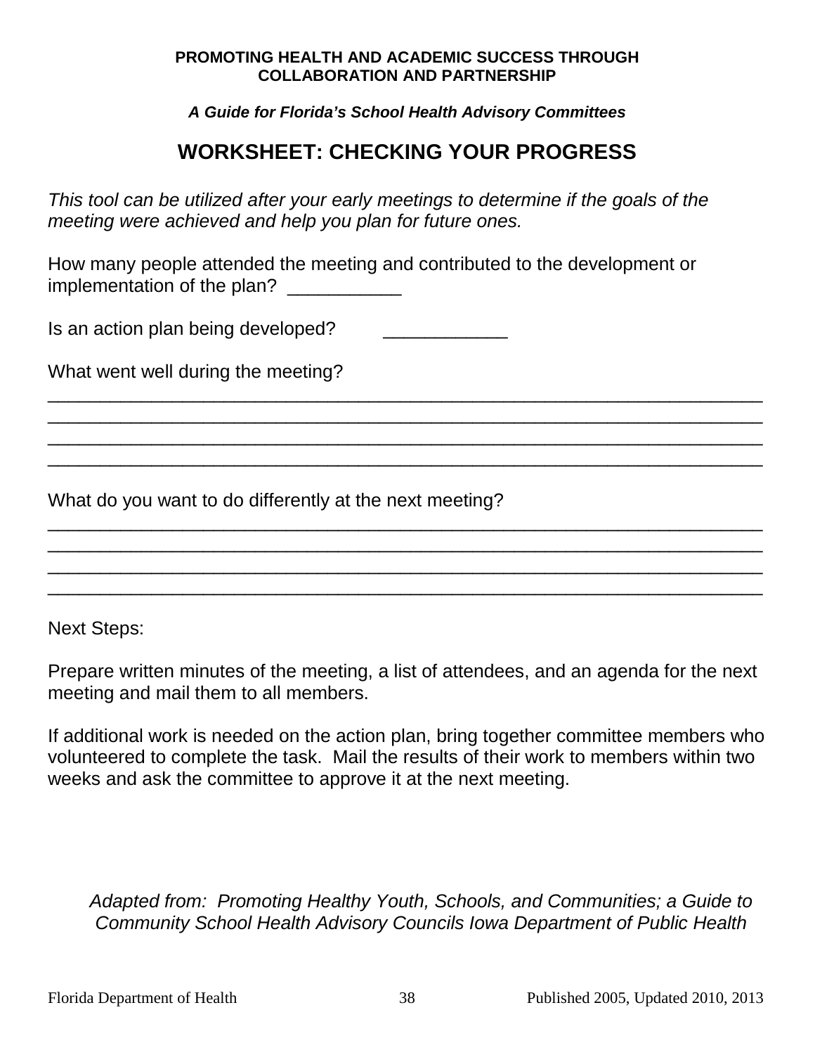# WORKSHEET: CHECKING YOUR PROGRESS

*This tool can be utilized after your early meetings to determine if the goals of the meeting were achieved and help you plan for future ones.*

How many people attended the meeting and contributed to the development or implementation of the plan? ___________

Is an action plan being developed? ____________

What went well during the meeting?

_______________________________________________________________________
_______________________________________________________________________
_______________________________________________________________________
_______________________________________________________________________

What do you want to do differently at the next meeting?

_______________________________________________________________________
_______________________________________________________________________
_______________________________________________________________________
_______________________________________________________________________

Next Steps:

Prepare written minutes of the meeting, a list of attendees, and an agenda for the next meeting and mail them to all members.

If additional work is needed on the action plan, bring together committee members who volunteered to complete the task. Mail the results of their work to members within two weeks and ask the committee to approve it at the next meeting.

*Adapted from: Promoting Healthy Youth, Schools, and Communities; a Guide to Community School Health Advisory Councils Iowa Department of Public Health*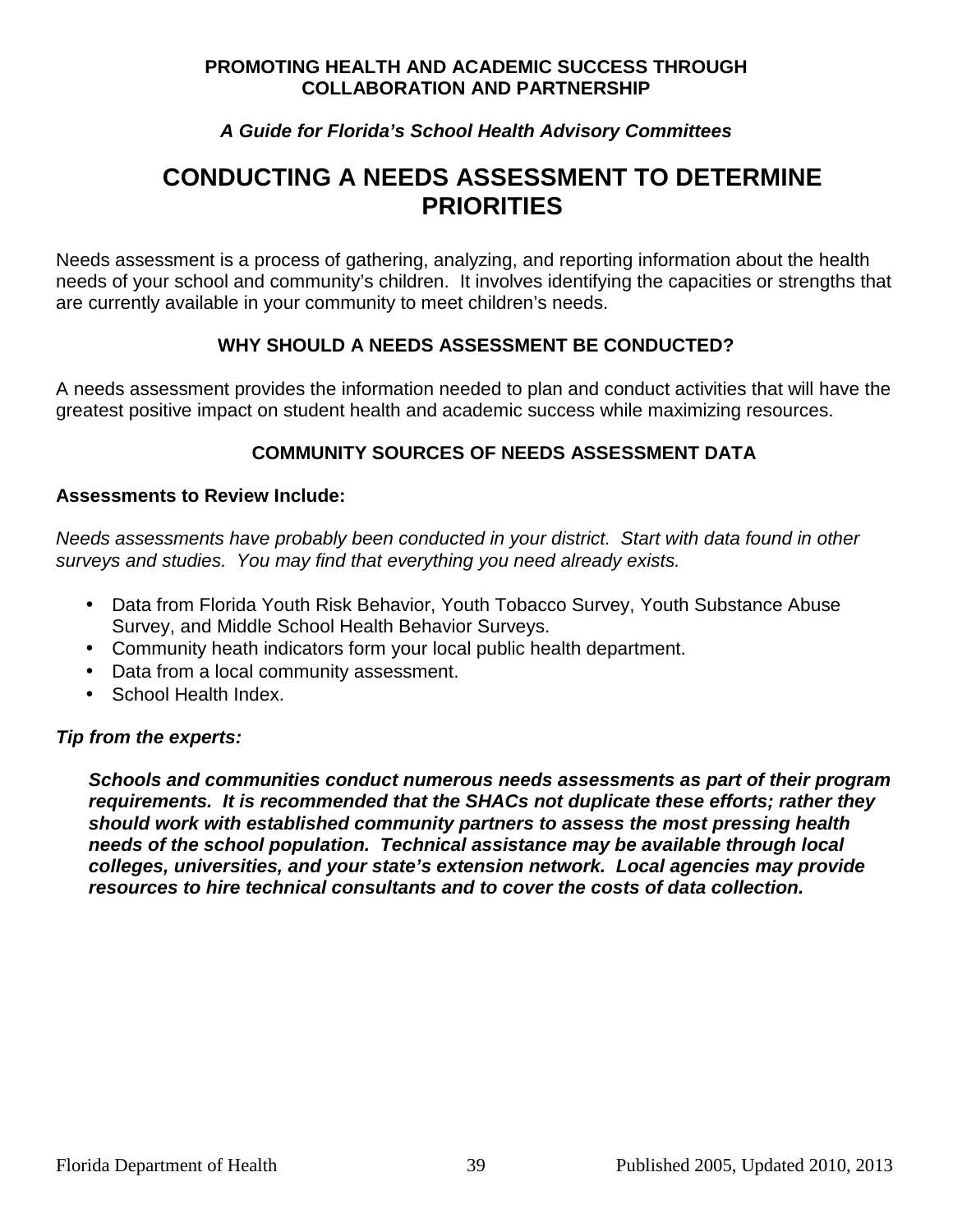**PROMOTING HEALTH AND ACADEMIC SUCCESS THROUGH COLLABORATION AND PARTNERSHIP**

***A Guide for Florida's School Health Advisory Committees***

# CONDUCTING A NEEDS ASSESSMENT TO DETERMINE PRIORITIES

Needs assessment is a process of gathering, analyzing, and reporting information about the health needs of your school and community's children. It involves identifying the capacities or strengths that are currently available in your community to meet children's needs.

## WHY SHOULD A NEEDS ASSESSMENT BE CONDUCTED?

A needs assessment provides the information needed to plan and conduct activities that will have the greatest positive impact on student health and academic success while maximizing resources.

## COMMUNITY SOURCES OF NEEDS ASSESSMENT DATA

**Assessments to Review Include:**

*Needs assessments have probably been conducted in your district. Start with data found in other surveys and studies. You may find that everything you need already exists.*

- Data from Florida Youth Risk Behavior, Youth Tobacco Survey, Youth Substance Abuse Survey, and Middle School Health Behavior Surveys.
- Community heath indicators form your local public health department.
- Data from a local community assessment.
- School Health Index.

***Tip from the experts:***

> ***Schools and communities conduct numerous needs assessments as part of their program requirements. It is recommended that the SHACs not duplicate these efforts; rather they should work with established community partners to assess the most pressing health needs of the school population. Technical assistance may be available through local colleges, universities, and your state's extension network. Local agencies may provide resources to hire technical consultants and to cover the costs of data collection.***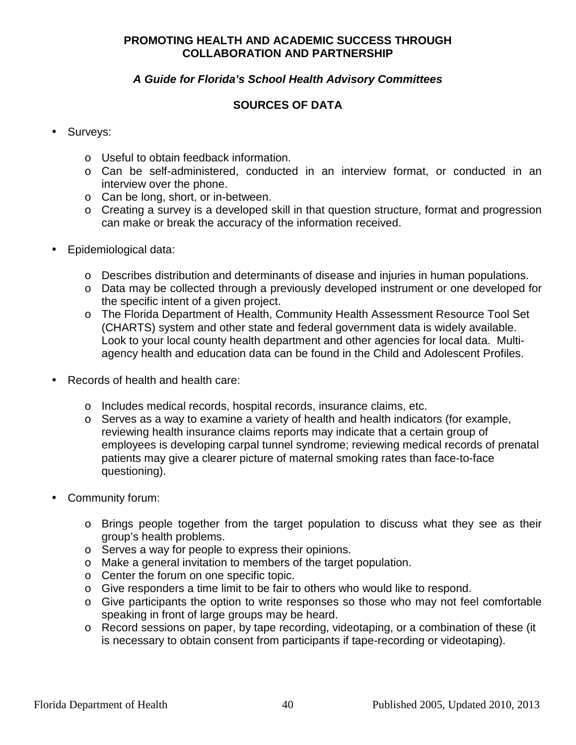**PROMOTING HEALTH AND ACADEMIC SUCCESS THROUGH COLLABORATION AND PARTNERSHIP**

***A Guide for Florida's School Health Advisory Committees***

## SOURCES OF DATA

- Surveys:
  - Useful to obtain feedback information.
  - Can be self-administered, conducted in an interview format, or conducted in an interview over the phone.
  - Can be long, short, or in-between.
  - Creating a survey is a developed skill in that question structure, format and progression can make or break the accuracy of the information received.

- Epidemiological data:
  - Describes distribution and determinants of disease and injuries in human populations.
  - Data may be collected through a previously developed instrument or one developed for the specific intent of a given project.
  - The Florida Department of Health, Community Health Assessment Resource Tool Set (CHARTS) system and other state and federal government data is widely available. Look to your local county health department and other agencies for local data. Multi-agency health and education data can be found in the Child and Adolescent Profiles.

- Records of health and health care:
  - Includes medical records, hospital records, insurance claims, etc.
  - Serves as a way to examine a variety of health and health indicators (for example, reviewing health insurance claims reports may indicate that a certain group of employees is developing carpal tunnel syndrome; reviewing medical records of prenatal patients may give a clearer picture of maternal smoking rates than face-to-face questioning).

- Community forum:
  - Brings people together from the target population to discuss what they see as their group's health problems.
  - Serves a way for people to express their opinions.
  - Make a general invitation to members of the target population.
  - Center the forum on one specific topic.
  - Give responders a time limit to be fair to others who would like to respond.
  - Give participants the option to write responses so those who may not feel comfortable speaking in front of large groups may be heard.
  - Record sessions on paper, by tape recording, videotaping, or a combination of these (it is necessary to obtain consent from participants if tape-recording or videotaping).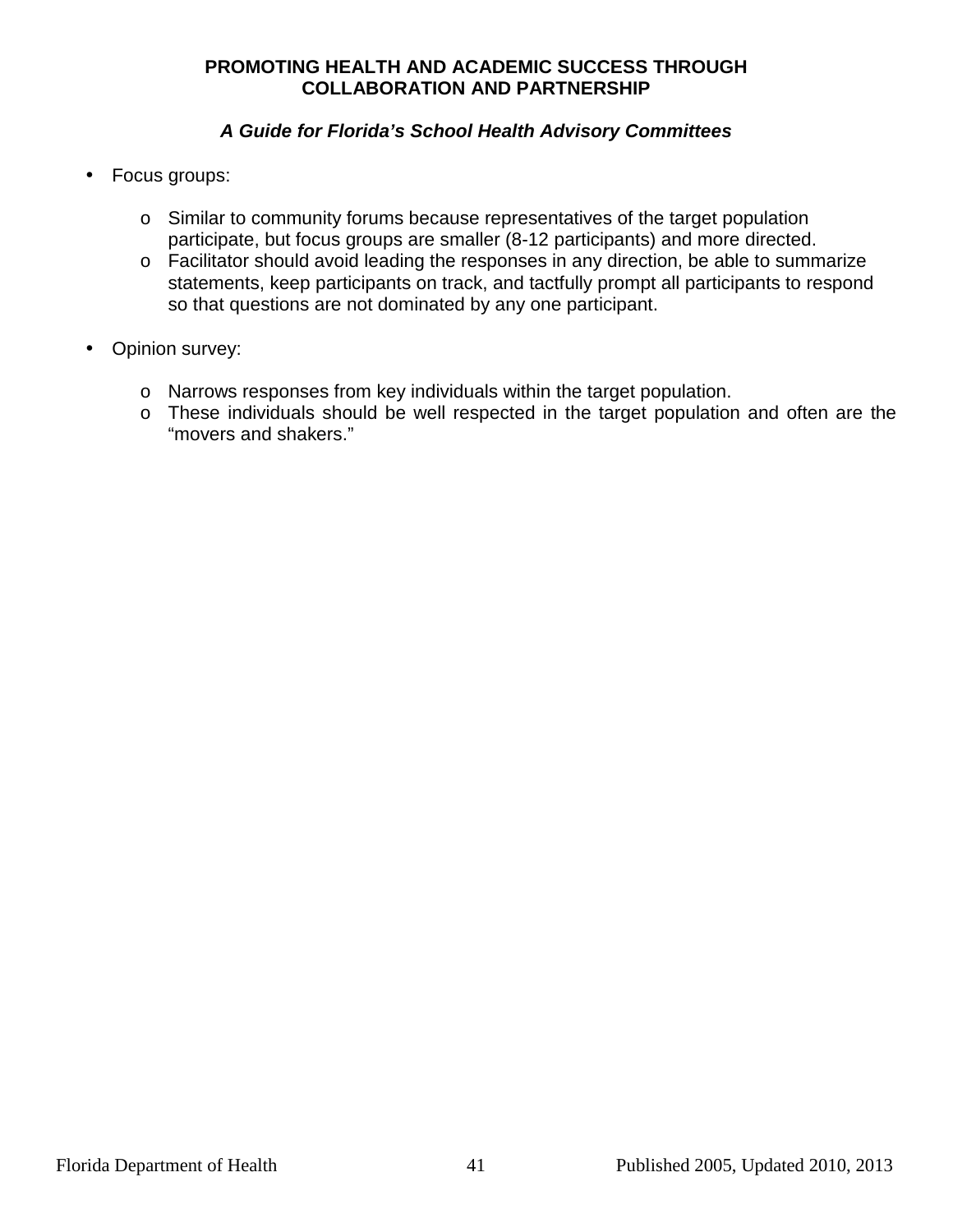- Focus groups:

  - Similar to community forums because representatives of the target population participate, but focus groups are smaller (8-12 participants) and more directed.
  - Facilitator should avoid leading the responses in any direction, be able to summarize statements, keep participants on track, and tactfully prompt all participants to respond so that questions are not dominated by any one participant.

- Opinion survey:

  - Narrows responses from key individuals within the target population.
  - These individuals should be well respected in the target population and often are the "movers and shakers."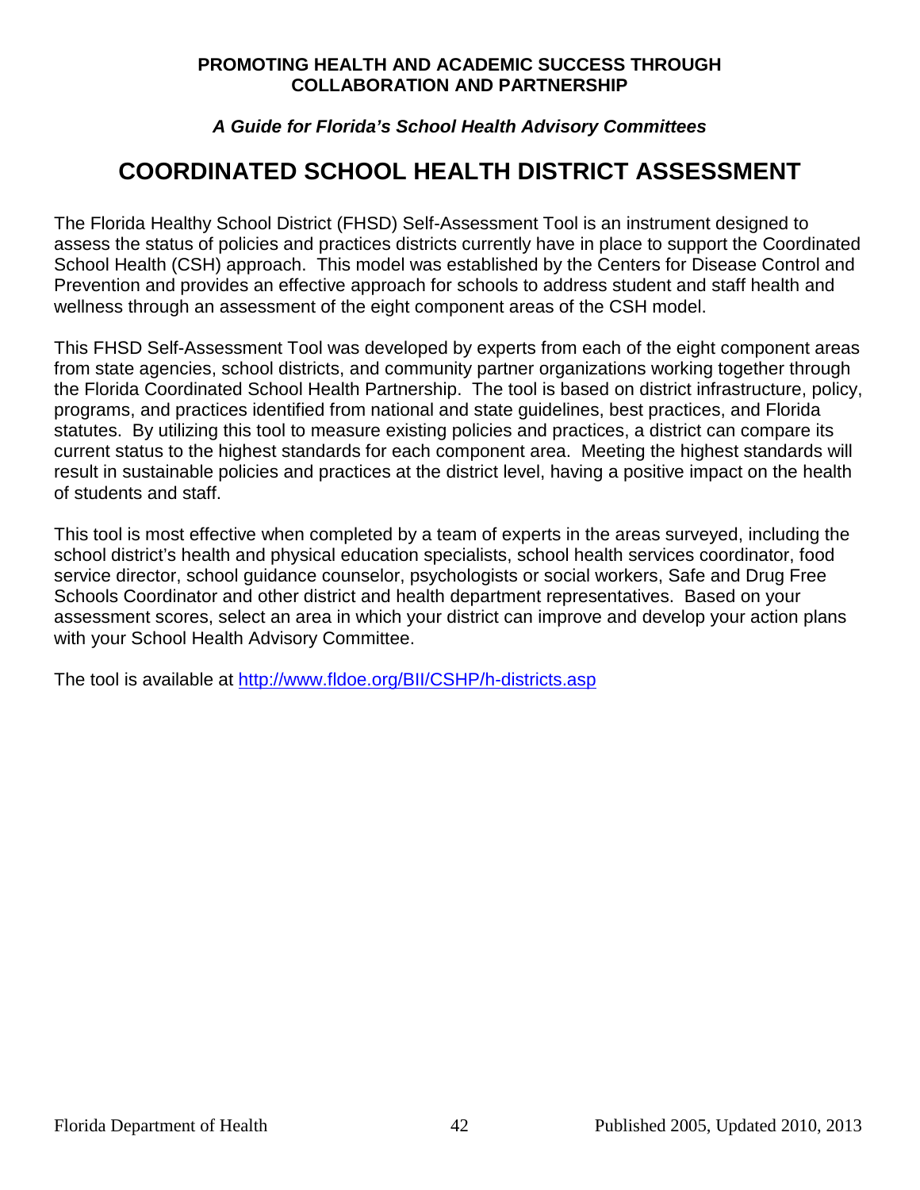# COORDINATED SCHOOL HEALTH DISTRICT ASSESSMENT

The Florida Healthy School District (FHSD) Self-Assessment Tool is an instrument designed to assess the status of policies and practices districts currently have in place to support the Coordinated School Health (CSH) approach. This model was established by the Centers for Disease Control and Prevention and provides an effective approach for schools to address student and staff health and wellness through an assessment of the eight component areas of the CSH model.

This FHSD Self-Assessment Tool was developed by experts from each of the eight component areas from state agencies, school districts, and community partner organizations working together through the Florida Coordinated School Health Partnership. The tool is based on district infrastructure, policy, programs, and practices identified from national and state guidelines, best practices, and Florida statutes. By utilizing this tool to measure existing policies and practices, a district can compare its current status to the highest standards for each component area. Meeting the highest standards will result in sustainable policies and practices at the district level, having a positive impact on the health of students and staff.

This tool is most effective when completed by a team of experts in the areas surveyed, including the school district's health and physical education specialists, school health services coordinator, food service director, school guidance counselor, psychologists or social workers, Safe and Drug Free Schools Coordinator and other district and health department representatives. Based on your assessment scores, select an area in which your district can improve and develop your action plans with your School Health Advisory Committee.

The tool is available at [http://www.fldoe.org/BII/CSHP/h-districts.asp](http://www.fldoe.org/BII/CSHP/h-districts.asp)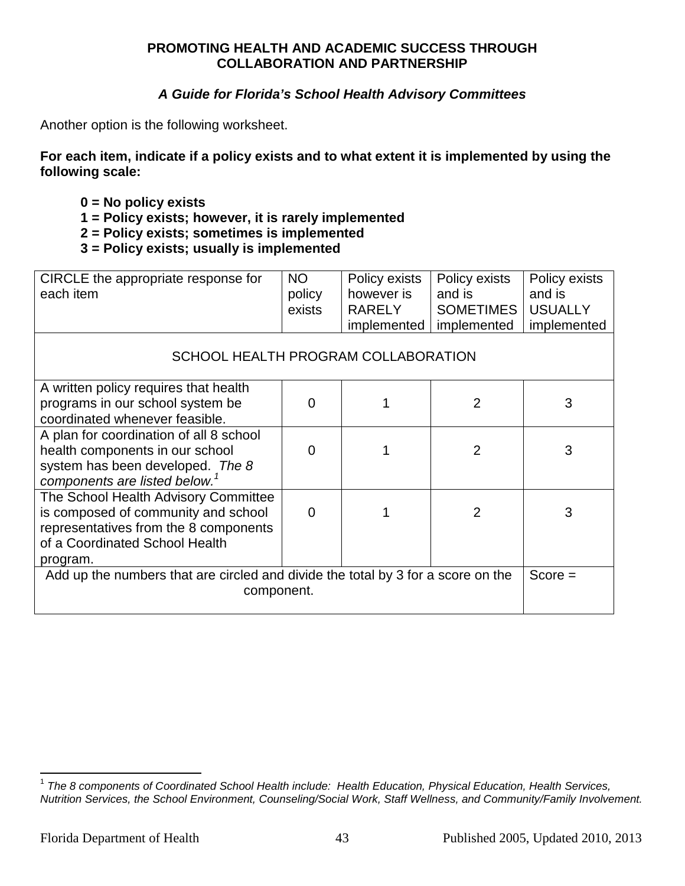Another option is the following worksheet.

**For each item, indicate if a policy exists and to what extent it is implemented by using the following scale:**

- **0 = No policy exists**
- **1 = Policy exists; however, it is rarely implemented**
- **2 = Policy exists; sometimes is implemented**
- **3 = Policy exists; usually is implemented**

| CIRCLE the appropriate response for each item | NO policy exists | Policy exists however is RARELY implemented | Policy exists and is SOMETIMES implemented | Policy exists and is USUALLY implemented |
|---|---|---|---|---|
| SCHOOL HEALTH PROGRAM COLLABORATION | | | | |
| A written policy requires that health programs in our school system be coordinated whenever feasible. | 0 | 1 | 2 | 3 |
| A plan for coordination of all 8 school health components in our school system has been developed. *The 8 components are listed below.*[1] | 0 | 1 | 2 | 3 |
| The School Health Advisory Committee is composed of community and school representatives from the 8 components of a Coordinated School Health program. | 0 | 1 | 2 | 3 |
| Add up the numbers that are circled and divide the total by 3 for a score on the component. | | | | Score = |

[1] *The 8 components of Coordinated School Health include: Health Education, Physical Education, Health Services, Nutrition Services, the School Environment, Counseling/Social Work, Staff Wellness, and Community/Family Involvement.*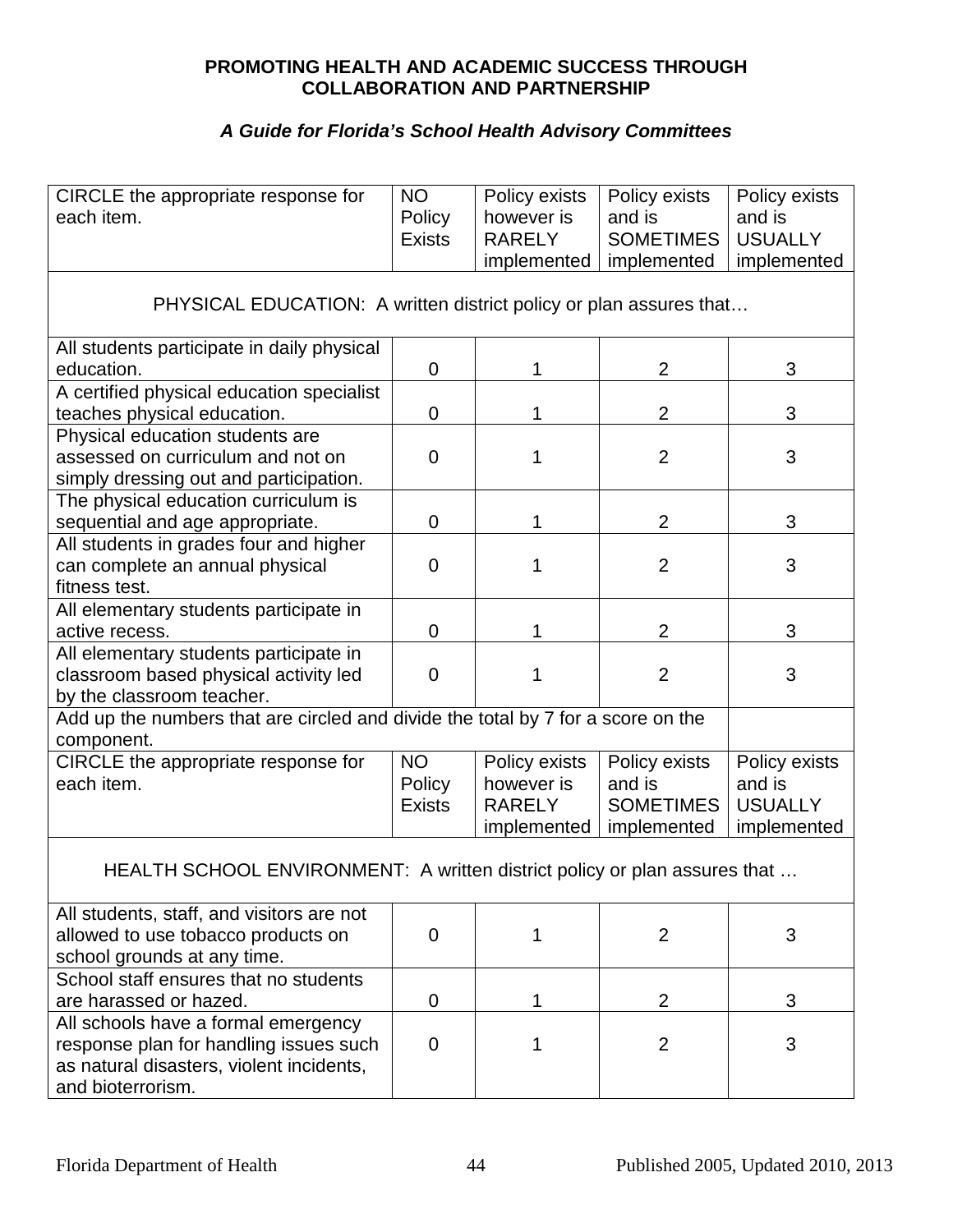**PROMOTING HEALTH AND ACADEMIC SUCCESS THROUGH COLLABORATION AND PARTNERSHIP**

***A Guide for Florida's School Health Advisory Committees***

| CIRCLE the appropriate response for each item. | NO Policy Exists | Policy exists however is RARELY implemented | Policy exists and is SOMETIMES implemented | Policy exists and is USUALLY implemented |
|---|---|---|---|---|
| PHYSICAL EDUCATION: A written district policy or plan assures that… | | | | |
| All students participate in daily physical education. | 0 | 1 | 2 | 3 |
| A certified physical education specialist teaches physical education. | 0 | 1 | 2 | 3 |
| Physical education students are assessed on curriculum and not on simply dressing out and participation. | 0 | 1 | 2 | 3 |
| The physical education curriculum is sequential and age appropriate. | 0 | 1 | 2 | 3 |
| All students in grades four and higher can complete an annual physical fitness test. | 0 | 1 | 2 | 3 |
| All elementary students participate in active recess. | 0 | 1 | 2 | 3 |
| All elementary students participate in classroom based physical activity led by the classroom teacher. | 0 | 1 | 2 | 3 |
| Add up the numbers that are circled and divide the total by 7 for a score on the component. | | | | |

| CIRCLE the appropriate response for each item. | NO Policy Exists | Policy exists however is RARELY implemented | Policy exists and is SOMETIMES implemented | Policy exists and is USUALLY implemented |
|---|---|---|---|---|
| HEALTH SCHOOL ENVIRONMENT: A written district policy or plan assures that … | | | | |
| All students, staff, and visitors are not allowed to use tobacco products on school grounds at any time. | 0 | 1 | 2 | 3 |
| School staff ensures that no students are harassed or hazed. | 0 | 1 | 2 | 3 |
| All schools have a formal emergency response plan for handling issues such as natural disasters, violent incidents, and bioterrorism. | 0 | 1 | 2 | 3 |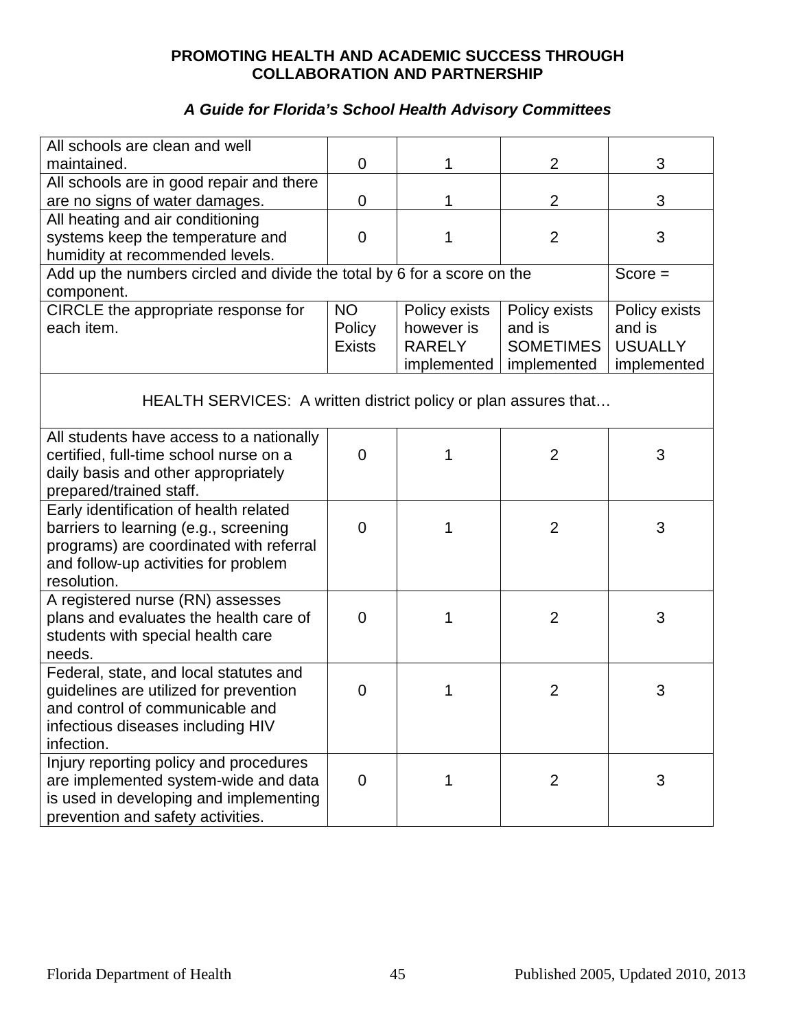**PROMOTING HEALTH AND ACADEMIC SUCCESS THROUGH COLLABORATION AND PARTNERSHIP**

***A Guide for Florida's School Health Advisory Committees***

| | | | | |
|---|---|---|---|---|
| All schools are clean and well maintained. | 0 | 1 | 2 | 3 |
| All schools are in good repair and there are no signs of water damages. | 0 | 1 | 2 | 3 |
| All heating and air conditioning systems keep the temperature and humidity at recommended levels. | 0 | 1 | 2 | 3 |
| Add up the numbers circled and divide the total by 6 for a score on the component. | | | | Score = |
| CIRCLE the appropriate response for each item. | NO Policy Exists | Policy exists however is RARELY implemented | Policy exists and is SOMETIMES implemented | Policy exists and is USUALLY implemented |
| HEALTH SERVICES: A written district policy or plan assures that… | | | | |
| All students have access to a nationally certified, full-time school nurse on a daily basis and other appropriately prepared/trained staff. | 0 | 1 | 2 | 3 |
| Early identification of health related barriers to learning (e.g., screening programs) are coordinated with referral and follow-up activities for problem resolution. | 0 | 1 | 2 | 3 |
| A registered nurse (RN) assesses plans and evaluates the health care of students with special health care needs. | 0 | 1 | 2 | 3 |
| Federal, state, and local statutes and guidelines are utilized for prevention and control of communicable and infectious diseases including HIV infection. | 0 | 1 | 2 | 3 |
| Injury reporting policy and procedures are implemented system-wide and data is used in developing and implementing prevention and safety activities. | 0 | 1 | 2 | 3 |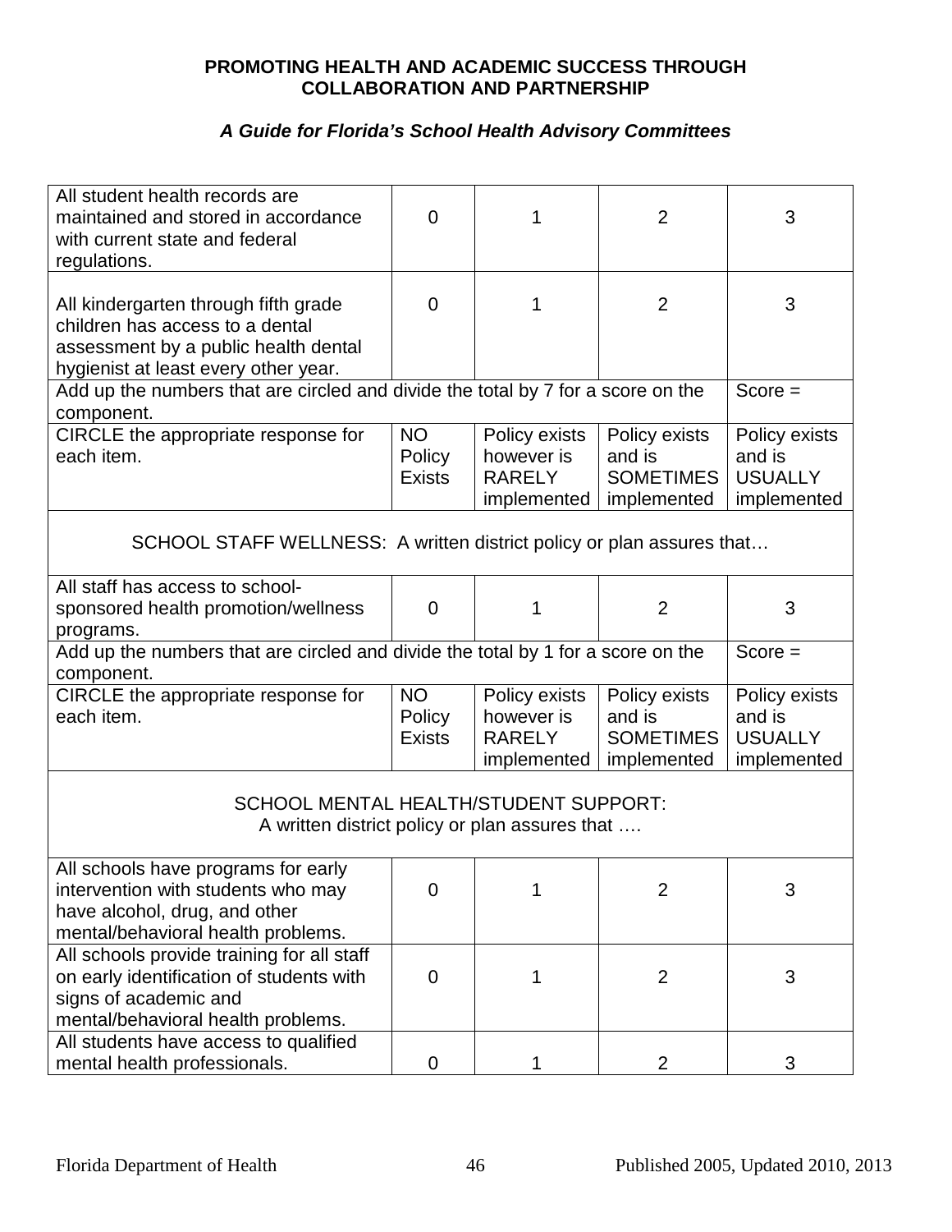| All student health records are maintained and stored in accordance with current state and federal regulations. | 0 | 1 | 2 | 3 |
|---|---|---|---|---|
| All kindergarten through fifth grade children has access to a dental assessment by a public health dental hygienist at least every other year. | 0 | 1 | 2 | 3 |
| Add up the numbers that are circled and divide the total by 7 for a score on the component. | | | | Score = |
| CIRCLE the appropriate response for each item. | NO Policy Exists | Policy exists however is RARELY implemented | Policy exists and is SOMETIMES implemented | Policy exists and is USUALLY implemented |
| SCHOOL STAFF WELLNESS: A written district policy or plan assures that… | | | | |
| All staff has access to school-sponsored health promotion/wellness programs. | 0 | 1 | 2 | 3 |
| Add up the numbers that are circled and divide the total by 1 for a score on the component. | | | | Score = |
| CIRCLE the appropriate response for each item. | NO Policy Exists | Policy exists however is RARELY implemented | Policy exists and is SOMETIMES implemented | Policy exists and is USUALLY implemented |
| SCHOOL MENTAL HEALTH/STUDENT SUPPORT: A written district policy or plan assures that …. | | | | |
| All schools have programs for early intervention with students who may have alcohol, drug, and other mental/behavioral health problems. | 0 | 1 | 2 | 3 |
| All schools provide training for all staff on early identification of students with signs of academic and mental/behavioral health problems. | 0 | 1 | 2 | 3 |
| All students have access to qualified mental health professionals. | 0 | 1 | 2 | 3 |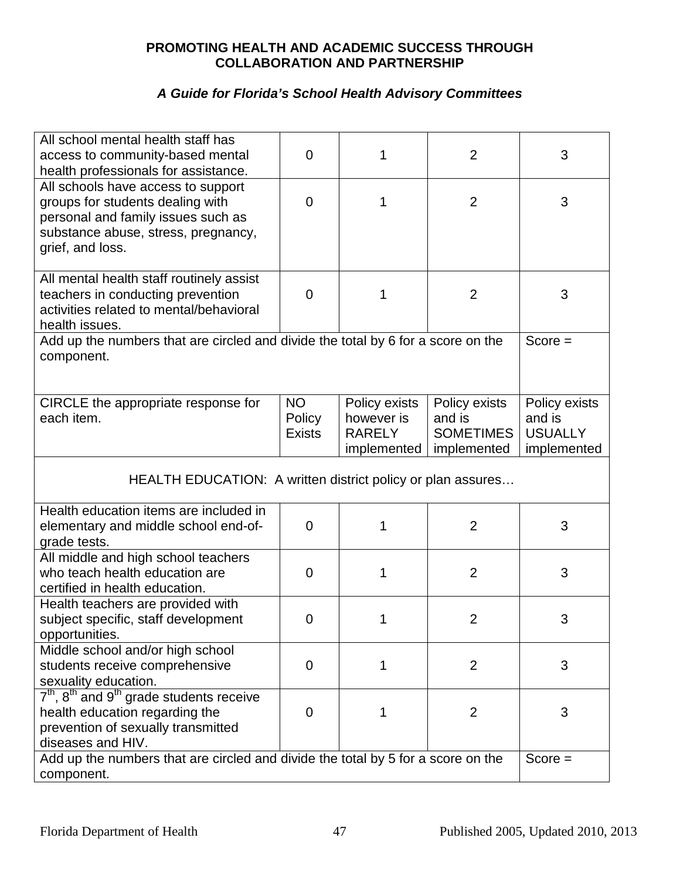**PROMOTING HEALTH AND ACADEMIC SUCCESS THROUGH COLLABORATION AND PARTNERSHIP**

***A Guide for Florida's School Health Advisory Committees***

| | | | | |
|---|---|---|---|---|
| All school mental health staff has access to community-based mental health professionals for assistance. | 0 | 1 | 2 | 3 |
| All schools have access to support groups for students dealing with personal and family issues such as substance abuse, stress, pregnancy, grief, and loss. | 0 | 1 | 2 | 3 |
| All mental health staff routinely assist teachers in conducting prevention activities related to mental/behavioral health issues. | 0 | 1 | 2 | 3 |
| Add up the numbers that are circled and divide the total by 6 for a score on the component. | | | | Score = |

| CIRCLE the appropriate response for each item. | NO Policy Exists | Policy exists however is RARELY implemented | Policy exists and is SOMETIMES implemented | Policy exists and is USUALLY implemented |
|---|---|---|---|---|
| HEALTH EDUCATION: A written district policy or plan assures… | | | | |
| Health education items are included in elementary and middle school end-of-grade tests. | 0 | 1 | 2 | 3 |
| All middle and high school teachers who teach health education are certified in health education. | 0 | 1 | 2 | 3 |
| Health teachers are provided with subject specific, staff development opportunities. | 0 | 1 | 2 | 3 |
| Middle school and/or high school students receive comprehensive sexuality education. | 0 | 1 | 2 | 3 |
| 7th, 8th and 9th grade students receive health education regarding the prevention of sexually transmitted diseases and HIV. | 0 | 1 | 2 | 3 |
| Add up the numbers that are circled and divide the total by 5 for a score on the component. | | | | Score = |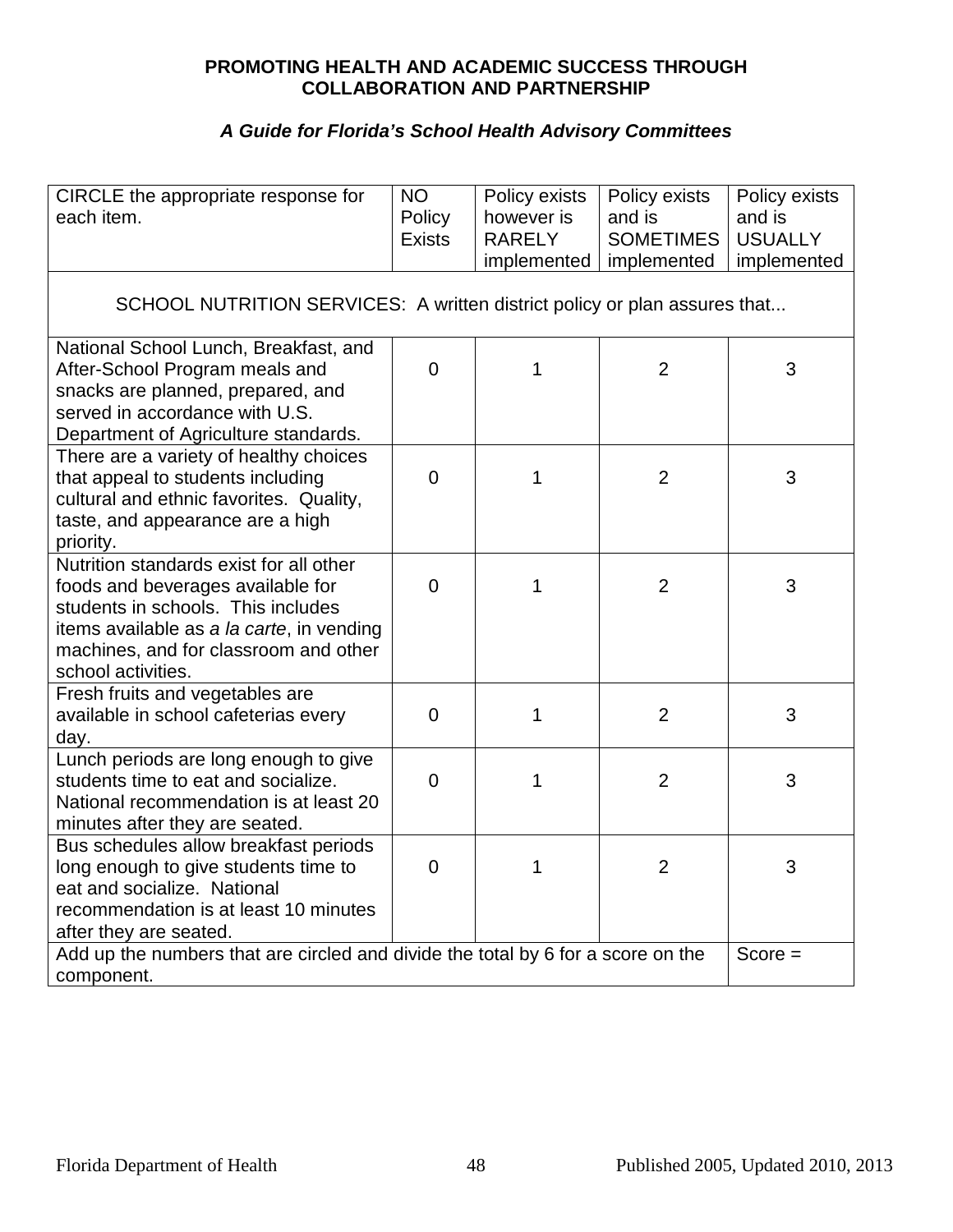**PROMOTING HEALTH AND ACADEMIC SUCCESS THROUGH COLLABORATION AND PARTNERSHIP**

***A Guide for Florida's School Health Advisory Committees***

| CIRCLE the appropriate response for each item. | NO Policy Exists | Policy exists however is RARELY implemented | Policy exists and is SOMETIMES implemented | Policy exists and is USUALLY implemented |
|---|---|---|---|---|
| SCHOOL NUTRITION SERVICES: A written district policy or plan assures that... | | | | |
| National School Lunch, Breakfast, and After-School Program meals and snacks are planned, prepared, and served in accordance with U.S. Department of Agriculture standards. | 0 | 1 | 2 | 3 |
| There are a variety of healthy choices that appeal to students including cultural and ethnic favorites. Quality, taste, and appearance are a high priority. | 0 | 1 | 2 | 3 |
| Nutrition standards exist for all other foods and beverages available for students in schools. This includes items available as *a la carte*, in vending machines, and for classroom and other school activities. | 0 | 1 | 2 | 3 |
| Fresh fruits and vegetables are available in school cafeterias every day. | 0 | 1 | 2 | 3 |
| Lunch periods are long enough to give students time to eat and socialize. National recommendation is at least 20 minutes after they are seated. | 0 | 1 | 2 | 3 |
| Bus schedules allow breakfast periods long enough to give students time to eat and socialize. National recommendation is at least 10 minutes after they are seated. | 0 | 1 | 2 | 3 |
| Add up the numbers that are circled and divide the total by 6 for a score on the component. | | | | Score = |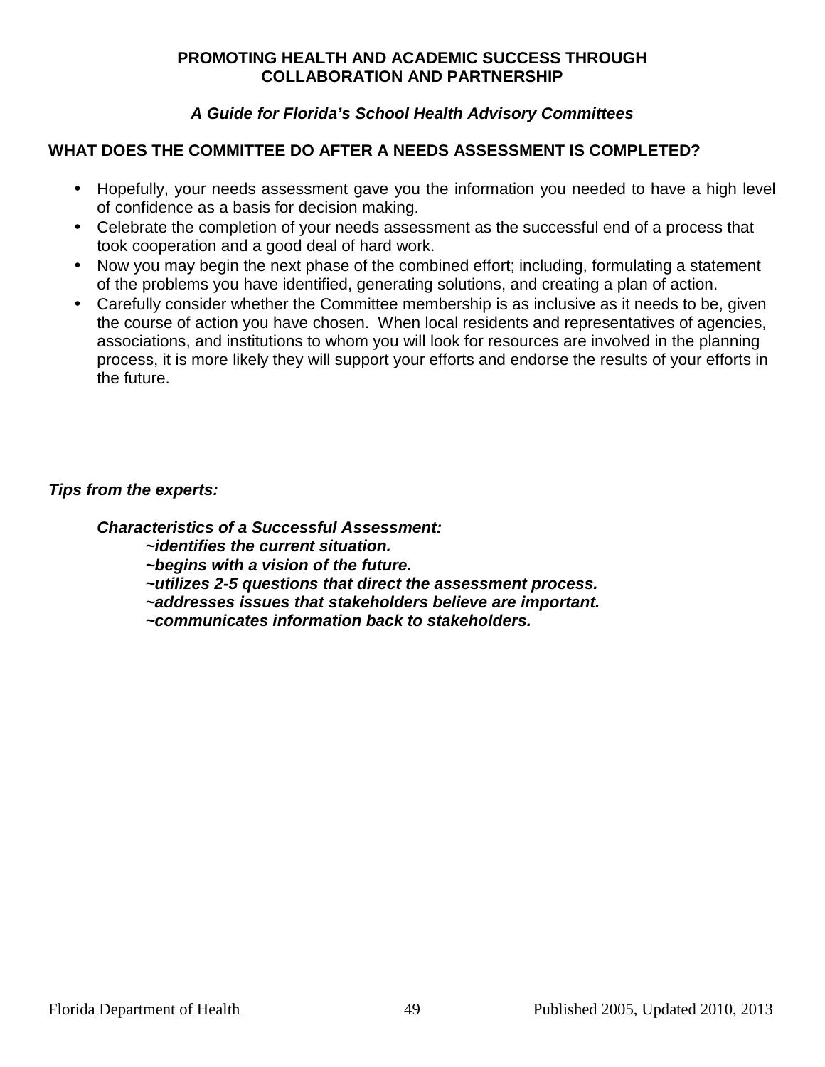**PROMOTING HEALTH AND ACADEMIC SUCCESS THROUGH COLLABORATION AND PARTNERSHIP**

***A Guide for Florida's School Health Advisory Committees***

## WHAT DOES THE COMMITTEE DO AFTER A NEEDS ASSESSMENT IS COMPLETED?

- Hopefully, your needs assessment gave you the information you needed to have a high level of confidence as a basis for decision making.
- Celebrate the completion of your needs assessment as the successful end of a process that took cooperation and a good deal of hard work.
- Now you may begin the next phase of the combined effort; including, formulating a statement of the problems you have identified, generating solutions, and creating a plan of action.
- Carefully consider whether the Committee membership is as inclusive as it needs to be, given the course of action you have chosen. When local residents and representatives of agencies, associations, and institutions to whom you will look for resources are involved in the planning process, it is more likely they will support your efforts and endorse the results of your efforts in the future.

***Tips from the experts:***

***Characteristics of a Successful Assessment:***

***~identifies the current situation.***
***~begins with a vision of the future.***
***~utilizes 2-5 questions that direct the assessment process.***
***~addresses issues that stakeholders believe are important.***
***~communicates information back to stakeholders.***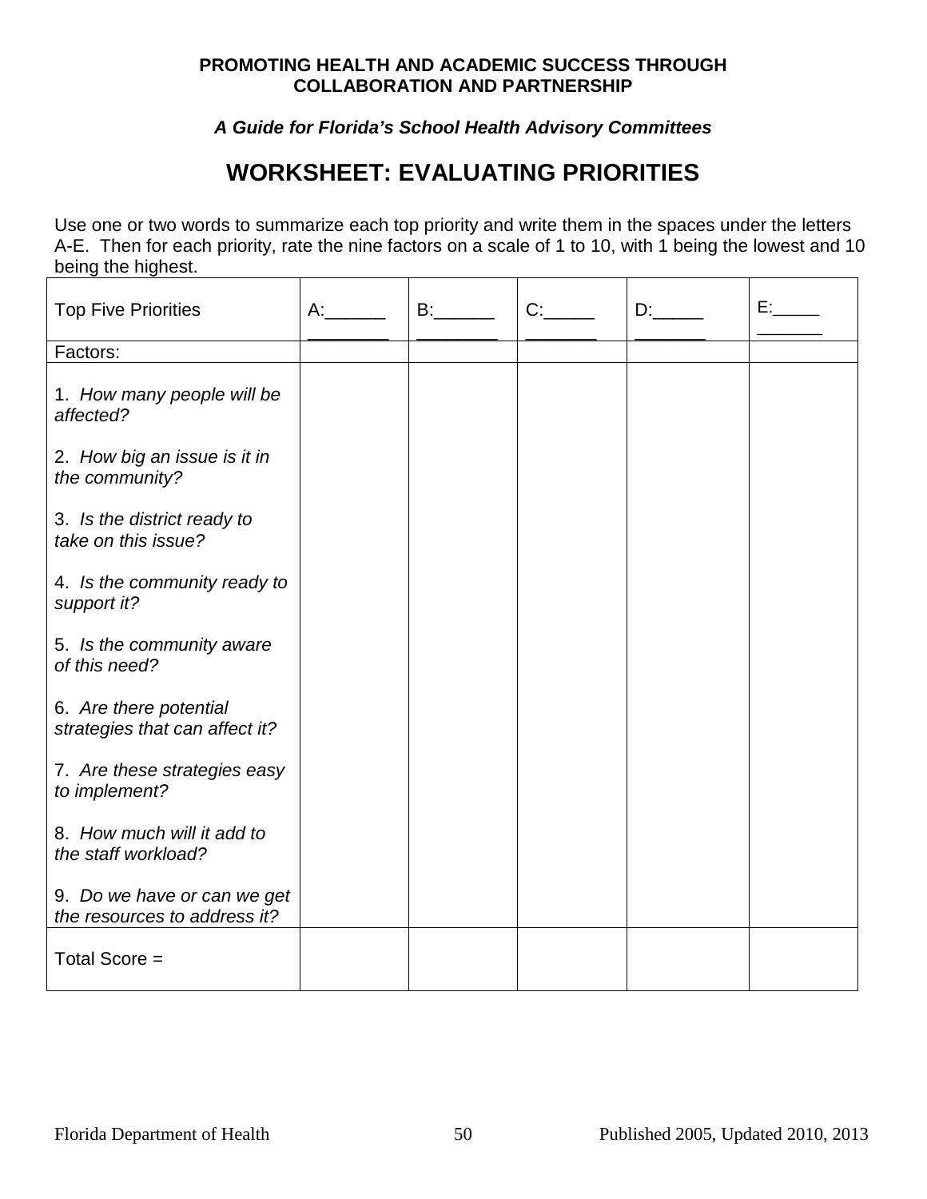**PROMOTING HEALTH AND ACADEMIC SUCCESS THROUGH COLLABORATION AND PARTNERSHIP**

***A Guide for Florida's School Health Advisory Committees***

# WORKSHEET: EVALUATING PRIORITIES

Use one or two words to summarize each top priority and write them in the spaces under the letters A-E. Then for each priority, rate the nine factors on a scale of 1 to 10, with 1 being the lowest and 10 being the highest.

| Top Five Priorities | A:______ ________ | B:______ ________ | C:_____ _______ | D:_____ _______ | E:_____ _______ |
|---|---|---|---|---|---|
| Factors: | | | | | |
| 1. *How many people will be affected?*<br><br>2. *How big an issue is it in the community?*<br><br>3. *Is the district ready to take on this issue?*<br><br>4. *Is the community ready to support it?*<br><br>5. *Is the community aware of this need?*<br><br>6. *Are there potential strategies that can affect it?*<br><br>7. *Are these strategies easy to implement?*<br><br>8. *How much will it add to the staff workload?*<br><br>9. *Do we have or can we get the resources to address it?* | | | | | |
| Total Score = | | | | | |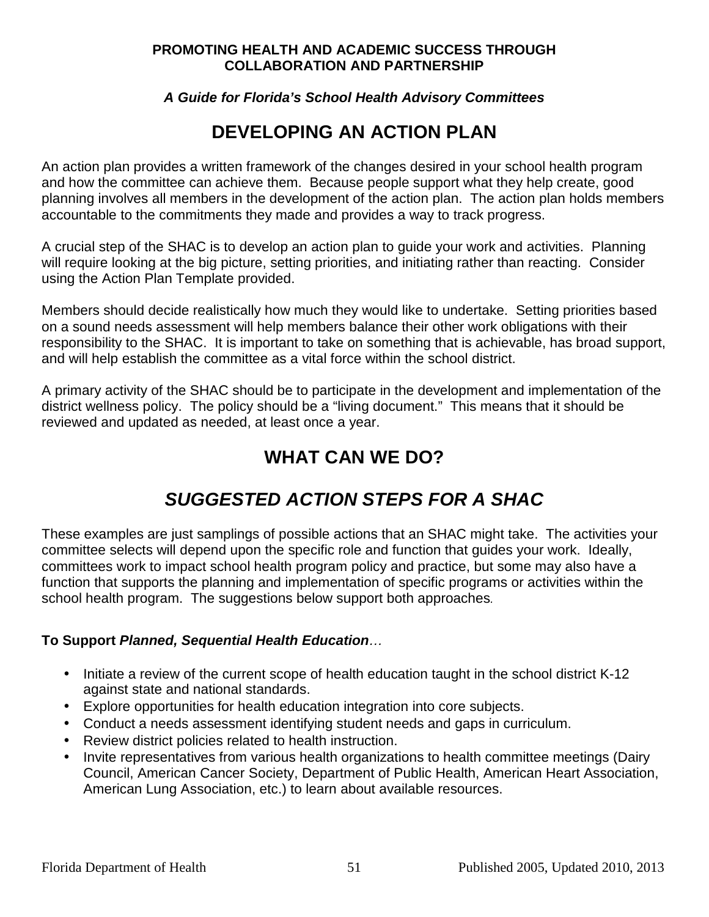# DEVELOPING AN ACTION PLAN

An action plan provides a written framework of the changes desired in your school health program and how the committee can achieve them. Because people support what they help create, good planning involves all members in the development of the action plan. The action plan holds members accountable to the commitments they made and provides a way to track progress.

A crucial step of the SHAC is to develop an action plan to guide your work and activities. Planning will require looking at the big picture, setting priorities, and initiating rather than reacting. Consider using the Action Plan Template provided.

Members should decide realistically how much they would like to undertake. Setting priorities based on a sound needs assessment will help members balance their other work obligations with their responsibility to the SHAC. It is important to take on something that is achievable, has broad support, and will help establish the committee as a vital force within the school district.

A primary activity of the SHAC should be to participate in the development and implementation of the district wellness policy. The policy should be a "living document." This means that it should be reviewed and updated as needed, at least once a year.

# WHAT CAN WE DO?

## *SUGGESTED ACTION STEPS FOR A SHAC*

These examples are just samplings of possible actions that an SHAC might take. The activities your committee selects will depend upon the specific role and function that guides your work. Ideally, committees work to impact school health program policy and practice, but some may also have a function that supports the planning and implementation of specific programs or activities within the school health program. The suggestions below support both approaches.

**To Support *Planned, Sequential Health Education*…**

- Initiate a review of the current scope of health education taught in the school district K-12 against state and national standards.
- Explore opportunities for health education integration into core subjects.
- Conduct a needs assessment identifying student needs and gaps in curriculum.
- Review district policies related to health instruction.
- Invite representatives from various health organizations to health committee meetings (Dairy Council, American Cancer Society, Department of Public Health, American Heart Association, American Lung Association, etc.) to learn about available resources.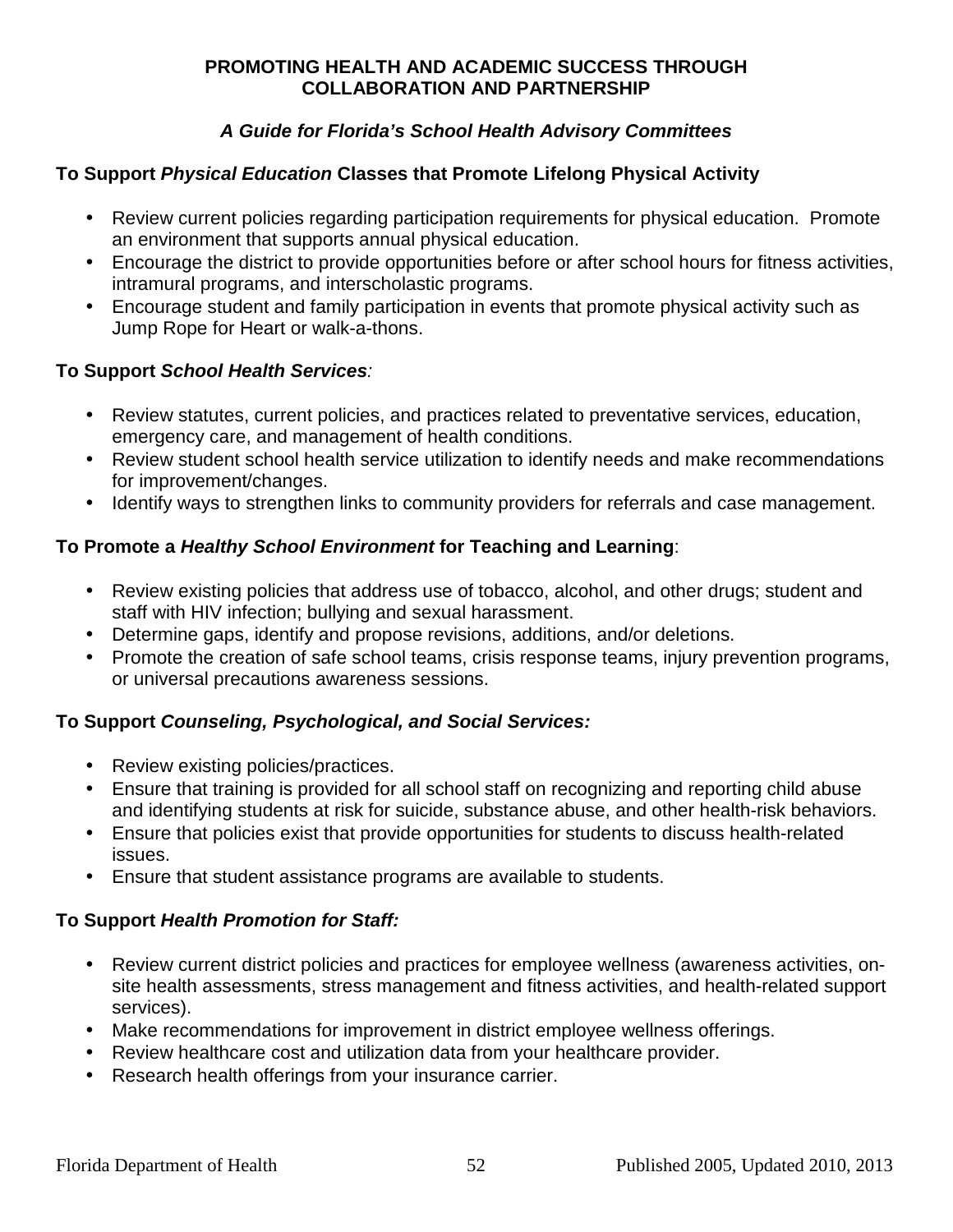**PROMOTING HEALTH AND ACADEMIC SUCCESS THROUGH COLLABORATION AND PARTNERSHIP**

***A Guide for Florida's School Health Advisory Committees***

**To Support *Physical Education* Classes that Promote Lifelong Physical Activity**

- Review current policies regarding participation requirements for physical education. Promote an environment that supports annual physical education.
- Encourage the district to provide opportunities before or after school hours for fitness activities, intramural programs, and interscholastic programs.
- Encourage student and family participation in events that promote physical activity such as Jump Rope for Heart or walk-a-thons.

**To Support *School Health Services*:**

- Review statutes, current policies, and practices related to preventative services, education, emergency care, and management of health conditions.
- Review student school health service utilization to identify needs and make recommendations for improvement/changes.
- Identify ways to strengthen links to community providers for referrals and case management.

**To Promote a *Healthy School Environment* for Teaching and Learning**:

- Review existing policies that address use of tobacco, alcohol, and other drugs; student and staff with HIV infection; bullying and sexual harassment.
- Determine gaps, identify and propose revisions, additions, and/or deletions.
- Promote the creation of safe school teams, crisis response teams, injury prevention programs, or universal precautions awareness sessions.

**To Support *Counseling, Psychological, and Social Services:***

- Review existing policies/practices.
- Ensure that training is provided for all school staff on recognizing and reporting child abuse and identifying students at risk for suicide, substance abuse, and other health-risk behaviors.
- Ensure that policies exist that provide opportunities for students to discuss health-related issues.
- Ensure that student assistance programs are available to students.

**To Support *Health Promotion for Staff:***

- Review current district policies and practices for employee wellness (awareness activities, on-site health assessments, stress management and fitness activities, and health-related support services).
- Make recommendations for improvement in district employee wellness offerings.
- Review healthcare cost and utilization data from your healthcare provider.
- Research health offerings from your insurance carrier.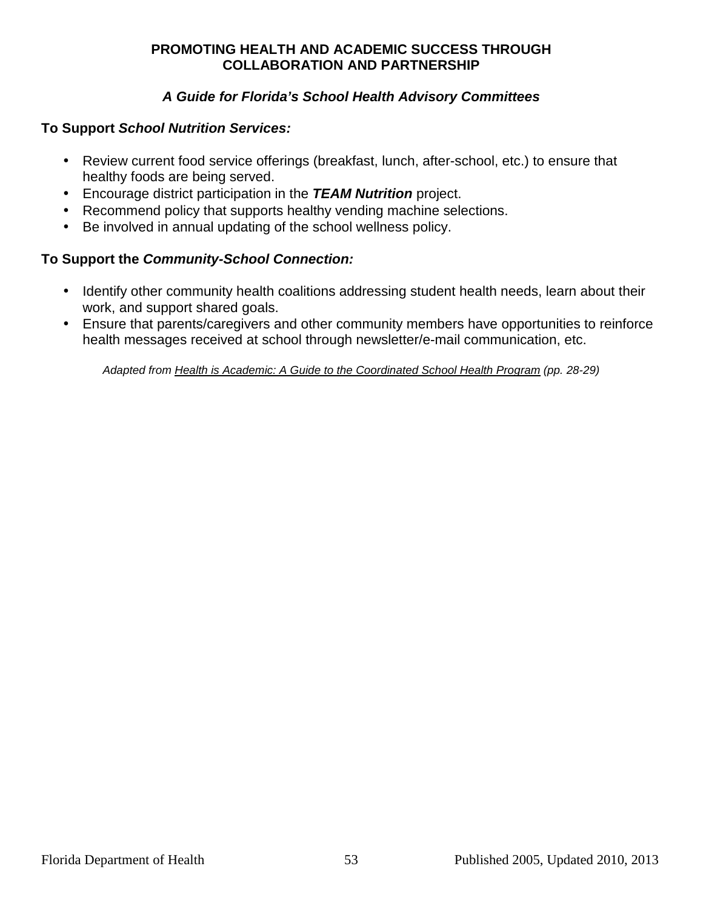**PROMOTING HEALTH AND ACADEMIC SUCCESS THROUGH COLLABORATION AND PARTNERSHIP**

***A Guide for Florida's School Health Advisory Committees***

**To Support *School Nutrition Services:***

- Review current food service offerings (breakfast, lunch, after-school, etc.) to ensure that healthy foods are being served.
- Encourage district participation in the ***TEAM Nutrition*** project.
- Recommend policy that supports healthy vending machine selections.
- Be involved in annual updating of the school wellness policy.

**To Support the *Community-School Connection:***

- Identify other community health coalitions addressing student health needs, learn about their work, and support shared goals.
- Ensure that parents/caregivers and other community members have opportunities to reinforce health messages received at school through newsletter/e-mail communication, etc.

*Adapted from Health is Academic: A Guide to the Coordinated School Health Program (pp. 28-29)*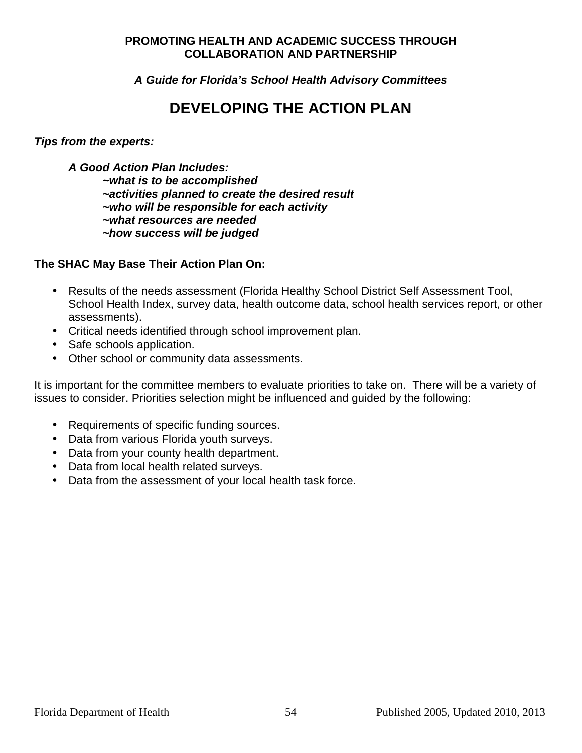**PROMOTING HEALTH AND ACADEMIC SUCCESS THROUGH COLLABORATION AND PARTNERSHIP**

***A Guide for Florida's School Health Advisory Committees***

# DEVELOPING THE ACTION PLAN

***Tips from the experts:***

***A Good Action Plan Includes:***

***~what is to be accomplished***
***~activities planned to create the desired result***
***~who will be responsible for each activity***
***~what resources are needed***
***~how success will be judged***

**The SHAC May Base Their Action Plan On:**

- Results of the needs assessment (Florida Healthy School District Self Assessment Tool, School Health Index, survey data, health outcome data, school health services report, or other assessments).
- Critical needs identified through school improvement plan.
- Safe schools application.
- Other school or community data assessments.

It is important for the committee members to evaluate priorities to take on. There will be a variety of issues to consider. Priorities selection might be influenced and guided by the following:

- Requirements of specific funding sources.
- Data from various Florida youth surveys.
- Data from your county health department.
- Data from local health related surveys.
- Data from the assessment of your local health task force.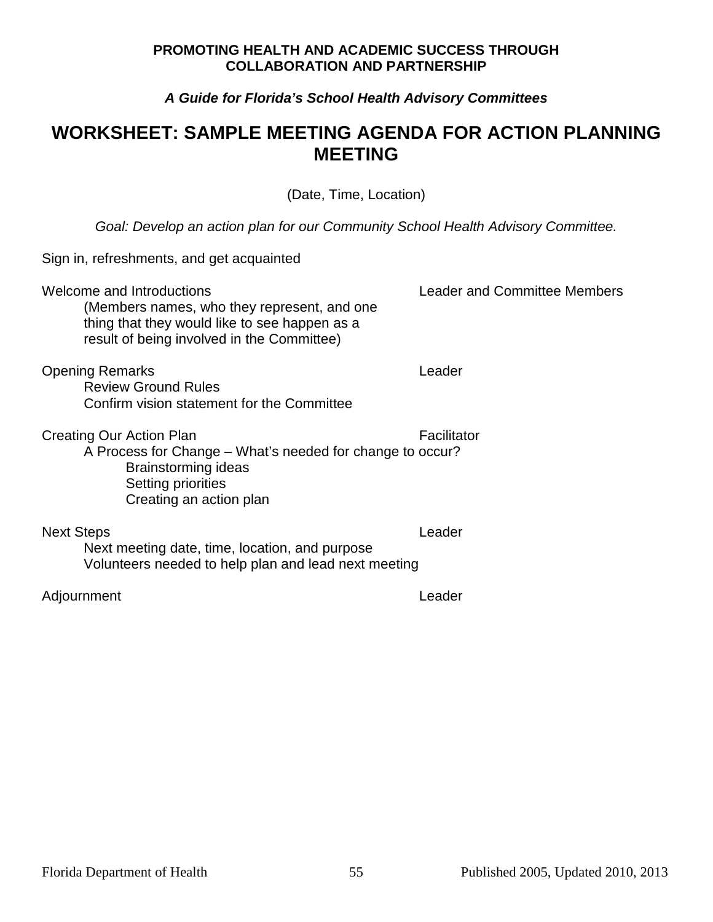**PROMOTING HEALTH AND ACADEMIC SUCCESS THROUGH COLLABORATION AND PARTNERSHIP**

***A Guide for Florida's School Health Advisory Committees***

# WORKSHEET: SAMPLE MEETING AGENDA FOR ACTION PLANNING MEETING

(Date, Time, Location)

*Goal: Develop an action plan for our Community School Health Advisory Committee.*

Sign in, refreshments, and get acquainted

Welcome and Introductions — Leader and Committee Members
- (Members names, who they represent, and one thing that they would like to see happen as a result of being involved in the Committee)

Opening Remarks — Leader
- Review Ground Rules
- Confirm vision statement for the Committee

Creating Our Action Plan — Facilitator
- A Process for Change – What's needed for change to occur?
  - Brainstorming ideas
  - Setting priorities
  - Creating an action plan

Next Steps — Leader
- Next meeting date, time, location, and purpose
- Volunteers needed to help plan and lead next meeting

Adjournment — Leader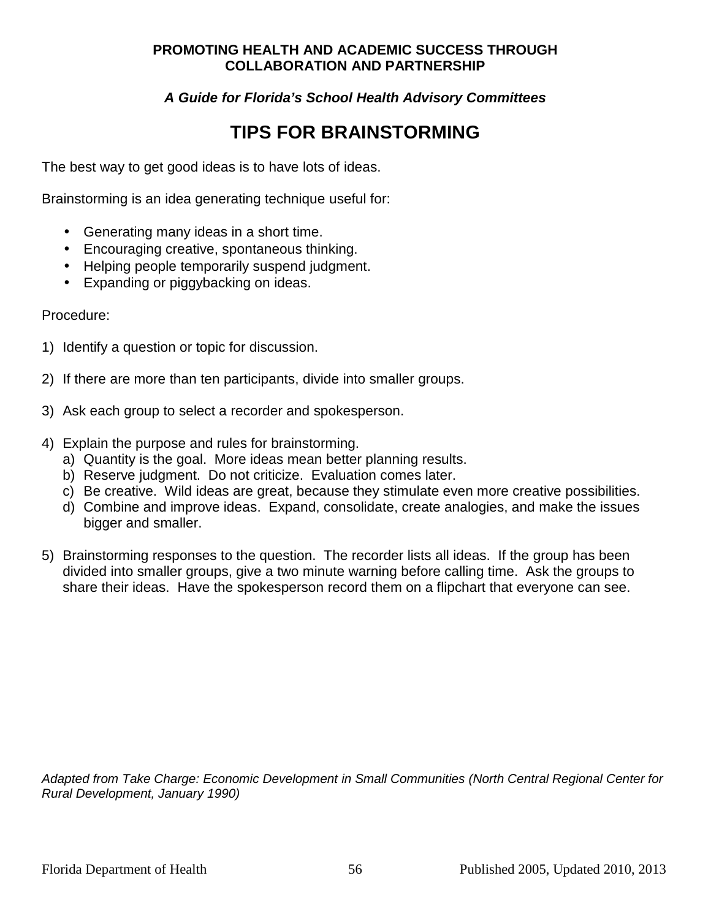# TIPS FOR BRAINSTORMING

The best way to get good ideas is to have lots of ideas.

Brainstorming is an idea generating technique useful for:

- Generating many ideas in a short time.
- Encouraging creative, spontaneous thinking.
- Helping people temporarily suspend judgment.
- Expanding or piggybacking on ideas.

Procedure:

1) Identify a question or topic for discussion.

2) If there are more than ten participants, divide into smaller groups.

3) Ask each group to select a recorder and spokesperson.

4) Explain the purpose and rules for brainstorming.
   a) Quantity is the goal. More ideas mean better planning results.
   b) Reserve judgment. Do not criticize. Evaluation comes later.
   c) Be creative. Wild ideas are great, because they stimulate even more creative possibilities.
   d) Combine and improve ideas. Expand, consolidate, create analogies, and make the issues bigger and smaller.

5) Brainstorming responses to the question. The recorder lists all ideas. If the group has been divided into smaller groups, give a two minute warning before calling time. Ask the groups to share their ideas. Have the spokesperson record them on a flipchart that everyone can see.

*Adapted from Take Charge: Economic Development in Small Communities (North Central Regional Center for Rural Development, January 1990)*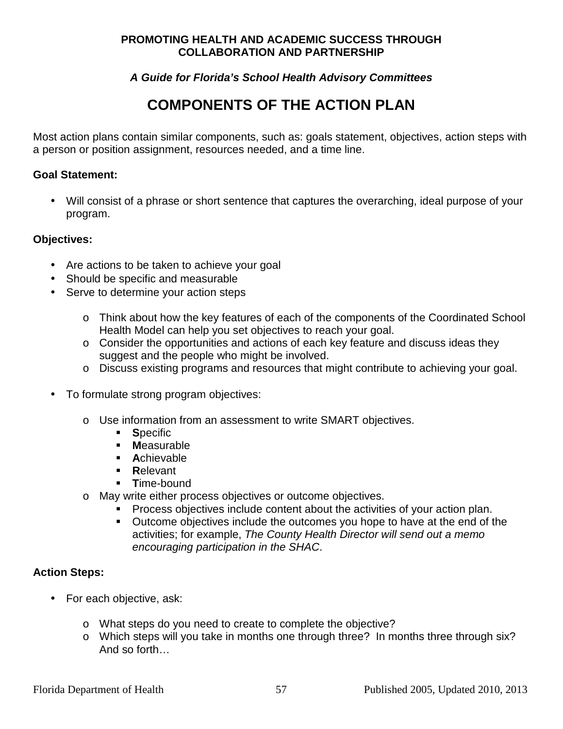**PROMOTING HEALTH AND ACADEMIC SUCCESS THROUGH COLLABORATION AND PARTNERSHIP**

***A Guide for Florida's School Health Advisory Committees***

# COMPONENTS OF THE ACTION PLAN

Most action plans contain similar components, such as: goals statement, objectives, action steps with a person or position assignment, resources needed, and a time line.

**Goal Statement:**

- Will consist of a phrase or short sentence that captures the overarching, ideal purpose of your program.

**Objectives:**

- Are actions to be taken to achieve your goal
- Should be specific and measurable
- Serve to determine your action steps
  - Think about how the key features of each of the components of the Coordinated School Health Model can help you set objectives to reach your goal.
  - Consider the opportunities and actions of each key feature and discuss ideas they suggest and the people who might be involved.
  - Discuss existing programs and resources that might contribute to achieving your goal.
- To formulate strong program objectives:
  - Use information from an assessment to write SMART objectives.
    - **S**pecific
    - **M**easurable
    - **A**chievable
    - **R**elevant
    - **T**ime-bound
  - May write either process objectives or outcome objectives.
    - Process objectives include content about the activities of your action plan.
    - Outcome objectives include the outcomes you hope to have at the end of the activities; for example, *The County Health Director will send out a memo encouraging participation in the SHAC*.

**Action Steps:**

- For each objective, ask:
  - What steps do you need to create to complete the objective?
  - Which steps will you take in months one through three? In months three through six? And so forth…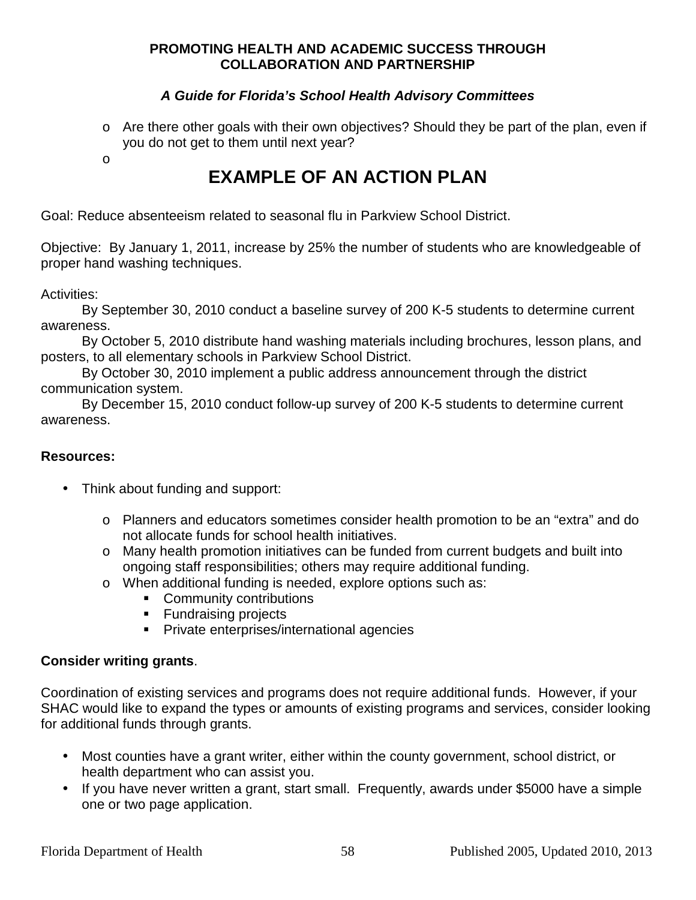- Are there other goals with their own objectives? Should they be part of the plan, even if you do not get to them until next year?
- 

# EXAMPLE OF AN ACTION PLAN

Goal: Reduce absenteeism related to seasonal flu in Parkview School District.

Objective: By January 1, 2011, increase by 25% the number of students who are knowledgeable of proper hand washing techniques.

Activities:

By September 30, 2010 conduct a baseline survey of 200 K-5 students to determine current awareness.

By October 5, 2010 distribute hand washing materials including brochures, lesson plans, and posters, to all elementary schools in Parkview School District.

By October 30, 2010 implement a public address announcement through the district communication system.

By December 15, 2010 conduct follow-up survey of 200 K-5 students to determine current awareness.

**Resources:**

- Think about funding and support:
  - Planners and educators sometimes consider health promotion to be an "extra" and do not allocate funds for school health initiatives.
  - Many health promotion initiatives can be funded from current budgets and built into ongoing staff responsibilities; others may require additional funding.
  - When additional funding is needed, explore options such as:
    - Community contributions
    - Fundraising projects
    - Private enterprises/international agencies

**Consider writing grants**.

Coordination of existing services and programs does not require additional funds. However, if your SHAC would like to expand the types or amounts of existing programs and services, consider looking for additional funds through grants.

- Most counties have a grant writer, either within the county government, school district, or health department who can assist you.
- If you have never written a grant, start small. Frequently, awards under $5000 have a simple one or two page application.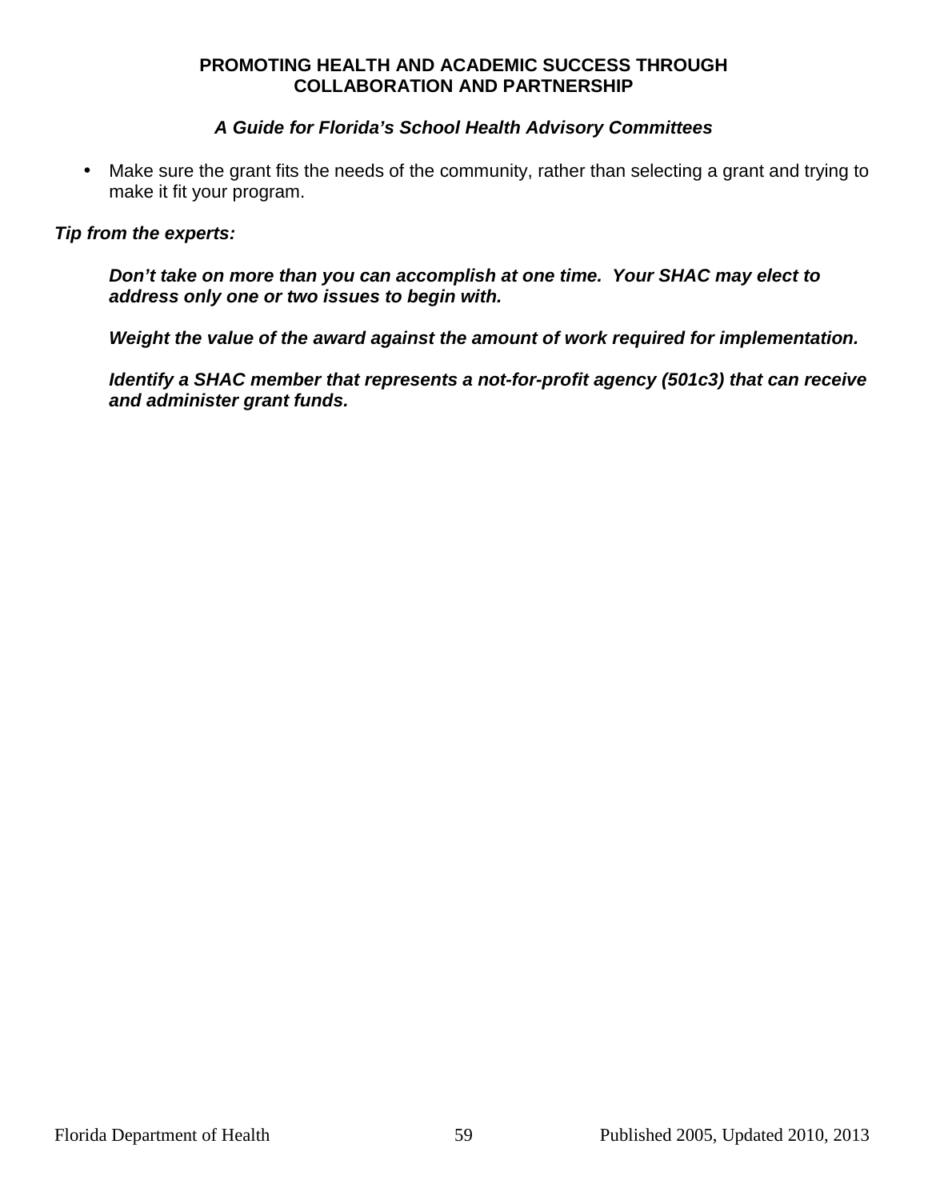- Make sure the grant fits the needs of the community, rather than selecting a grant and trying to make it fit your program.

***Tip from the experts:***

> ***Don't take on more than you can accomplish at one time. Your SHAC may elect to address only one or two issues to begin with.***
>
> ***Weight the value of the award against the amount of work required for implementation.***
>
> ***Identify a SHAC member that represents a not-for-profit agency (501c3) that can receive and administer grant funds.***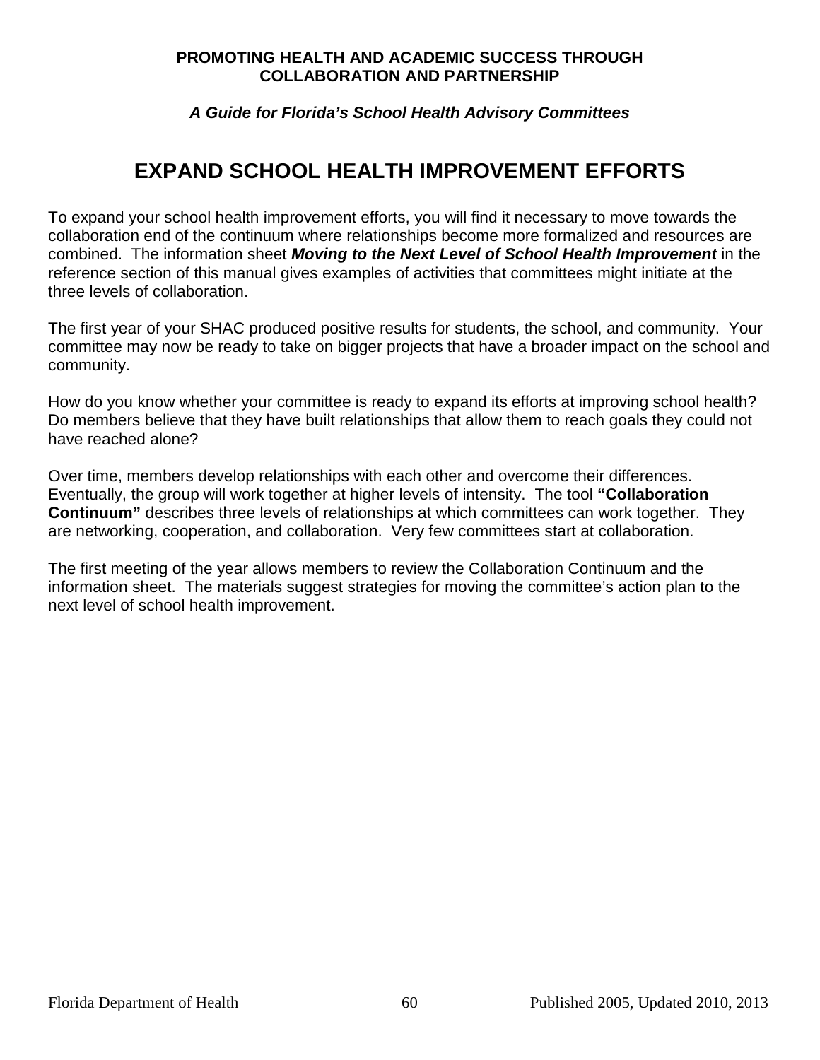# EXPAND SCHOOL HEALTH IMPROVEMENT EFFORTS

To expand your school health improvement efforts, you will find it necessary to move towards the collaboration end of the continuum where relationships become more formalized and resources are combined. The information sheet ***Moving to the Next Level of School Health Improvement*** in the reference section of this manual gives examples of activities that committees might initiate at the three levels of collaboration.

The first year of your SHAC produced positive results for students, the school, and community. Your committee may now be ready to take on bigger projects that have a broader impact on the school and community.

How do you know whether your committee is ready to expand its efforts at improving school health? Do members believe that they have built relationships that allow them to reach goals they could not have reached alone?

Over time, members develop relationships with each other and overcome their differences. Eventually, the group will work together at higher levels of intensity. The tool **"Collaboration Continuum"** describes three levels of relationships at which committees can work together. They are networking, cooperation, and collaboration. Very few committees start at collaboration.

The first meeting of the year allows members to review the Collaboration Continuum and the information sheet. The materials suggest strategies for moving the committee's action plan to the next level of school health improvement.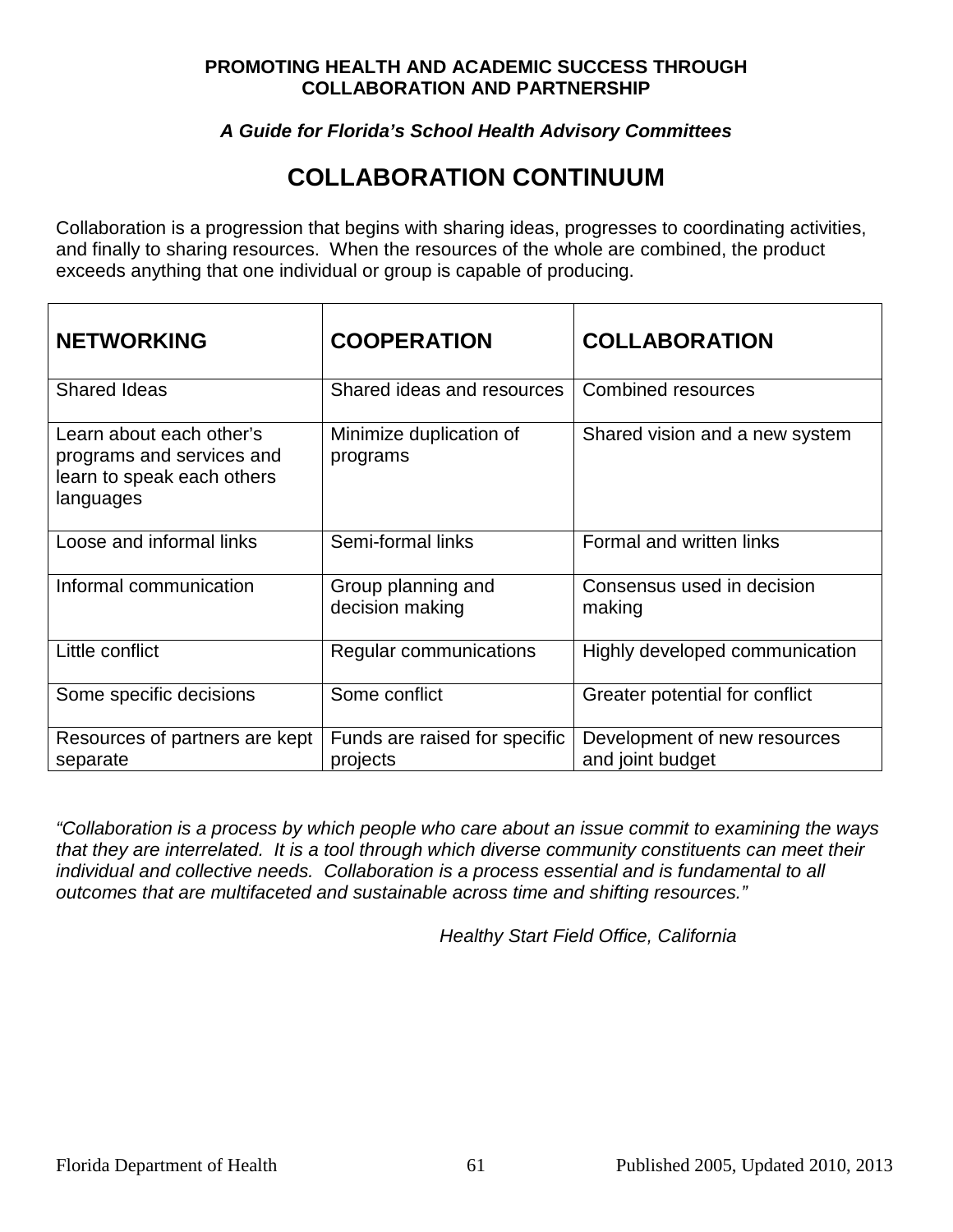**PROMOTING HEALTH AND ACADEMIC SUCCESS THROUGH COLLABORATION AND PARTNERSHIP**

***A Guide for Florida's School Health Advisory Committees***

# COLLABORATION CONTINUUM

Collaboration is a progression that begins with sharing ideas, progresses to coordinating activities, and finally to sharing resources. When the resources of the whole are combined, the product exceeds anything that one individual or group is capable of producing.

| NETWORKING | COOPERATION | COLLABORATION |
|---|---|---|
| Shared Ideas | Shared ideas and resources | Combined resources |
| Learn about each other's programs and services and learn to speak each others languages | Minimize duplication of programs | Shared vision and a new system |
| Loose and informal links | Semi-formal links | Formal and written links |
| Informal communication | Group planning and decision making | Consensus used in decision making |
| Little conflict | Regular communications | Highly developed communication |
| Some specific decisions | Some conflict | Greater potential for conflict |
| Resources of partners are kept separate | Funds are raised for specific projects | Development of new resources and joint budget |

*"Collaboration is a process by which people who care about an issue commit to examining the ways that they are interrelated. It is a tool through which diverse community constituents can meet their individual and collective needs. Collaboration is a process essential and is fundamental to all outcomes that are multifaceted and sustainable across time and shifting resources."*

*Healthy Start Field Office, California*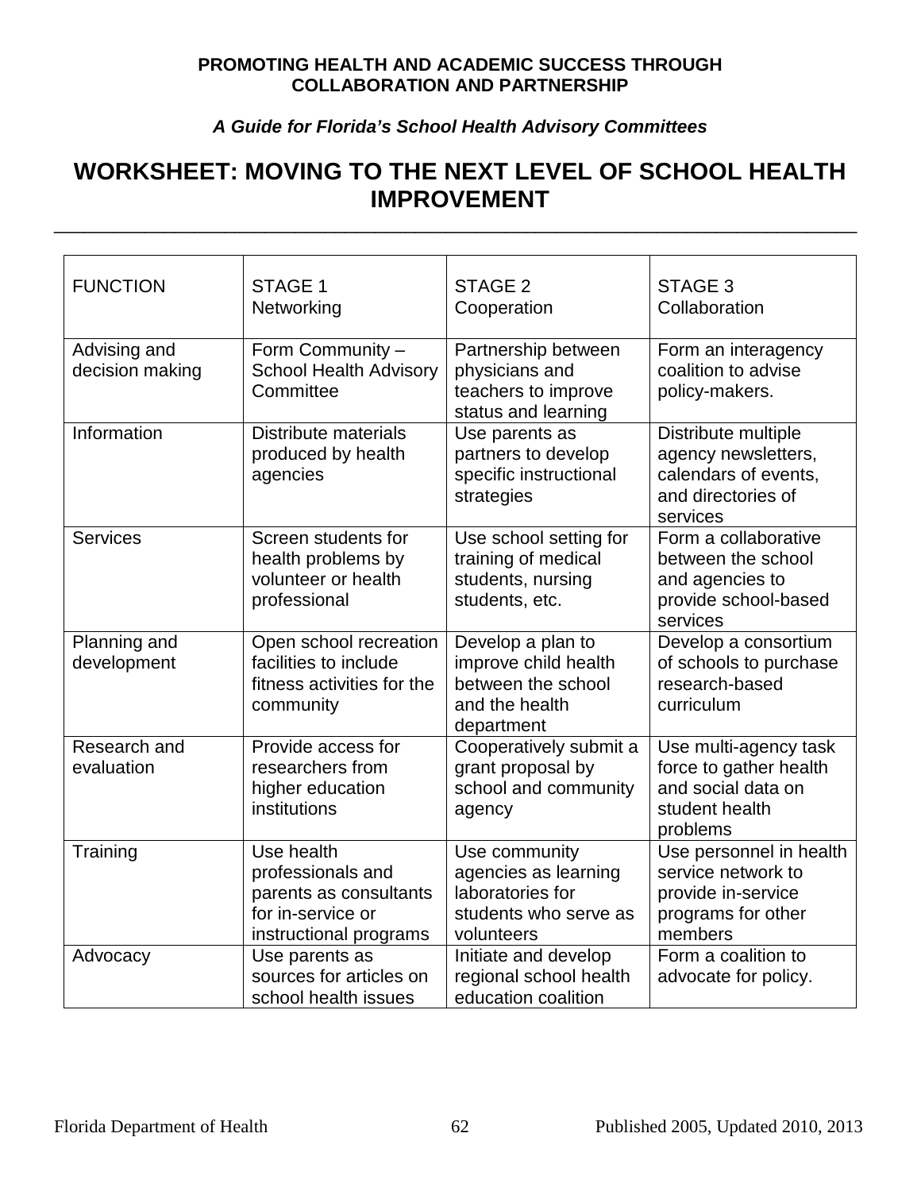**PROMOTING HEALTH AND ACADEMIC SUCCESS THROUGH COLLABORATION AND PARTNERSHIP**

***A Guide for Florida's School Health Advisory Committees***

# WORKSHEET: MOVING TO THE NEXT LEVEL OF SCHOOL HEALTH IMPROVEMENT

| FUNCTION | STAGE 1<br>Networking | STAGE 2<br>Cooperation | STAGE 3<br>Collaboration |
|---|---|---|---|
| Advising and decision making | Form Community – School Health Advisory Committee | Partnership between physicians and teachers to improve status and learning | Form an interagency coalition to advise policy-makers. |
| Information | Distribute materials produced by health agencies | Use parents as partners to develop specific instructional strategies | Distribute multiple agency newsletters, calendars of events, and directories of services |
| Services | Screen students for health problems by volunteer or health professional | Use school setting for training of medical students, nursing students, etc. | Form a collaborative between the school and agencies to provide school-based services |
| Planning and development | Open school recreation facilities to include fitness activities for the community | Develop a plan to improve child health between the school and the health department | Develop a consortium of schools to purchase research-based curriculum |
| Research and evaluation | Provide access for researchers from higher education institutions | Cooperatively submit a grant proposal by school and community agency | Use multi-agency task force to gather health and social data on student health problems |
| Training | Use health professionals and parents as consultants for in-service or instructional programs | Use community agencies as learning laboratories for students who serve as volunteers | Use personnel in health service network to provide in-service programs for other members |
| Advocacy | Use parents as sources for articles on school health issues | Initiate and develop regional school health education coalition | Form a coalition to advocate for policy. |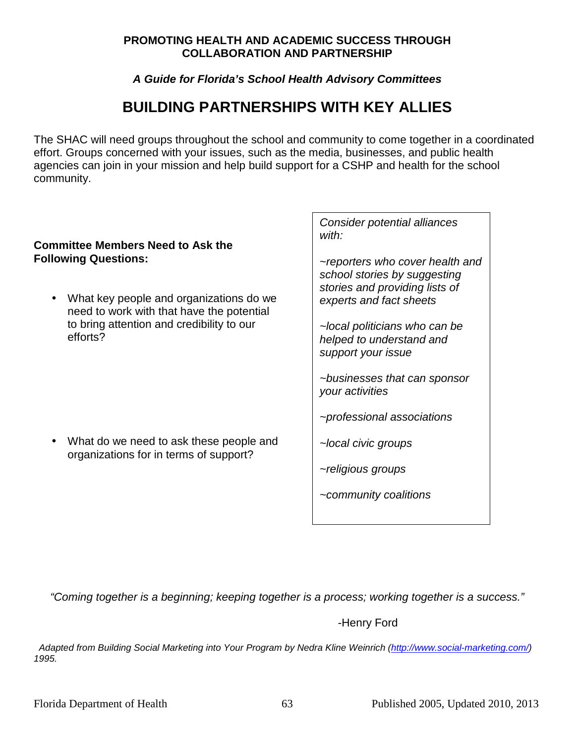**PROMOTING HEALTH AND ACADEMIC SUCCESS THROUGH COLLABORATION AND PARTNERSHIP**

***A Guide for Florida's School Health Advisory Committees***

# BUILDING PARTNERSHIPS WITH KEY ALLIES

The SHAC will need groups throughout the school and community to come together in a coordinated effort. Groups concerned with your issues, such as the media, businesses, and public health agencies can join in your mission and help build support for a CSHP and health for the school community.

**Committee Members Need to Ask the Following Questions:**

- What key people and organizations do we need to work with that have the potential to bring attention and credibility to our efforts?
- What do we need to ask these people and organizations for in terms of support?

*Consider potential alliances with:*

*~reporters who cover health and school stories by suggesting stories and providing lists of experts and fact sheets*

*~local politicians who can be helped to understand and support your issue*

*~businesses that can sponsor your activities*

*~professional associations*

*~local civic groups*

*~religious groups*

*~community coalitions*

*"Coming together is a beginning; keeping together is a process; working together is a success."*

-Henry Ford

*Adapted from Building Social Marketing into Your Program by Nedra Kline Weinrich (http://www.social-marketing.com/) 1995.*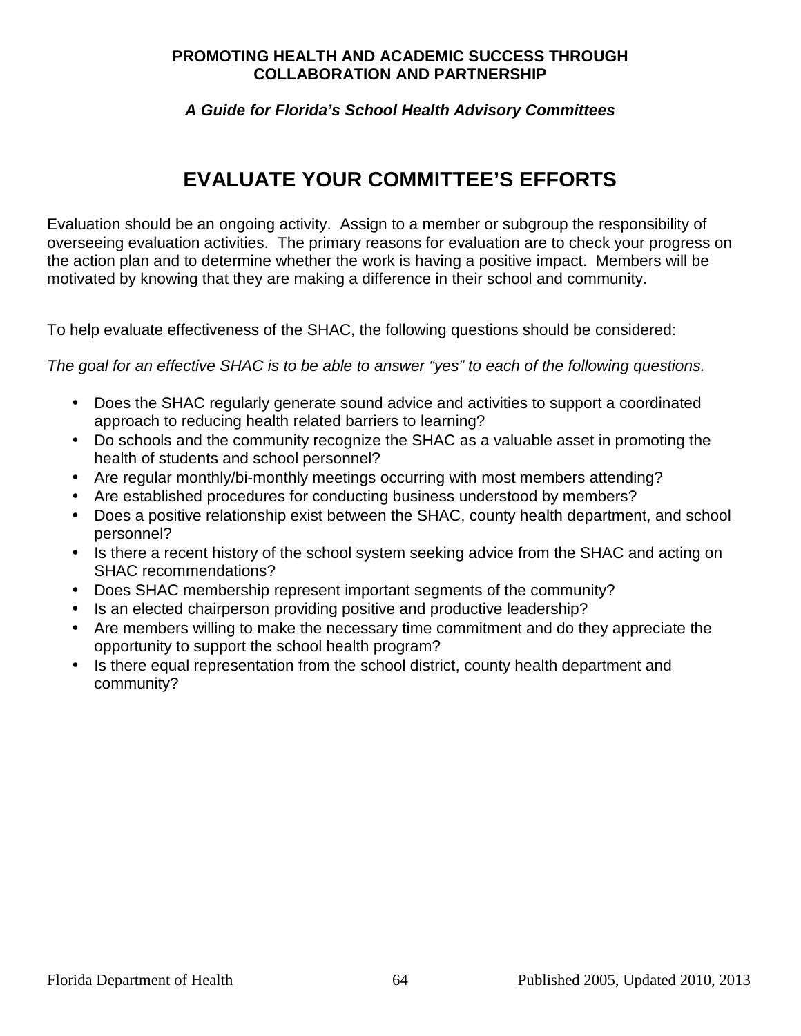# EVALUATE YOUR COMMITTEE'S EFFORTS

Evaluation should be an ongoing activity. Assign to a member or subgroup the responsibility of overseeing evaluation activities. The primary reasons for evaluation are to check your progress on the action plan and to determine whether the work is having a positive impact. Members will be motivated by knowing that they are making a difference in their school and community.

To help evaluate effectiveness of the SHAC, the following questions should be considered:

*The goal for an effective SHAC is to be able to answer "yes" to each of the following questions.*

- Does the SHAC regularly generate sound advice and activities to support a coordinated approach to reducing health related barriers to learning?
- Do schools and the community recognize the SHAC as a valuable asset in promoting the health of students and school personnel?
- Are regular monthly/bi-monthly meetings occurring with most members attending?
- Are established procedures for conducting business understood by members?
- Does a positive relationship exist between the SHAC, county health department, and school personnel?
- Is there a recent history of the school system seeking advice from the SHAC and acting on SHAC recommendations?
- Does SHAC membership represent important segments of the community?
- Is an elected chairperson providing positive and productive leadership?
- Are members willing to make the necessary time commitment and do they appreciate the opportunity to support the school health program?
- Is there equal representation from the school district, county health department and community?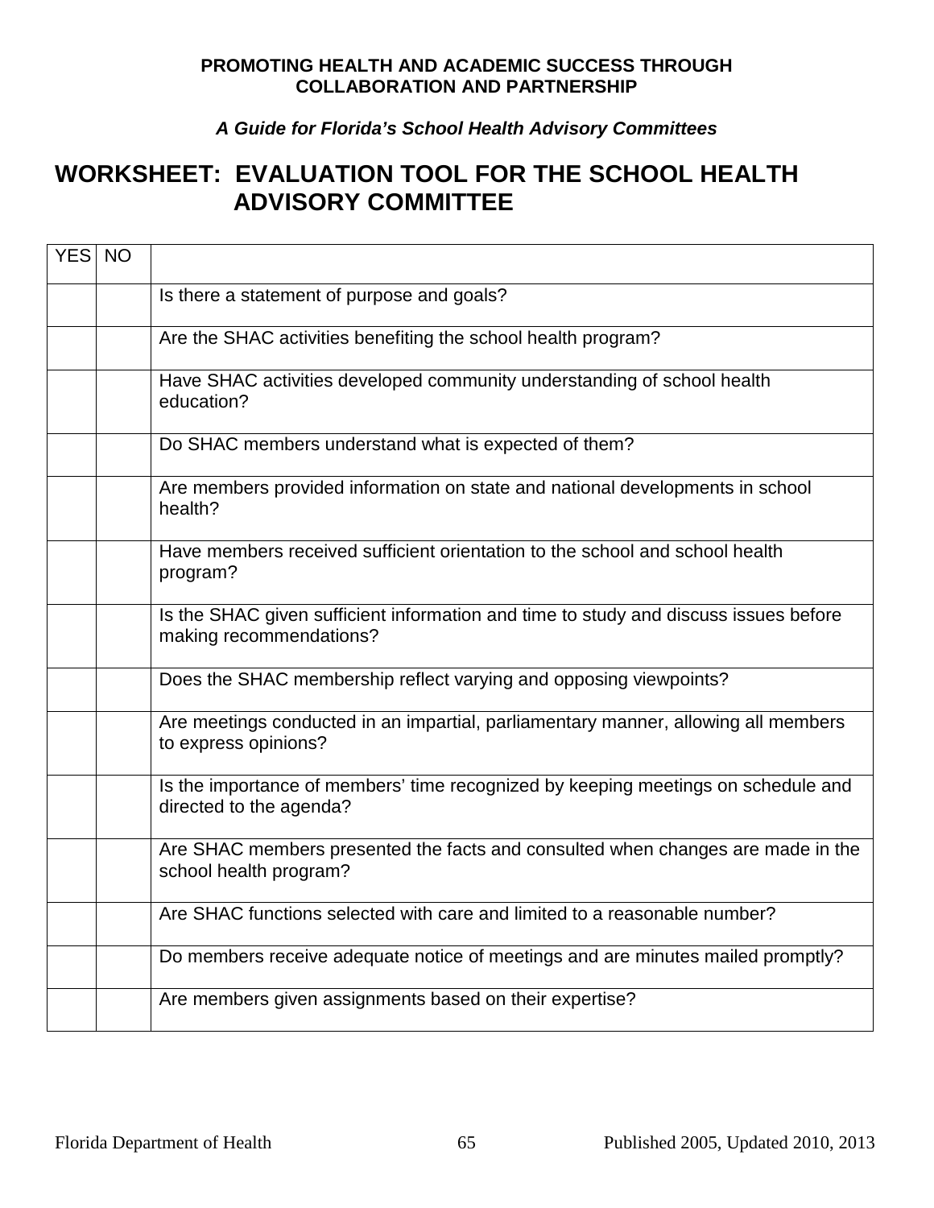**PROMOTING HEALTH AND ACADEMIC SUCCESS THROUGH COLLABORATION AND PARTNERSHIP**

***A Guide for Florida's School Health Advisory Committees***

# WORKSHEET: EVALUATION TOOL FOR THE SCHOOL HEALTH ADVISORY COMMITTEE

| YES | NO | |
|---|---|---|
| | | Is there a statement of purpose and goals? |
| | | Are the SHAC activities benefiting the school health program? |
| | | Have SHAC activities developed community understanding of school health education? |
| | | Do SHAC members understand what is expected of them? |
| | | Are members provided information on state and national developments in school health? |
| | | Have members received sufficient orientation to the school and school health program? |
| | | Is the SHAC given sufficient information and time to study and discuss issues before making recommendations? |
| | | Does the SHAC membership reflect varying and opposing viewpoints? |
| | | Are meetings conducted in an impartial, parliamentary manner, allowing all members to express opinions? |
| | | Is the importance of members' time recognized by keeping meetings on schedule and directed to the agenda? |
| | | Are SHAC members presented the facts and consulted when changes are made in the school health program? |
| | | Are SHAC functions selected with care and limited to a reasonable number? |
| | | Do members receive adequate notice of meetings and are minutes mailed promptly? |
| | | Are members given assignments based on their expertise? |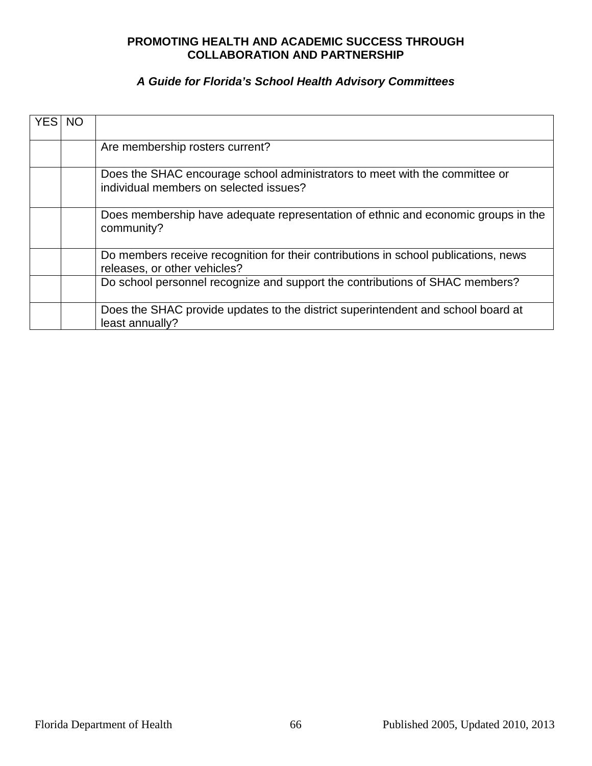| YES | NO | |
|---|---|---|
| | | Are membership rosters current? |
| | | Does the SHAC encourage school administrators to meet with the committee or individual members on selected issues? |
| | | Does membership have adequate representation of ethnic and economic groups in the community? |
| | | Do members receive recognition for their contributions in school publications, news releases, or other vehicles? |
| | | Do school personnel recognize and support the contributions of SHAC members? |
| | | Does the SHAC provide updates to the district superintendent and school board at least annually? |